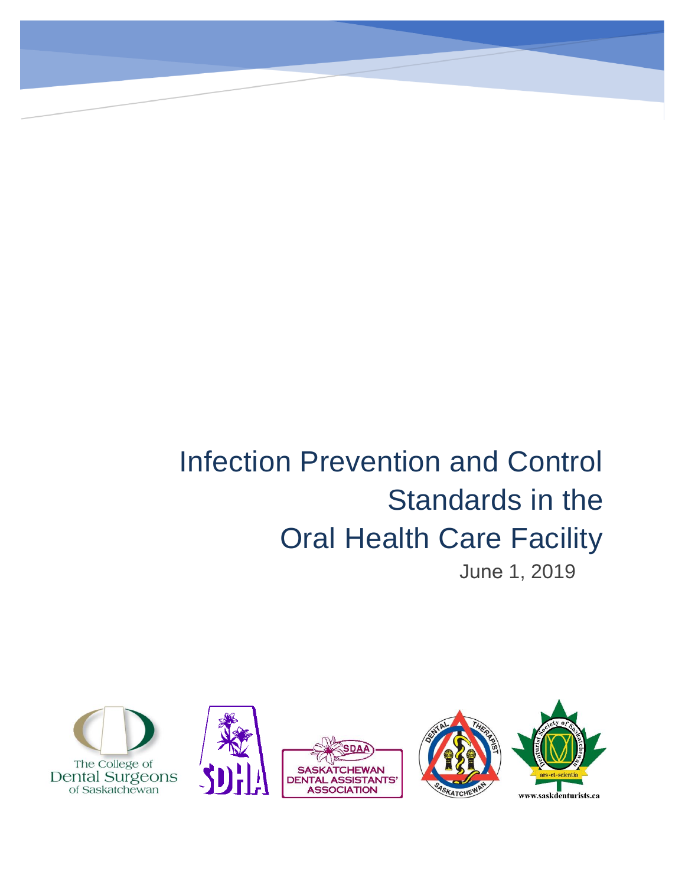# Infection Prevention and Control Standards in the Oral Health Care Facility

June 1, 2019

The College of Dental Surgeons of Saskatchewan

SDHA

SDAA SASKATCHEWAN DENTAL ASSISTANTS' ASSOCIATION

DENTAL THERAPIST SASKATCHEWAN

Denturist Society of Saskatchewan ars-et-scientia

www.saskdenturists.ca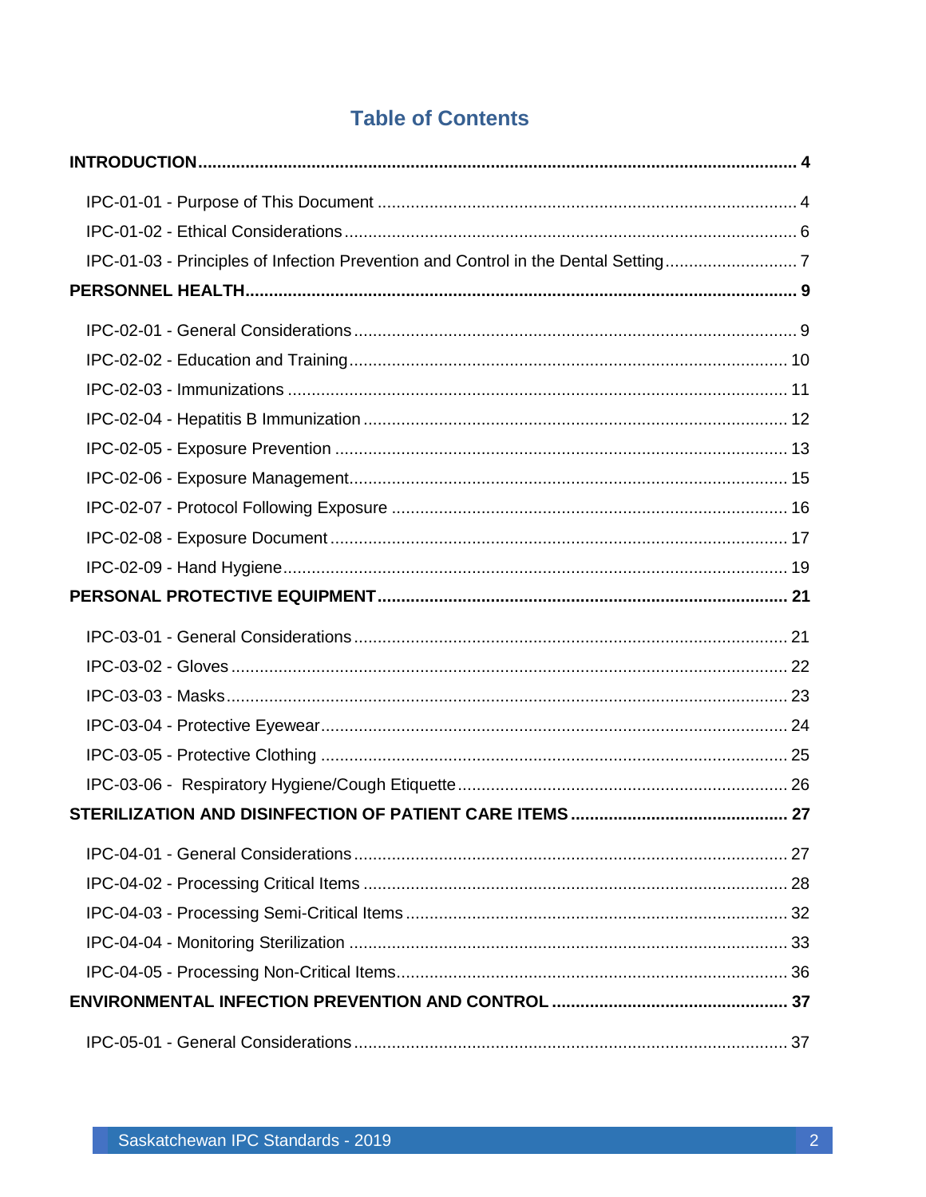# Table of Contents

**INTRODUCTION** .......... **4**

- IPC-01-01 - Purpose of This Document .......... 4
- IPC-01-02 - Ethical Considerations .......... 6
- IPC-01-03 - Principles of Infection Prevention and Control in the Dental Setting .......... 7

**PERSONNEL HEALTH** .......... **9**

- IPC-02-01 - General Considerations .......... 9
- IPC-02-02 - Education and Training .......... 10
- IPC-02-03 - Immunizations .......... 11
- IPC-02-04 - Hepatitis B Immunization .......... 12
- IPC-02-05 - Exposure Prevention .......... 13
- IPC-02-06 - Exposure Management .......... 15
- IPC-02-07 - Protocol Following Exposure .......... 16
- IPC-02-08 - Exposure Document .......... 17
- IPC-02-09 - Hand Hygiene .......... 19

**PERSONAL PROTECTIVE EQUIPMENT** .......... **21**

- IPC-03-01 - General Considerations .......... 21
- IPC-03-02 - Gloves .......... 22
- IPC-03-03 - Masks .......... 23
- IPC-03-04 - Protective Eyewear .......... 24
- IPC-03-05 - Protective Clothing .......... 25
- IPC-03-06 - Respiratory Hygiene/Cough Etiquette .......... 26

**STERILIZATION AND DISINFECTION OF PATIENT CARE ITEMS** .......... **27**

- IPC-04-01 - General Considerations .......... 27
- IPC-04-02 - Processing Critical Items .......... 28
- IPC-04-03 - Processing Semi-Critical Items .......... 32
- IPC-04-04 - Monitoring Sterilization .......... 33
- IPC-04-05 - Processing Non-Critical Items .......... 36

**ENVIRONMENTAL INFECTION PREVENTION AND CONTROL** .......... **37**

- IPC-05-01 - General Considerations .......... 37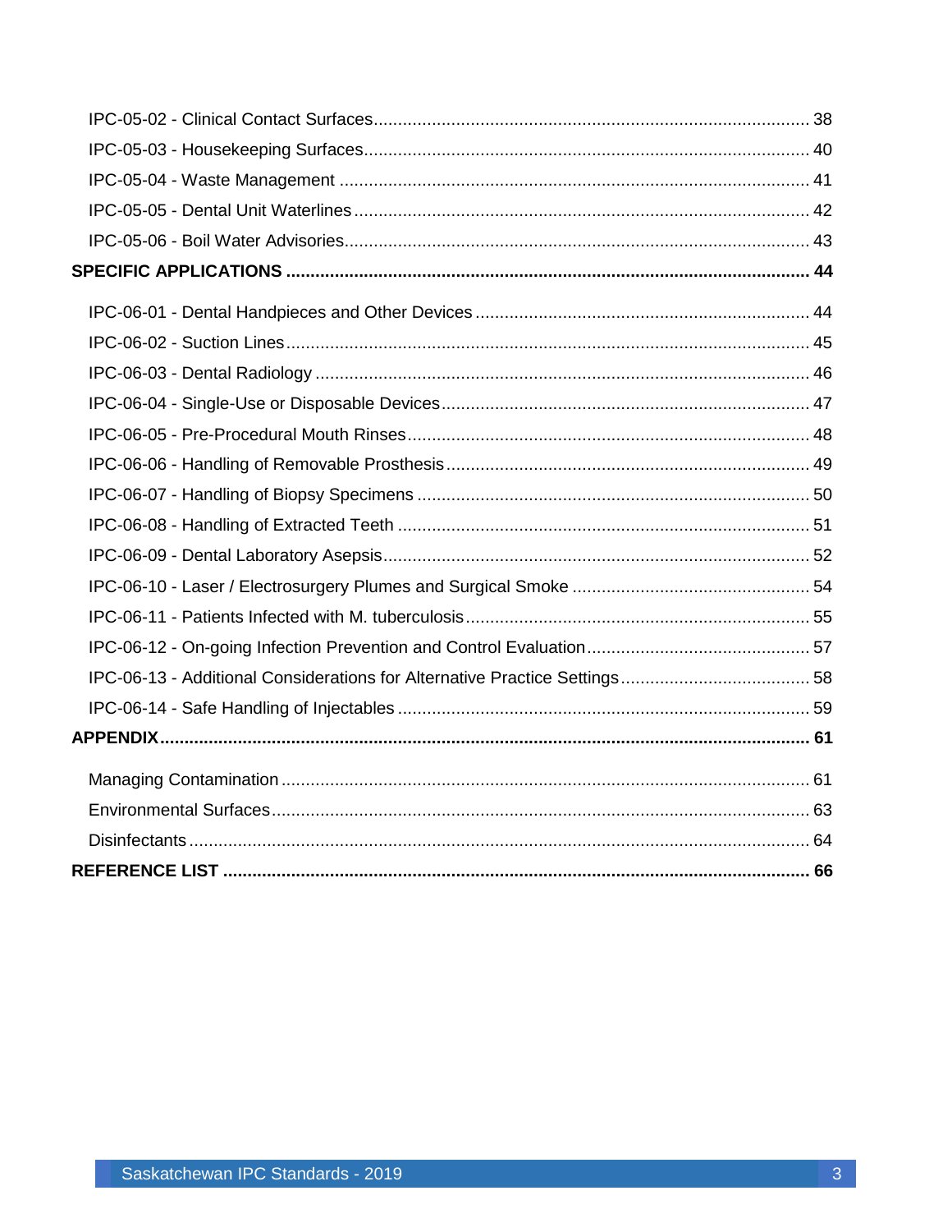IPC-05-02 - Clinical Contact Surfaces ........................................................................................ 38

IPC-05-03 - Housekeeping Surfaces .......................................................................................... 40

IPC-05-04 - Waste Management ................................................................................................ 41

IPC-05-05 - Dental Unit Waterlines ............................................................................................ 42

IPC-05-06 - Boil Water Advisories .............................................................................................. 43

**SPECIFIC APPLICATIONS ........................................................................................................ 44**

IPC-06-01 - Dental Handpieces and Other Devices .................................................................... 44

IPC-06-02 - Suction Lines ........................................................................................................... 45

IPC-06-03 - Dental Radiology ..................................................................................................... 46

IPC-06-04 - Single-Use or Disposable Devices ........................................................................... 47

IPC-06-05 - Pre-Procedural Mouth Rinses .................................................................................. 48

IPC-06-06 - Handling of Removable Prosthesis .......................................................................... 49

IPC-06-07 - Handling of Biopsy Specimens ................................................................................ 50

IPC-06-08 - Handling of Extracted Teeth .................................................................................... 51

IPC-06-09 - Dental Laboratory Asepsis ....................................................................................... 52

IPC-06-10 - Laser / Electrosurgery Plumes and Surgical Smoke ................................................ 54

IPC-06-11 - Patients Infected with M. tuberculosis ...................................................................... 55

IPC-06-12 - On-going Infection Prevention and Control Evaluation ............................................. 57

IPC-06-13 - Additional Considerations for Alternative Practice Settings ...................................... 58

IPC-06-14 - Safe Handling of Injectables .................................................................................... 59

**APPENDIX .................................................................................................................................. 61**

Managing Contamination ............................................................................................................ 61

Environmental Surfaces .............................................................................................................. 63

Disinfectants ............................................................................................................................... 64

**REFERENCE LIST ..................................................................................................................... 66**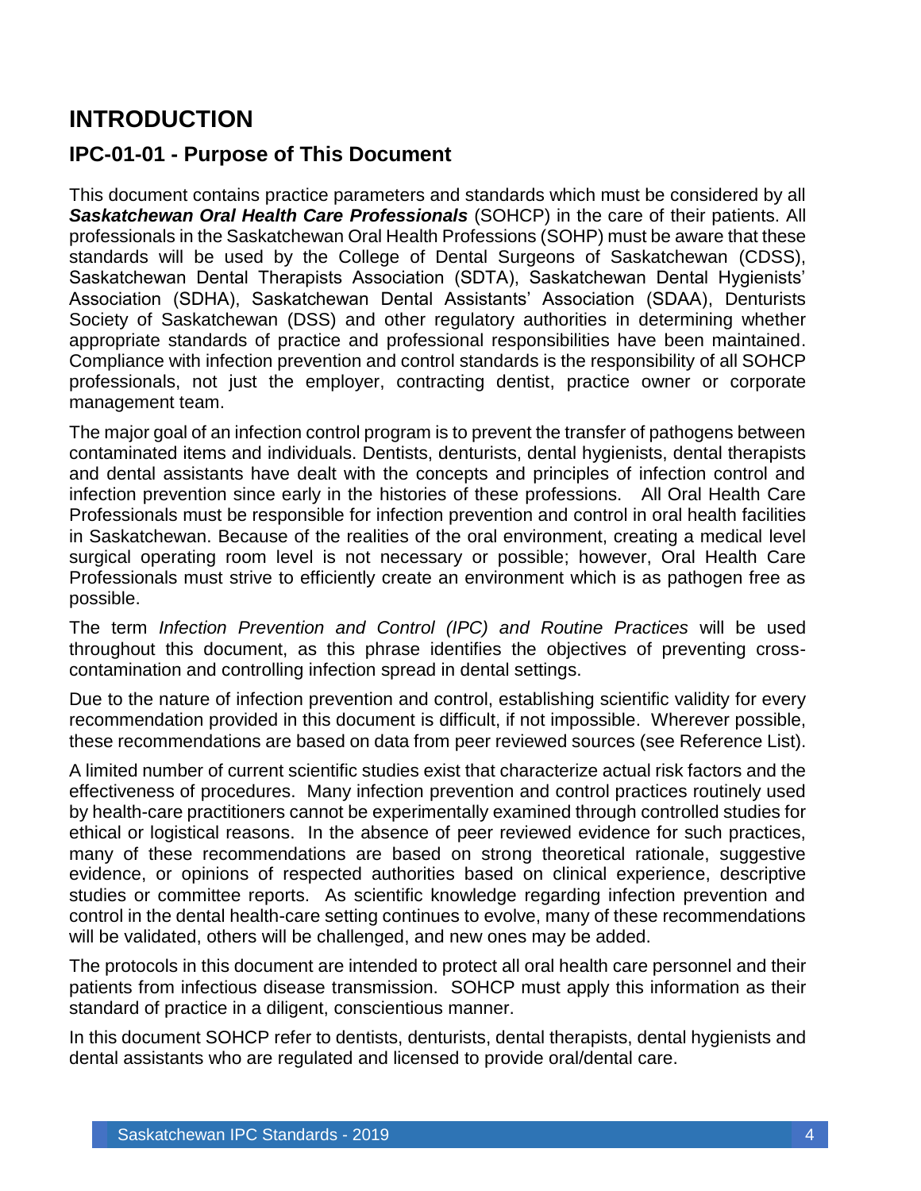# INTRODUCTION

## IPC-01-01 - Purpose of This Document

This document contains practice parameters and standards which must be considered by all ***Saskatchewan Oral Health Care Professionals*** (SOHCP) in the care of their patients. All professionals in the Saskatchewan Oral Health Professions (SOHP) must be aware that these standards will be used by the College of Dental Surgeons of Saskatchewan (CDSS), Saskatchewan Dental Therapists Association (SDTA), Saskatchewan Dental Hygienists' Association (SDHA), Saskatchewan Dental Assistants' Association (SDAA), Denturists Society of Saskatchewan (DSS) and other regulatory authorities in determining whether appropriate standards of practice and professional responsibilities have been maintained. Compliance with infection prevention and control standards is the responsibility of all SOHCP professionals, not just the employer, contracting dentist, practice owner or corporate management team.

The major goal of an infection control program is to prevent the transfer of pathogens between contaminated items and individuals. Dentists, denturists, dental hygienists, dental therapists and dental assistants have dealt with the concepts and principles of infection control and infection prevention since early in the histories of these professions. All Oral Health Care Professionals must be responsible for infection prevention and control in oral health facilities in Saskatchewan. Because of the realities of the oral environment, creating a medical level surgical operating room level is not necessary or possible; however, Oral Health Care Professionals must strive to efficiently create an environment which is as pathogen free as possible.

The term *Infection Prevention and Control (IPC) and Routine Practices* will be used throughout this document, as this phrase identifies the objectives of preventing cross-contamination and controlling infection spread in dental settings.

Due to the nature of infection prevention and control, establishing scientific validity for every recommendation provided in this document is difficult, if not impossible. Wherever possible, these recommendations are based on data from peer reviewed sources (see Reference List).

A limited number of current scientific studies exist that characterize actual risk factors and the effectiveness of procedures. Many infection prevention and control practices routinely used by health-care practitioners cannot be experimentally examined through controlled studies for ethical or logistical reasons. In the absence of peer reviewed evidence for such practices, many of these recommendations are based on strong theoretical rationale, suggestive evidence, or opinions of respected authorities based on clinical experience, descriptive studies or committee reports. As scientific knowledge regarding infection prevention and control in the dental health-care setting continues to evolve, many of these recommendations will be validated, others will be challenged, and new ones may be added.

The protocols in this document are intended to protect all oral health care personnel and their patients from infectious disease transmission. SOHCP must apply this information as their standard of practice in a diligent, conscientious manner.

In this document SOHCP refer to dentists, denturists, dental therapists, dental hygienists and dental assistants who are regulated and licensed to provide oral/dental care.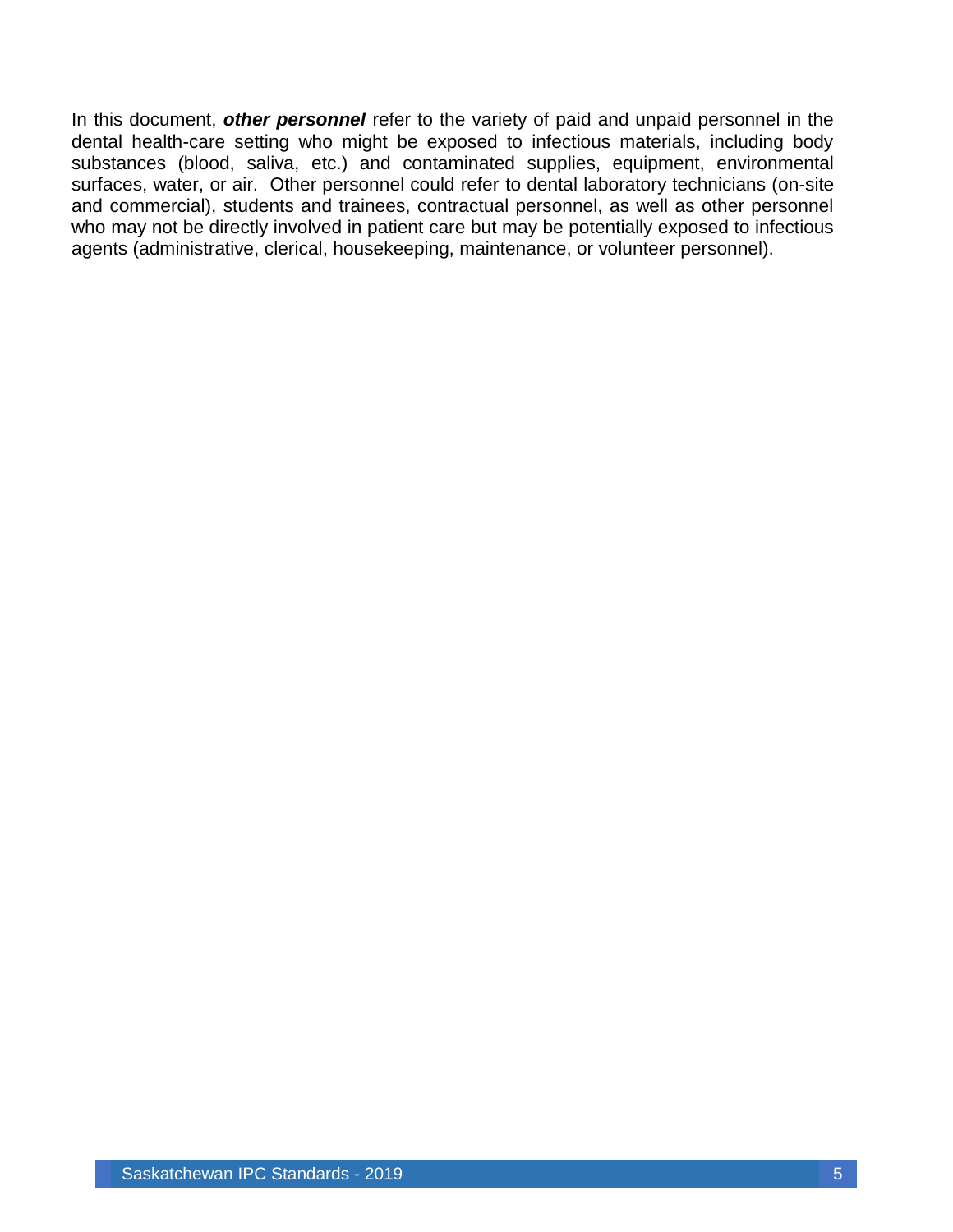In this document, ***other personnel*** refer to the variety of paid and unpaid personnel in the dental health-care setting who might be exposed to infectious materials, including body substances (blood, saliva, etc.) and contaminated supplies, equipment, environmental surfaces, water, or air. Other personnel could refer to dental laboratory technicians (on-site and commercial), students and trainees, contractual personnel, as well as other personnel who may not be directly involved in patient care but may be potentially exposed to infectious agents (administrative, clerical, housekeeping, maintenance, or volunteer personnel).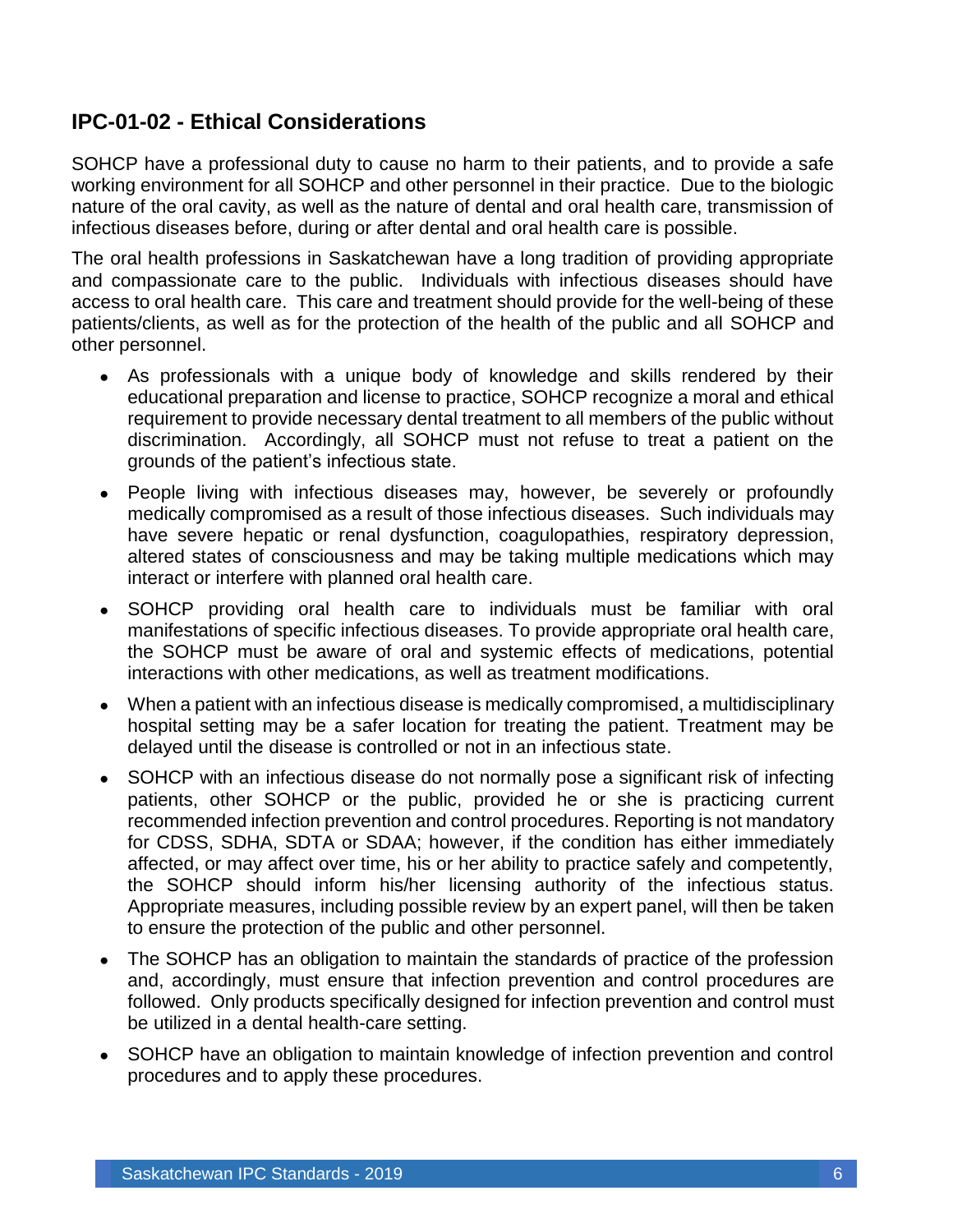## IPC-01-02 - Ethical Considerations

SOHCP have a professional duty to cause no harm to their patients, and to provide a safe working environment for all SOHCP and other personnel in their practice. Due to the biologic nature of the oral cavity, as well as the nature of dental and oral health care, transmission of infectious diseases before, during or after dental and oral health care is possible.

The oral health professions in Saskatchewan have a long tradition of providing appropriate and compassionate care to the public. Individuals with infectious diseases should have access to oral health care. This care and treatment should provide for the well-being of these patients/clients, as well as for the protection of the health of the public and all SOHCP and other personnel.

- As professionals with a unique body of knowledge and skills rendered by their educational preparation and license to practice, SOHCP recognize a moral and ethical requirement to provide necessary dental treatment to all members of the public without discrimination. Accordingly, all SOHCP must not refuse to treat a patient on the grounds of the patient's infectious state.
- People living with infectious diseases may, however, be severely or profoundly medically compromised as a result of those infectious diseases. Such individuals may have severe hepatic or renal dysfunction, coagulopathies, respiratory depression, altered states of consciousness and may be taking multiple medications which may interact or interfere with planned oral health care.
- SOHCP providing oral health care to individuals must be familiar with oral manifestations of specific infectious diseases. To provide appropriate oral health care, the SOHCP must be aware of oral and systemic effects of medications, potential interactions with other medications, as well as treatment modifications.
- When a patient with an infectious disease is medically compromised, a multidisciplinary hospital setting may be a safer location for treating the patient. Treatment may be delayed until the disease is controlled or not in an infectious state.
- SOHCP with an infectious disease do not normally pose a significant risk of infecting patients, other SOHCP or the public, provided he or she is practicing current recommended infection prevention and control procedures. Reporting is not mandatory for CDSS, SDHA, SDTA or SDAA; however, if the condition has either immediately affected, or may affect over time, his or her ability to practice safely and competently, the SOHCP should inform his/her licensing authority of the infectious status. Appropriate measures, including possible review by an expert panel, will then be taken to ensure the protection of the public and other personnel.
- The SOHCP has an obligation to maintain the standards of practice of the profession and, accordingly, must ensure that infection prevention and control procedures are followed. Only products specifically designed for infection prevention and control must be utilized in a dental health-care setting.
- SOHCP have an obligation to maintain knowledge of infection prevention and control procedures and to apply these procedures.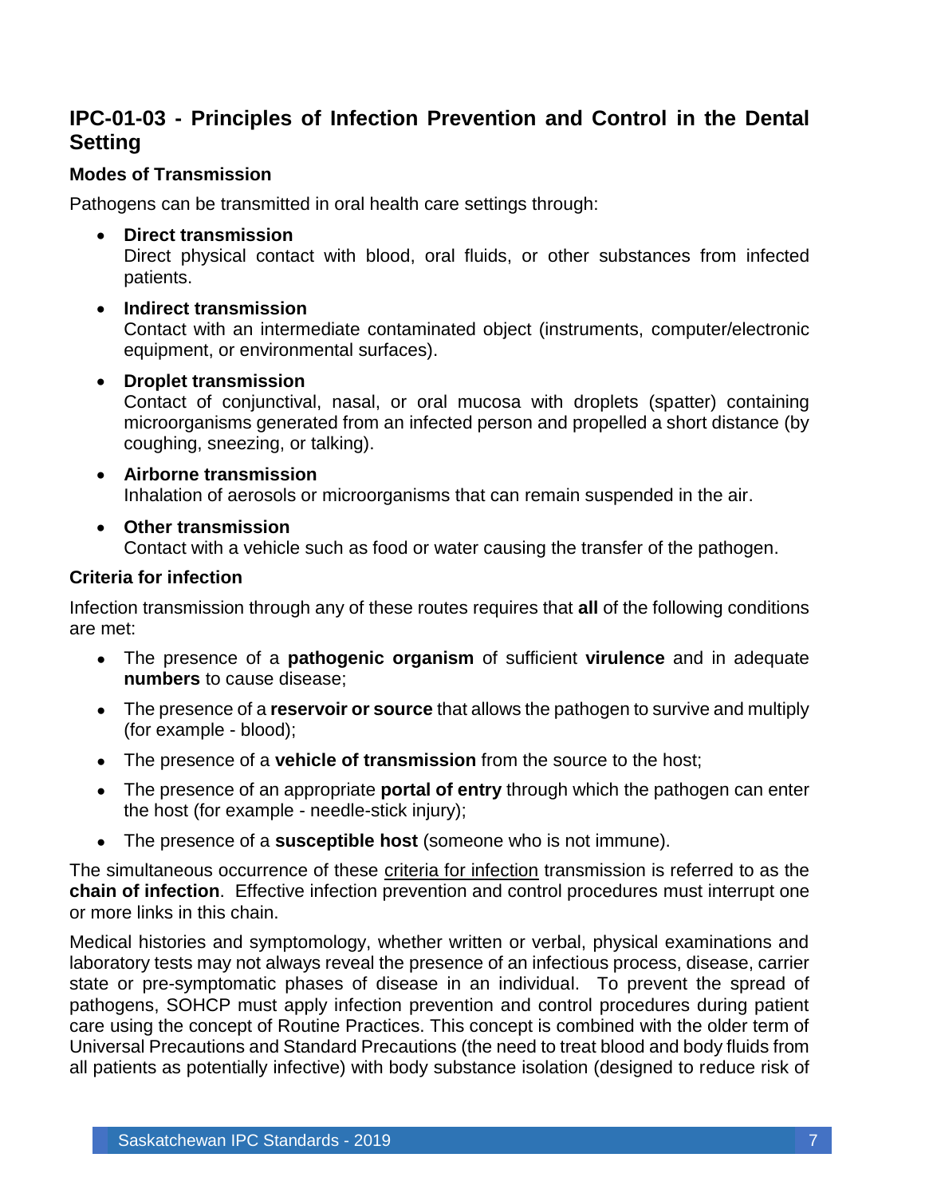## IPC-01-03 - Principles of Infection Prevention and Control in the Dental Setting

### Modes of Transmission

Pathogens can be transmitted in oral health care settings through:

- **Direct transmission**
  Direct physical contact with blood, oral fluids, or other substances from infected patients.
- **Indirect transmission**
  Contact with an intermediate contaminated object (instruments, computer/electronic equipment, or environmental surfaces).
- **Droplet transmission**
  Contact of conjunctival, nasal, or oral mucosa with droplets (spatter) containing microorganisms generated from an infected person and propelled a short distance (by coughing, sneezing, or talking).
- **Airborne transmission**
  Inhalation of aerosols or microorganisms that can remain suspended in the air.
- **Other transmission**
  Contact with a vehicle such as food or water causing the transfer of the pathogen.

### Criteria for infection

Infection transmission through any of these routes requires that **all** of the following conditions are met:

- The presence of a **pathogenic organism** of sufficient **virulence** and in adequate **numbers** to cause disease;
- The presence of a **reservoir or source** that allows the pathogen to survive and multiply (for example - blood);
- The presence of a **vehicle of transmission** from the source to the host;
- The presence of an appropriate **portal of entry** through which the pathogen can enter the host (for example - needle-stick injury);
- The presence of a **susceptible host** (someone who is not immune).

The simultaneous occurrence of these criteria for infection transmission is referred to as the **chain of infection**. Effective infection prevention and control procedures must interrupt one or more links in this chain.

Medical histories and symptomology, whether written or verbal, physical examinations and laboratory tests may not always reveal the presence of an infectious process, disease, carrier state or pre-symptomatic phases of disease in an individual. To prevent the spread of pathogens, SOHCP must apply infection prevention and control procedures during patient care using the concept of Routine Practices. This concept is combined with the older term of Universal Precautions and Standard Precautions (the need to treat blood and body fluids from all patients as potentially infective) with body substance isolation (designed to reduce risk of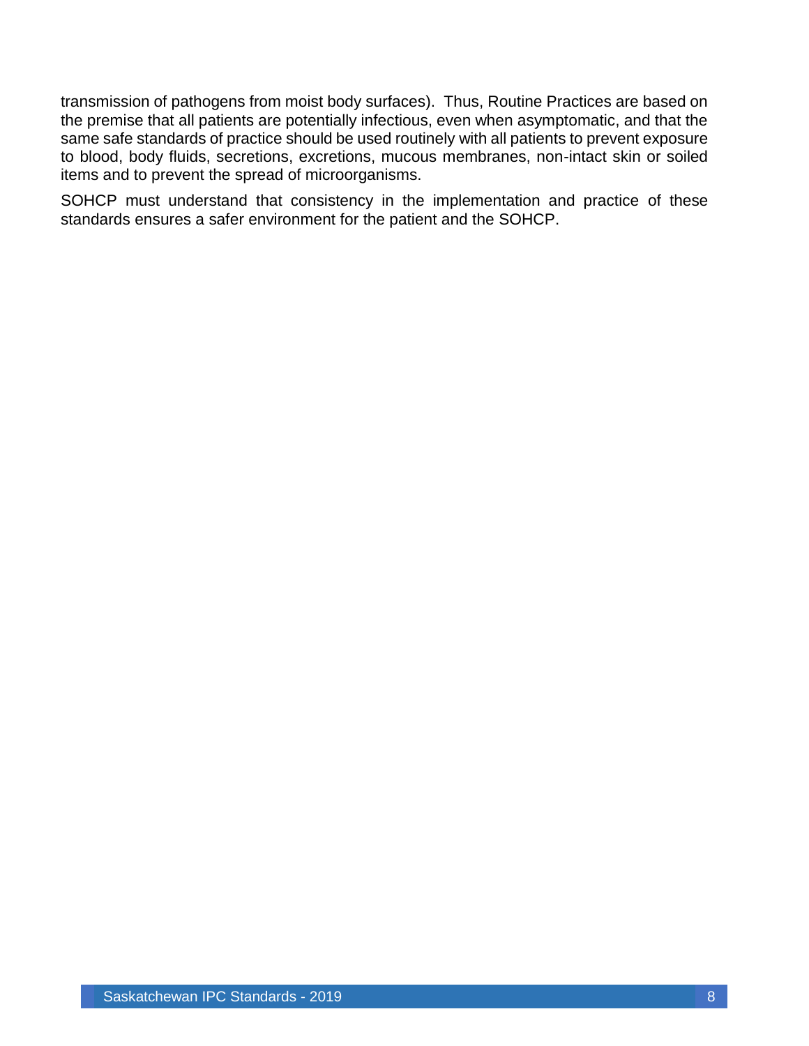transmission of pathogens from moist body surfaces). Thus, Routine Practices are based on the premise that all patients are potentially infectious, even when asymptomatic, and that the same safe standards of practice should be used routinely with all patients to prevent exposure to blood, body fluids, secretions, excretions, mucous membranes, non-intact skin or soiled items and to prevent the spread of microorganisms.

SOHCP must understand that consistency in the implementation and practice of these standards ensures a safer environment for the patient and the SOHCP.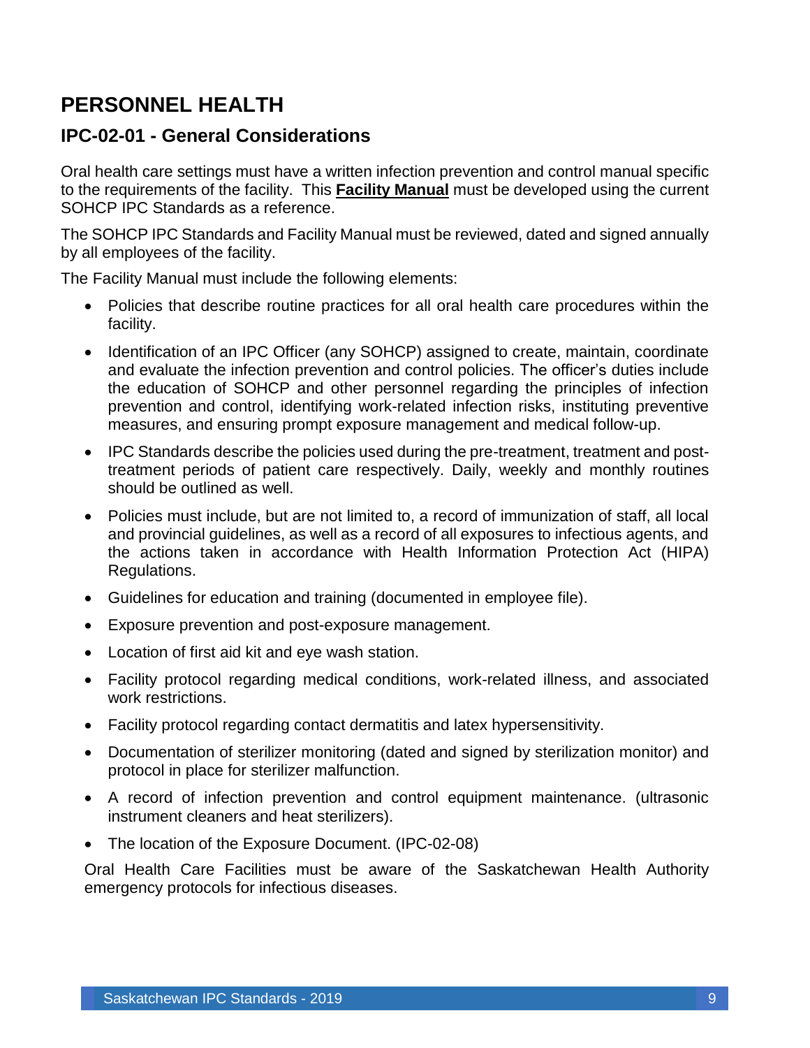# PERSONNEL HEALTH

## IPC-02-01 - General Considerations

Oral health care settings must have a written infection prevention and control manual specific to the requirements of the facility. This **Facility Manual** must be developed using the current SOHCP IPC Standards as a reference.

The SOHCP IPC Standards and Facility Manual must be reviewed, dated and signed annually by all employees of the facility.

The Facility Manual must include the following elements:

- Policies that describe routine practices for all oral health care procedures within the facility.
- Identification of an IPC Officer (any SOHCP) assigned to create, maintain, coordinate and evaluate the infection prevention and control policies. The officer's duties include the education of SOHCP and other personnel regarding the principles of infection prevention and control, identifying work-related infection risks, instituting preventive measures, and ensuring prompt exposure management and medical follow-up.
- IPC Standards describe the policies used during the pre-treatment, treatment and post-treatment periods of patient care respectively. Daily, weekly and monthly routines should be outlined as well.
- Policies must include, but are not limited to, a record of immunization of staff, all local and provincial guidelines, as well as a record of all exposures to infectious agents, and the actions taken in accordance with Health Information Protection Act (HIPA) Regulations.
- Guidelines for education and training (documented in employee file).
- Exposure prevention and post-exposure management.
- Location of first aid kit and eye wash station.
- Facility protocol regarding medical conditions, work-related illness, and associated work restrictions.
- Facility protocol regarding contact dermatitis and latex hypersensitivity.
- Documentation of sterilizer monitoring (dated and signed by sterilization monitor) and protocol in place for sterilizer malfunction.
- A record of infection prevention and control equipment maintenance. (ultrasonic instrument cleaners and heat sterilizers).
- The location of the Exposure Document. (IPC-02-08)

Oral Health Care Facilities must be aware of the Saskatchewan Health Authority emergency protocols for infectious diseases.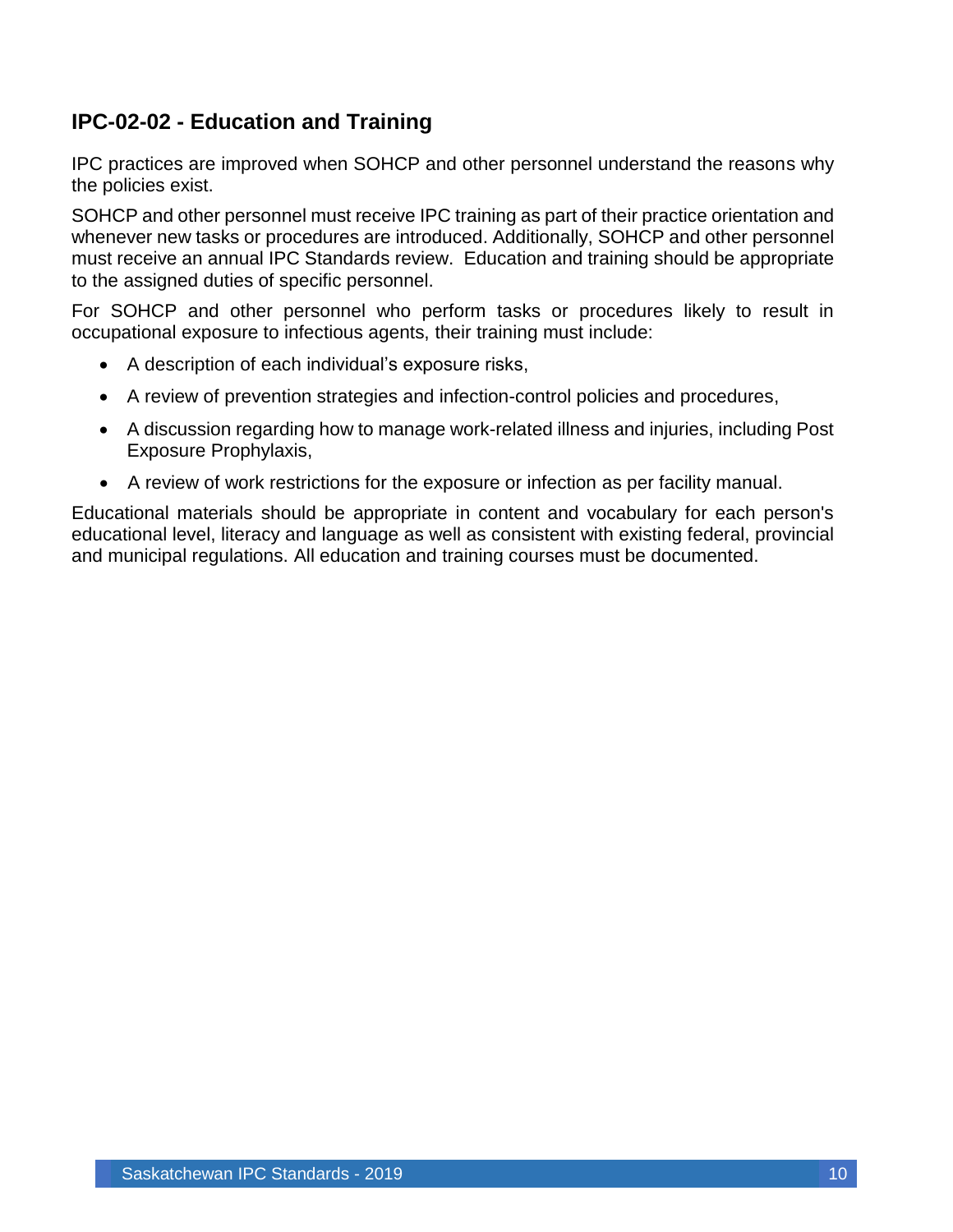## IPC-02-02 - Education and Training

IPC practices are improved when SOHCP and other personnel understand the reasons why the policies exist.

SOHCP and other personnel must receive IPC training as part of their practice orientation and whenever new tasks or procedures are introduced. Additionally, SOHCP and other personnel must receive an annual IPC Standards review. Education and training should be appropriate to the assigned duties of specific personnel.

For SOHCP and other personnel who perform tasks or procedures likely to result in occupational exposure to infectious agents, their training must include:

- A description of each individual's exposure risks,
- A review of prevention strategies and infection-control policies and procedures,
- A discussion regarding how to manage work-related illness and injuries, including Post Exposure Prophylaxis,
- A review of work restrictions for the exposure or infection as per facility manual.

Educational materials should be appropriate in content and vocabulary for each person's educational level, literacy and language as well as consistent with existing federal, provincial and municipal regulations. All education and training courses must be documented.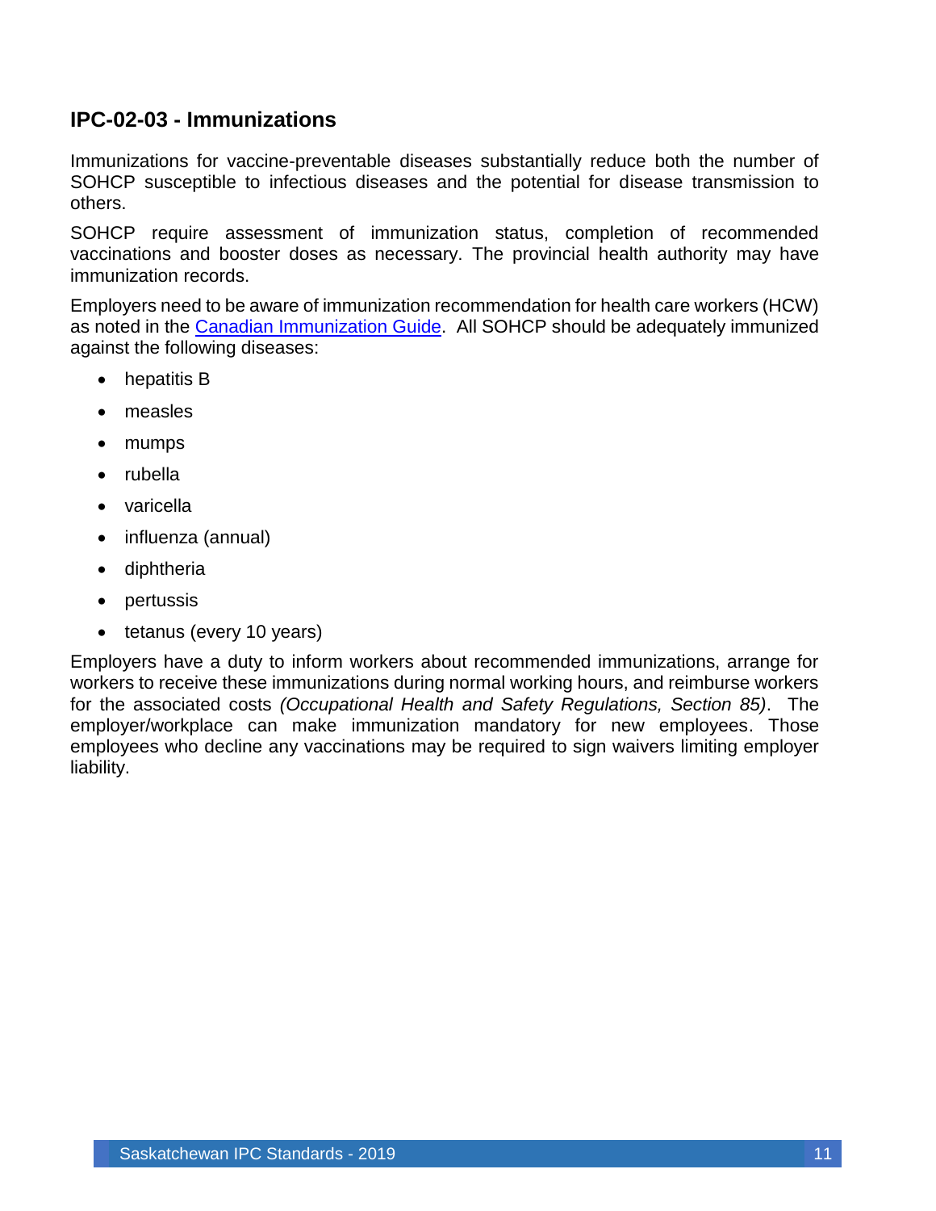## IPC-02-03 - Immunizations

Immunizations for vaccine-preventable diseases substantially reduce both the number of SOHCP susceptible to infectious diseases and the potential for disease transmission to others.

SOHCP require assessment of immunization status, completion of recommended vaccinations and booster doses as necessary. The provincial health authority may have immunization records.

Employers need to be aware of immunization recommendation for health care workers (HCW) as noted in the [Canadian Immunization Guide](). All SOHCP should be adequately immunized against the following diseases:

- hepatitis B
- measles
- mumps
- rubella
- varicella
- influenza (annual)
- diphtheria
- pertussis
- tetanus (every 10 years)

Employers have a duty to inform workers about recommended immunizations, arrange for workers to receive these immunizations during normal working hours, and reimburse workers for the associated costs *(Occupational Health and Safety Regulations, Section 85)*. The employer/workplace can make immunization mandatory for new employees. Those employees who decline any vaccinations may be required to sign waivers limiting employer liability.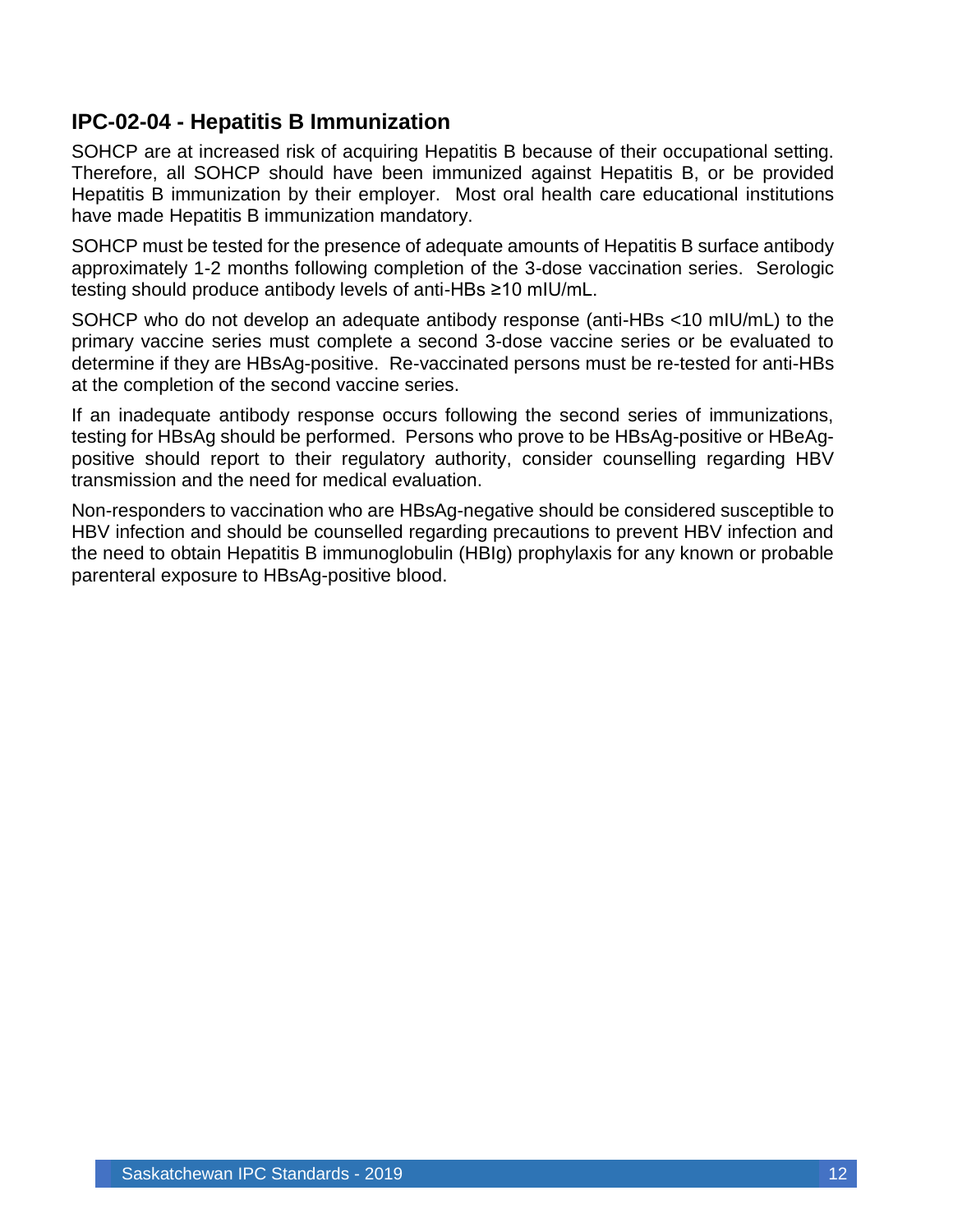## IPC-02-04 - Hepatitis B Immunization

SOHCP are at increased risk of acquiring Hepatitis B because of their occupational setting. Therefore, all SOHCP should have been immunized against Hepatitis B, or be provided Hepatitis B immunization by their employer. Most oral health care educational institutions have made Hepatitis B immunization mandatory.

SOHCP must be tested for the presence of adequate amounts of Hepatitis B surface antibody approximately 1-2 months following completion of the 3-dose vaccination series. Serologic testing should produce antibody levels of anti-HBs ≥10 mIU/mL.

SOHCP who do not develop an adequate antibody response (anti-HBs <10 mIU/mL) to the primary vaccine series must complete a second 3-dose vaccine series or be evaluated to determine if they are HBsAg-positive. Re-vaccinated persons must be re-tested for anti-HBs at the completion of the second vaccine series.

If an inadequate antibody response occurs following the second series of immunizations, testing for HBsAg should be performed. Persons who prove to be HBsAg-positive or HBeAg-positive should report to their regulatory authority, consider counselling regarding HBV transmission and the need for medical evaluation.

Non-responders to vaccination who are HBsAg-negative should be considered susceptible to HBV infection and should be counselled regarding precautions to prevent HBV infection and the need to obtain Hepatitis B immunoglobulin (HBIg) prophylaxis for any known or probable parenteral exposure to HBsAg-positive blood.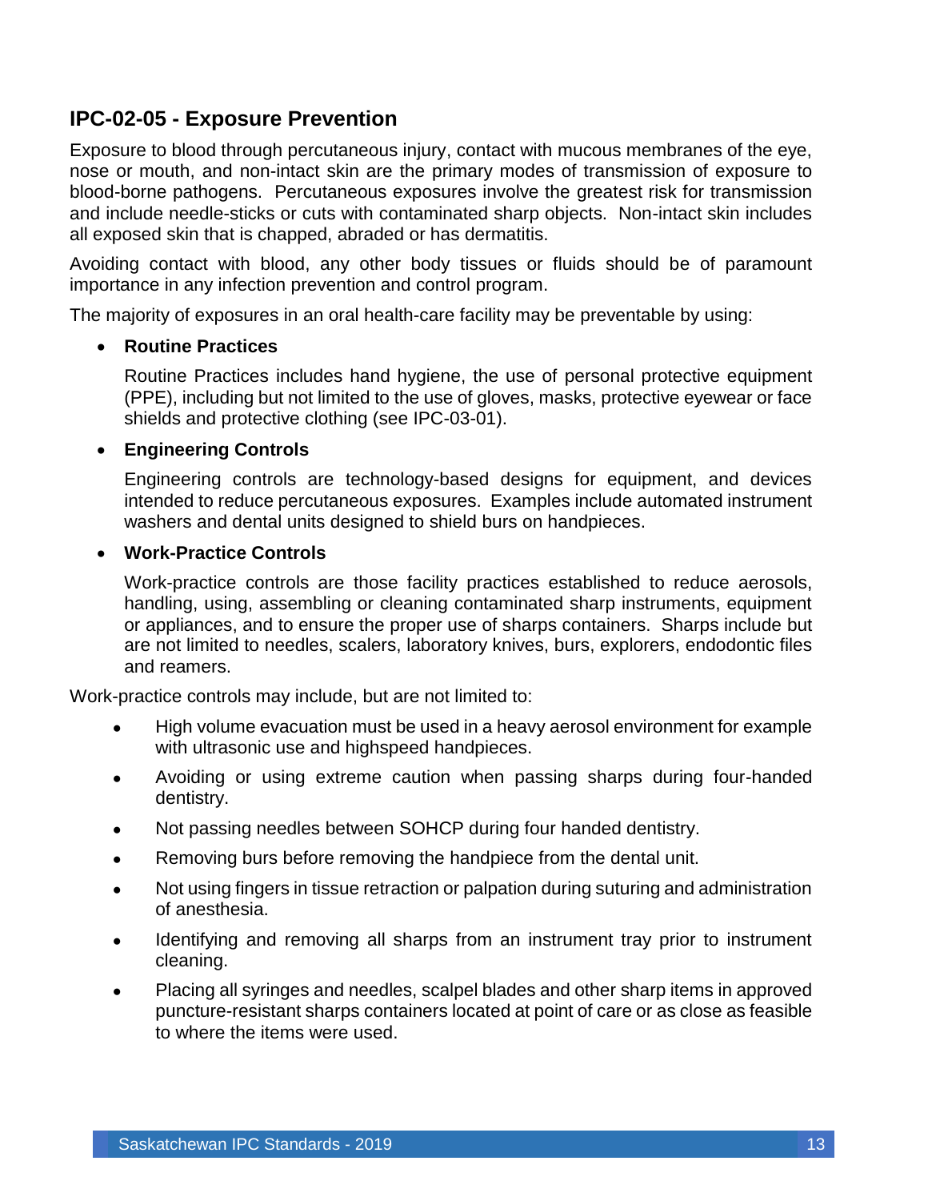## IPC-02-05 - Exposure Prevention

Exposure to blood through percutaneous injury, contact with mucous membranes of the eye, nose or mouth, and non-intact skin are the primary modes of transmission of exposure to blood-borne pathogens. Percutaneous exposures involve the greatest risk for transmission and include needle-sticks or cuts with contaminated sharp objects. Non-intact skin includes all exposed skin that is chapped, abraded or has dermatitis.

Avoiding contact with blood, any other body tissues or fluids should be of paramount importance in any infection prevention and control program.

The majority of exposures in an oral health-care facility may be preventable by using:

- **Routine Practices**

  Routine Practices includes hand hygiene, the use of personal protective equipment (PPE), including but not limited to the use of gloves, masks, protective eyewear or face shields and protective clothing (see IPC-03-01).

- **Engineering Controls**

  Engineering controls are technology-based designs for equipment, and devices intended to reduce percutaneous exposures. Examples include automated instrument washers and dental units designed to shield burs on handpieces.

- **Work-Practice Controls**

  Work-practice controls are those facility practices established to reduce aerosols, handling, using, assembling or cleaning contaminated sharp instruments, equipment or appliances, and to ensure the proper use of sharps containers. Sharps include but are not limited to needles, scalers, laboratory knives, burs, explorers, endodontic files and reamers.

Work-practice controls may include, but are not limited to:

- High volume evacuation must be used in a heavy aerosol environment for example with ultrasonic use and highspeed handpieces.
- Avoiding or using extreme caution when passing sharps during four-handed dentistry.
- Not passing needles between SOHCP during four handed dentistry.
- Removing burs before removing the handpiece from the dental unit.
- Not using fingers in tissue retraction or palpation during suturing and administration of anesthesia.
- Identifying and removing all sharps from an instrument tray prior to instrument cleaning.
- Placing all syringes and needles, scalpel blades and other sharp items in approved puncture-resistant sharps containers located at point of care or as close as feasible to where the items were used.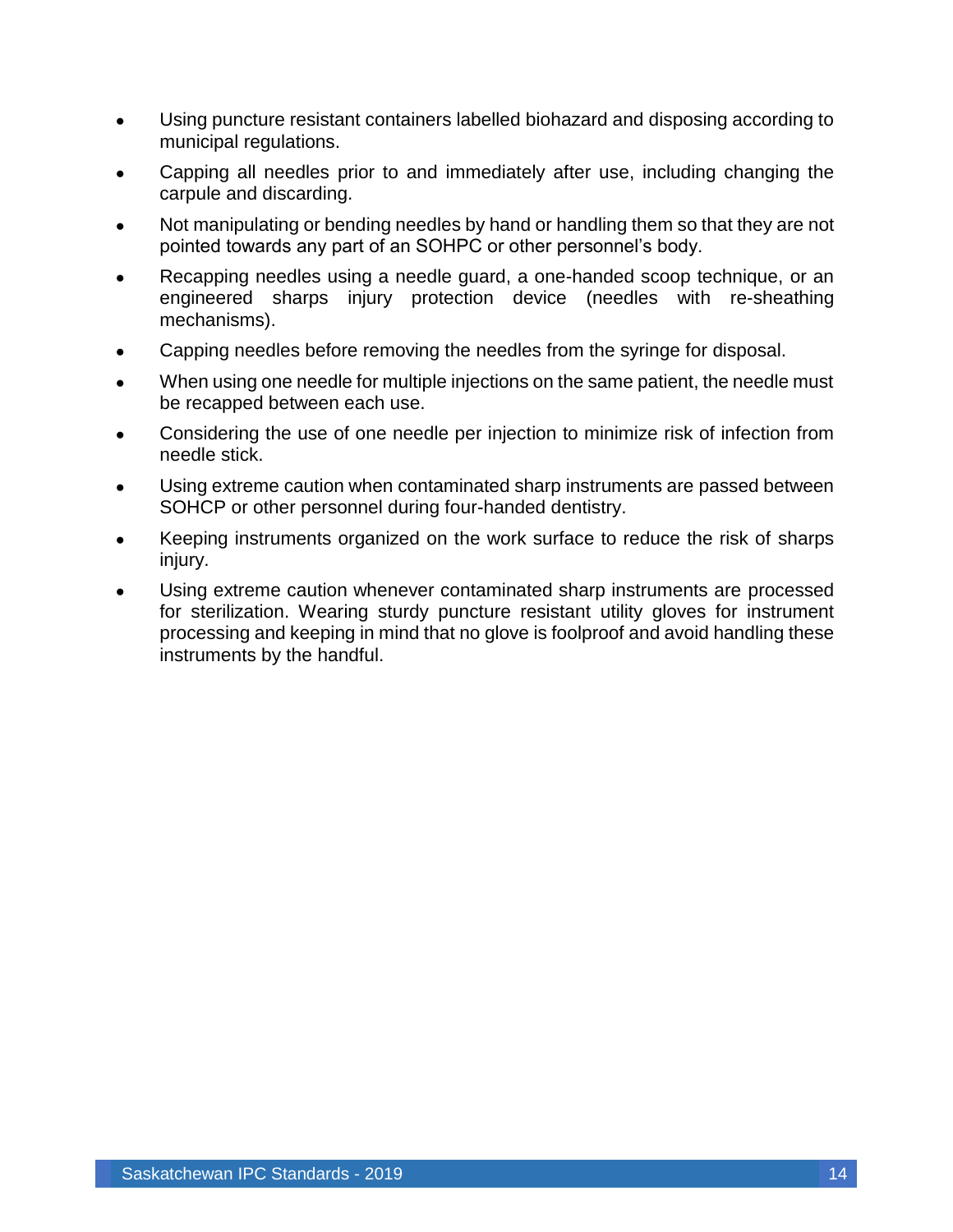- Using puncture resistant containers labelled biohazard and disposing according to municipal regulations.
- Capping all needles prior to and immediately after use, including changing the carpule and discarding.
- Not manipulating or bending needles by hand or handling them so that they are not pointed towards any part of an SOHPC or other personnel's body.
- Recapping needles using a needle guard, a one-handed scoop technique, or an engineered sharps injury protection device (needles with re-sheathing mechanisms).
- Capping needles before removing the needles from the syringe for disposal.
- When using one needle for multiple injections on the same patient, the needle must be recapped between each use.
- Considering the use of one needle per injection to minimize risk of infection from needle stick.
- Using extreme caution when contaminated sharp instruments are passed between SOHCP or other personnel during four-handed dentistry.
- Keeping instruments organized on the work surface to reduce the risk of sharps injury.
- Using extreme caution whenever contaminated sharp instruments are processed for sterilization. Wearing sturdy puncture resistant utility gloves for instrument processing and keeping in mind that no glove is foolproof and avoid handling these instruments by the handful.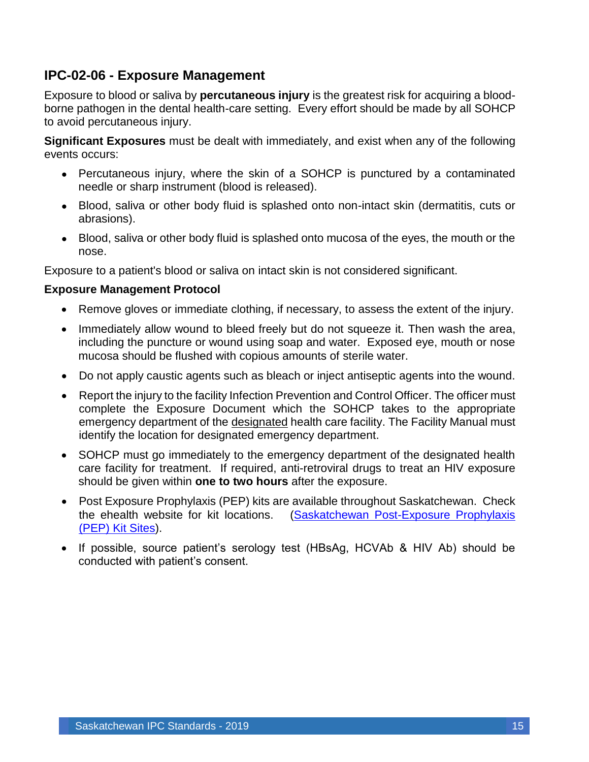## IPC-02-06 - Exposure Management

Exposure to blood or saliva by **percutaneous injury** is the greatest risk for acquiring a blood-borne pathogen in the dental health-care setting. Every effort should be made by all SOHCP to avoid percutaneous injury.

**Significant Exposures** must be dealt with immediately, and exist when any of the following events occurs:

- Percutaneous injury, where the skin of a SOHCP is punctured by a contaminated needle or sharp instrument (blood is released).
- Blood, saliva or other body fluid is splashed onto non-intact skin (dermatitis, cuts or abrasions).
- Blood, saliva or other body fluid is splashed onto mucosa of the eyes, the mouth or the nose.

Exposure to a patient's blood or saliva on intact skin is not considered significant.

**Exposure Management Protocol**

- Remove gloves or immediate clothing, if necessary, to assess the extent of the injury.
- Immediately allow wound to bleed freely but do not squeeze it. Then wash the area, including the puncture or wound using soap and water. Exposed eye, mouth or nose mucosa should be flushed with copious amounts of sterile water.
- Do not apply caustic agents such as bleach or inject antiseptic agents into the wound.
- Report the injury to the facility Infection Prevention and Control Officer. The officer must complete the Exposure Document which the SOHCP takes to the appropriate emergency department of the designated health care facility. The Facility Manual must identify the location for designated emergency department.
- SOHCP must go immediately to the emergency department of the designated health care facility for treatment. If required, anti-retroviral drugs to treat an HIV exposure should be given within **one to two hours** after the exposure.
- Post Exposure Prophylaxis (PEP) kits are available throughout Saskatchewan. Check the ehealth website for kit locations. (Saskatchewan Post-Exposure Prophylaxis (PEP) Kit Sites).
- If possible, source patient's serology test (HBsAg, HCVAb & HIV Ab) should be conducted with patient's consent.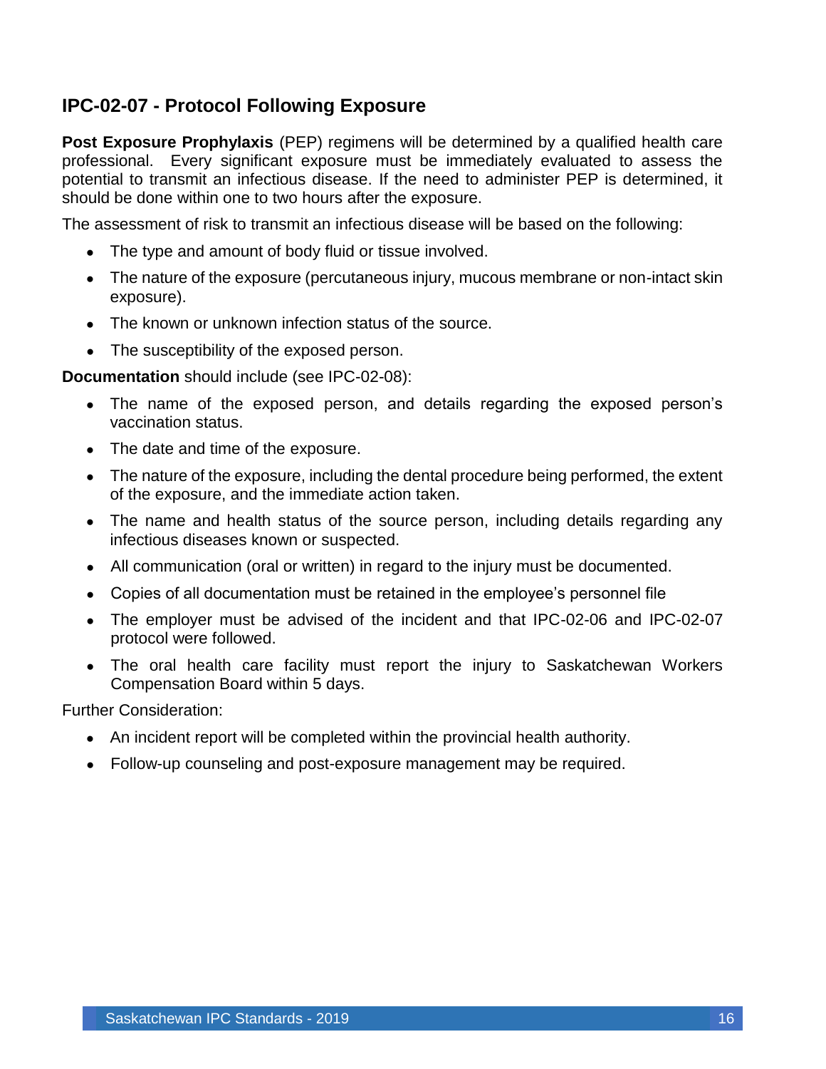## IPC-02-07 - Protocol Following Exposure

**Post Exposure Prophylaxis** (PEP) regimens will be determined by a qualified health care professional. Every significant exposure must be immediately evaluated to assess the potential to transmit an infectious disease. If the need to administer PEP is determined, it should be done within one to two hours after the exposure.

The assessment of risk to transmit an infectious disease will be based on the following:

- The type and amount of body fluid or tissue involved.
- The nature of the exposure (percutaneous injury, mucous membrane or non-intact skin exposure).
- The known or unknown infection status of the source.
- The susceptibility of the exposed person.

**Documentation** should include (see IPC-02-08):

- The name of the exposed person, and details regarding the exposed person's vaccination status.
- The date and time of the exposure.
- The nature of the exposure, including the dental procedure being performed, the extent of the exposure, and the immediate action taken.
- The name and health status of the source person, including details regarding any infectious diseases known or suspected.
- All communication (oral or written) in regard to the injury must be documented.
- Copies of all documentation must be retained in the employee's personnel file
- The employer must be advised of the incident and that IPC-02-06 and IPC-02-07 protocol were followed.
- The oral health care facility must report the injury to Saskatchewan Workers Compensation Board within 5 days.

Further Consideration:

- An incident report will be completed within the provincial health authority.
- Follow-up counseling and post-exposure management may be required.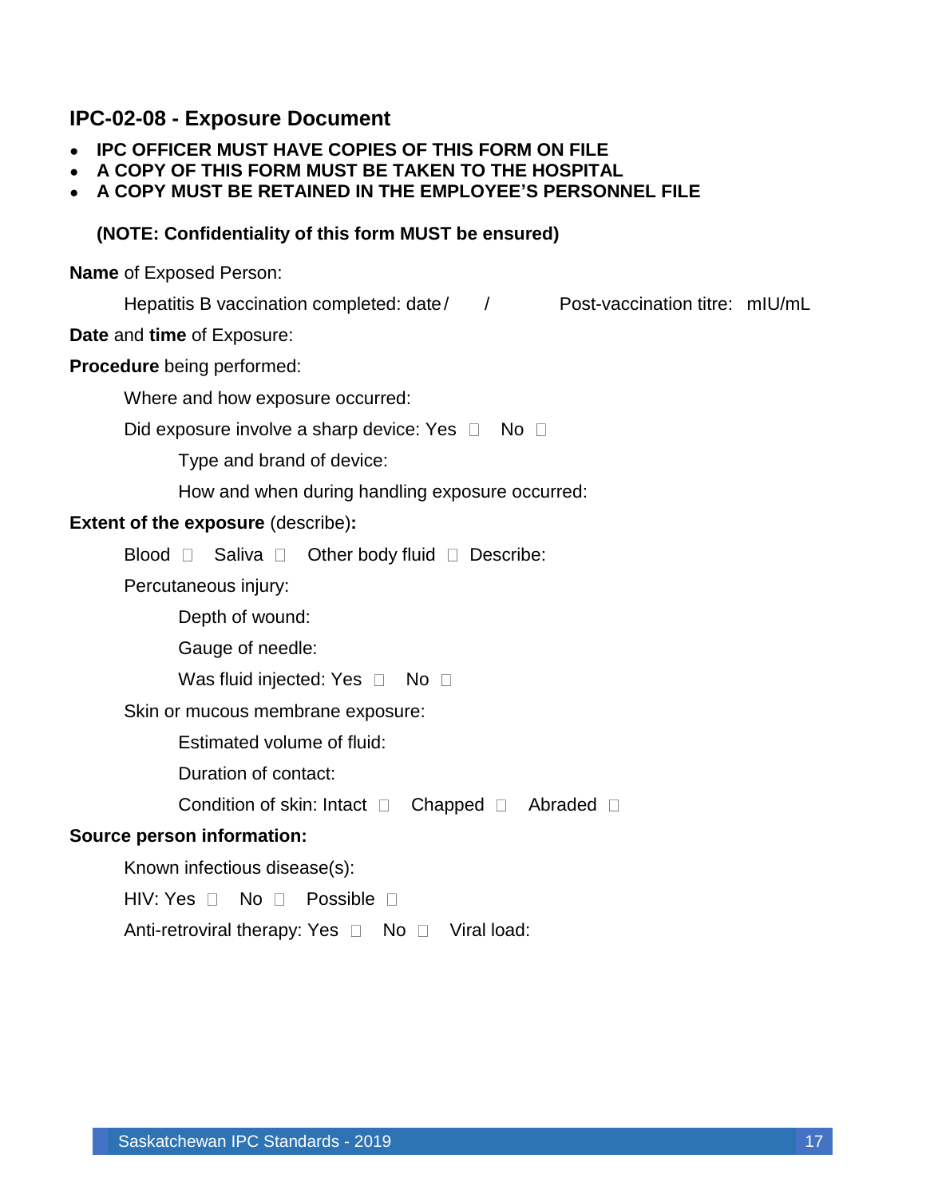## IPC-02-08 - Exposure Document

- **IPC OFFICER MUST HAVE COPIES OF THIS FORM ON FILE**
- **A COPY OF THIS FORM MUST BE TAKEN TO THE HOSPITAL**
- **A COPY MUST BE RETAINED IN THE EMPLOYEE'S PERSONNEL FILE**

**(NOTE: Confidentiality of this form MUST be ensured)**

**Name** of Exposed Person:

Hepatitis B vaccination completed: date / / Post-vaccination titre: mIU/mL

**Date** and **time** of Exposure:

**Procedure** being performed:

Where and how exposure occurred:

Did exposure involve a sharp device: Yes ☐ No ☐

Type and brand of device:

How and when during handling exposure occurred:

**Extent of the exposure** (describe)**:**

Blood ☐ Saliva ☐ Other body fluid ☐ Describe:

Percutaneous injury:

Depth of wound:

Gauge of needle:

Was fluid injected: Yes ☐ No ☐

Skin or mucous membrane exposure:

Estimated volume of fluid:

Duration of contact:

Condition of skin: Intact ☐ Chapped ☐ Abraded ☐

**Source person information:**

Known infectious disease(s):

HIV: Yes ☐ No ☐ Possible ☐

Anti-retroviral therapy: Yes ☐ No ☐ Viral load: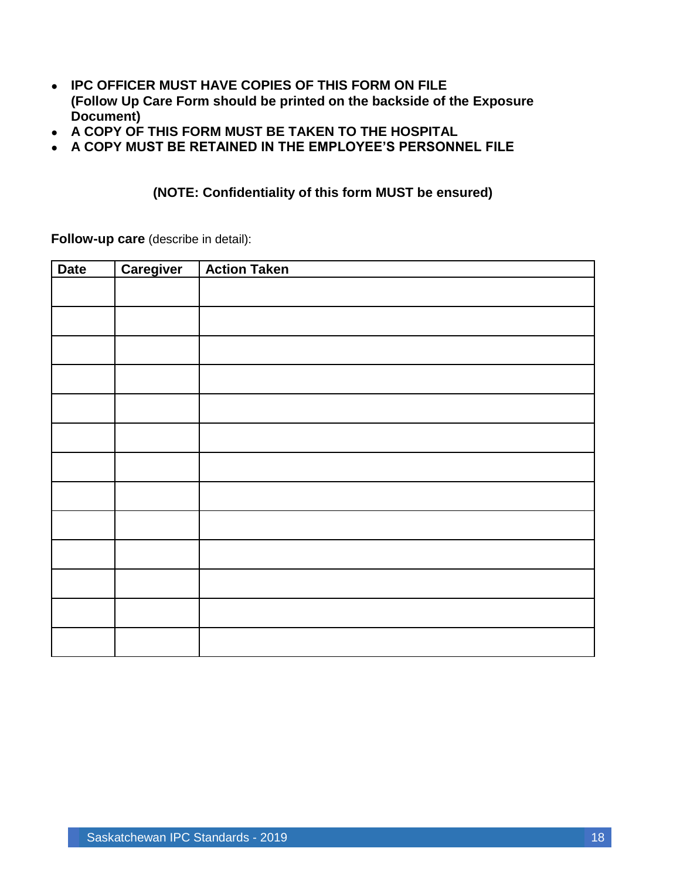- **IPC OFFICER MUST HAVE COPIES OF THIS FORM ON FILE**
  **(Follow Up Care Form should be printed on the backside of the Exposure Document)**
- **A COPY OF THIS FORM MUST BE TAKEN TO THE HOSPITAL**
- **A COPY MUST BE RETAINED IN THE EMPLOYEE'S PERSONNEL FILE**

**(NOTE: Confidentiality of this form MUST be ensured)**

**Follow-up care** (describe in detail):

| Date | Caregiver | Action Taken |
|---|---|---|
| | | |
| | | |
| | | |
| | | |
| | | |
| | | |
| | | |
| | | |
| | | |
| | | |
| | | |
| | | |
| | | |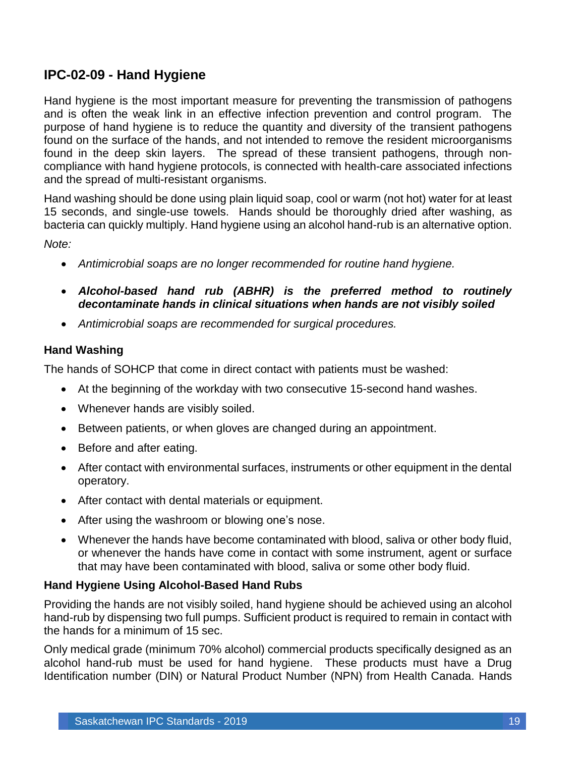## IPC-02-09 - Hand Hygiene

Hand hygiene is the most important measure for preventing the transmission of pathogens and is often the weak link in an effective infection prevention and control program. The purpose of hand hygiene is to reduce the quantity and diversity of the transient pathogens found on the surface of the hands, and not intended to remove the resident microorganisms found in the deep skin layers. The spread of these transient pathogens, through non-compliance with hand hygiene protocols, is connected with health-care associated infections and the spread of multi-resistant organisms.

Hand washing should be done using plain liquid soap, cool or warm (not hot) water for at least 15 seconds, and single-use towels. Hands should be thoroughly dried after washing, as bacteria can quickly multiply. Hand hygiene using an alcohol hand-rub is an alternative option.

*Note:*

- *Antimicrobial soaps are no longer recommended for routine hand hygiene.*
- ***Alcohol-based hand rub (ABHR) is the preferred method to routinely decontaminate hands in clinical situations when hands are not visibly soiled***
- *Antimicrobial soaps are recommended for surgical procedures.*

### Hand Washing

The hands of SOHCP that come in direct contact with patients must be washed:

- At the beginning of the workday with two consecutive 15-second hand washes.
- Whenever hands are visibly soiled.
- Between patients, or when gloves are changed during an appointment.
- Before and after eating.
- After contact with environmental surfaces, instruments or other equipment in the dental operatory.
- After contact with dental materials or equipment.
- After using the washroom or blowing one's nose.
- Whenever the hands have become contaminated with blood, saliva or other body fluid, or whenever the hands have come in contact with some instrument, agent or surface that may have been contaminated with blood, saliva or some other body fluid.

### Hand Hygiene Using Alcohol-Based Hand Rubs

Providing the hands are not visibly soiled, hand hygiene should be achieved using an alcohol hand-rub by dispensing two full pumps. Sufficient product is required to remain in contact with the hands for a minimum of 15 sec.

Only medical grade (minimum 70% alcohol) commercial products specifically designed as an alcohol hand-rub must be used for hand hygiene. These products must have a Drug Identification number (DIN) or Natural Product Number (NPN) from Health Canada. Hands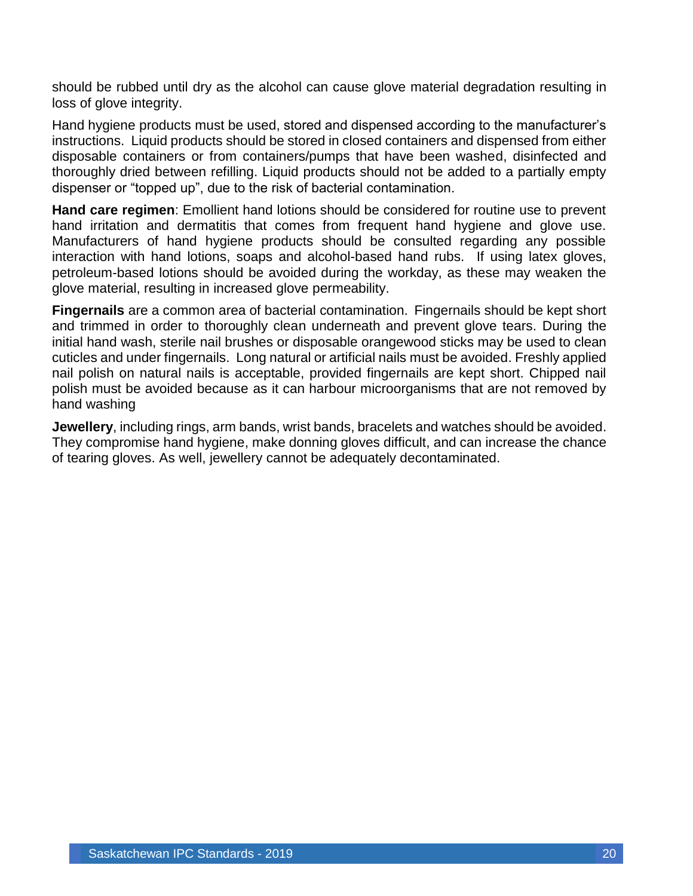should be rubbed until dry as the alcohol can cause glove material degradation resulting in loss of glove integrity.

Hand hygiene products must be used, stored and dispensed according to the manufacturer's instructions. Liquid products should be stored in closed containers and dispensed from either disposable containers or from containers/pumps that have been washed, disinfected and thoroughly dried between refilling. Liquid products should not be added to a partially empty dispenser or "topped up", due to the risk of bacterial contamination.

**Hand care regimen**: Emollient hand lotions should be considered for routine use to prevent hand irritation and dermatitis that comes from frequent hand hygiene and glove use. Manufacturers of hand hygiene products should be consulted regarding any possible interaction with hand lotions, soaps and alcohol-based hand rubs. If using latex gloves, petroleum-based lotions should be avoided during the workday, as these may weaken the glove material, resulting in increased glove permeability.

**Fingernails** are a common area of bacterial contamination. Fingernails should be kept short and trimmed in order to thoroughly clean underneath and prevent glove tears. During the initial hand wash, sterile nail brushes or disposable orangewood sticks may be used to clean cuticles and under fingernails. Long natural or artificial nails must be avoided. Freshly applied nail polish on natural nails is acceptable, provided fingernails are kept short. Chipped nail polish must be avoided because as it can harbour microorganisms that are not removed by hand washing

**Jewellery**, including rings, arm bands, wrist bands, bracelets and watches should be avoided. They compromise hand hygiene, make donning gloves difficult, and can increase the chance of tearing gloves. As well, jewellery cannot be adequately decontaminated.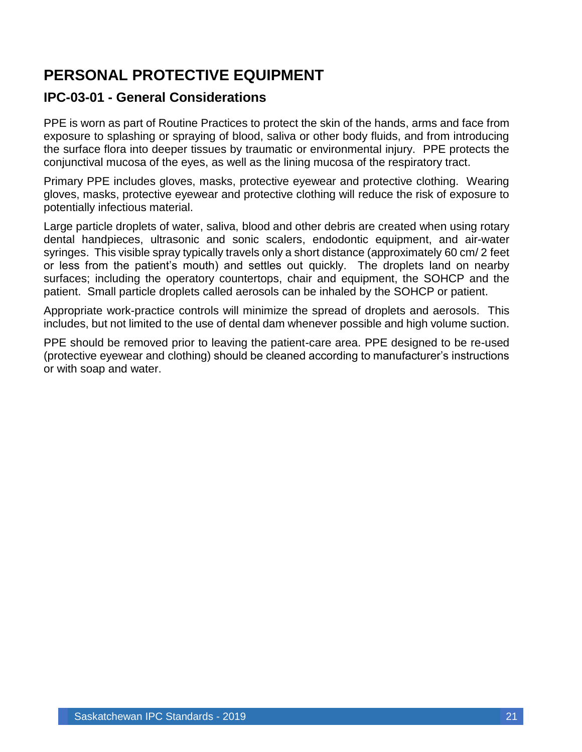# PERSONAL PROTECTIVE EQUIPMENT

## IPC-03-01 - General Considerations

PPE is worn as part of Routine Practices to protect the skin of the hands, arms and face from exposure to splashing or spraying of blood, saliva or other body fluids, and from introducing the surface flora into deeper tissues by traumatic or environmental injury. PPE protects the conjunctival mucosa of the eyes, as well as the lining mucosa of the respiratory tract.

Primary PPE includes gloves, masks, protective eyewear and protective clothing. Wearing gloves, masks, protective eyewear and protective clothing will reduce the risk of exposure to potentially infectious material.

Large particle droplets of water, saliva, blood and other debris are created when using rotary dental handpieces, ultrasonic and sonic scalers, endodontic equipment, and air-water syringes. This visible spray typically travels only a short distance (approximately 60 cm/ 2 feet or less from the patient's mouth) and settles out quickly. The droplets land on nearby surfaces; including the operatory countertops, chair and equipment, the SOHCP and the patient. Small particle droplets called aerosols can be inhaled by the SOHCP or patient.

Appropriate work-practice controls will minimize the spread of droplets and aerosols. This includes, but not limited to the use of dental dam whenever possible and high volume suction.

PPE should be removed prior to leaving the patient-care area. PPE designed to be re-used (protective eyewear and clothing) should be cleaned according to manufacturer's instructions or with soap and water.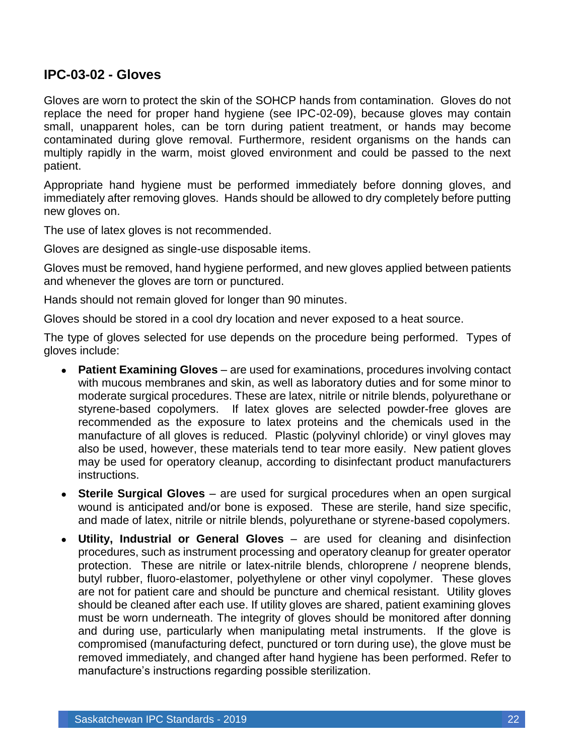## IPC-03-02 - Gloves

Gloves are worn to protect the skin of the SOHCP hands from contamination. Gloves do not replace the need for proper hand hygiene (see IPC-02-09), because gloves may contain small, unapparent holes, can be torn during patient treatment, or hands may become contaminated during glove removal. Furthermore, resident organisms on the hands can multiply rapidly in the warm, moist gloved environment and could be passed to the next patient.

Appropriate hand hygiene must be performed immediately before donning gloves, and immediately after removing gloves. Hands should be allowed to dry completely before putting new gloves on.

The use of latex gloves is not recommended.

Gloves are designed as single-use disposable items.

Gloves must be removed, hand hygiene performed, and new gloves applied between patients and whenever the gloves are torn or punctured.

Hands should not remain gloved for longer than 90 minutes.

Gloves should be stored in a cool dry location and never exposed to a heat source.

The type of gloves selected for use depends on the procedure being performed. Types of gloves include:

- **Patient Examining Gloves** – are used for examinations, procedures involving contact with mucous membranes and skin, as well as laboratory duties and for some minor to moderate surgical procedures. These are latex, nitrile or nitrile blends, polyurethane or styrene-based copolymers. If latex gloves are selected powder-free gloves are recommended as the exposure to latex proteins and the chemicals used in the manufacture of all gloves is reduced. Plastic (polyvinyl chloride) or vinyl gloves may also be used, however, these materials tend to tear more easily. New patient gloves may be used for operatory cleanup, according to disinfectant product manufacturers instructions.
- **Sterile Surgical Gloves** – are used for surgical procedures when an open surgical wound is anticipated and/or bone is exposed. These are sterile, hand size specific, and made of latex, nitrile or nitrile blends, polyurethane or styrene-based copolymers.
- **Utility, Industrial or General Gloves** – are used for cleaning and disinfection procedures, such as instrument processing and operatory cleanup for greater operator protection. These are nitrile or latex-nitrile blends, chloroprene / neoprene blends, butyl rubber, fluoro-elastomer, polyethylene or other vinyl copolymer. These gloves are not for patient care and should be puncture and chemical resistant. Utility gloves should be cleaned after each use. If utility gloves are shared, patient examining gloves must be worn underneath. The integrity of gloves should be monitored after donning and during use, particularly when manipulating metal instruments. If the glove is compromised (manufacturing defect, punctured or torn during use), the glove must be removed immediately, and changed after hand hygiene has been performed. Refer to manufacture's instructions regarding possible sterilization.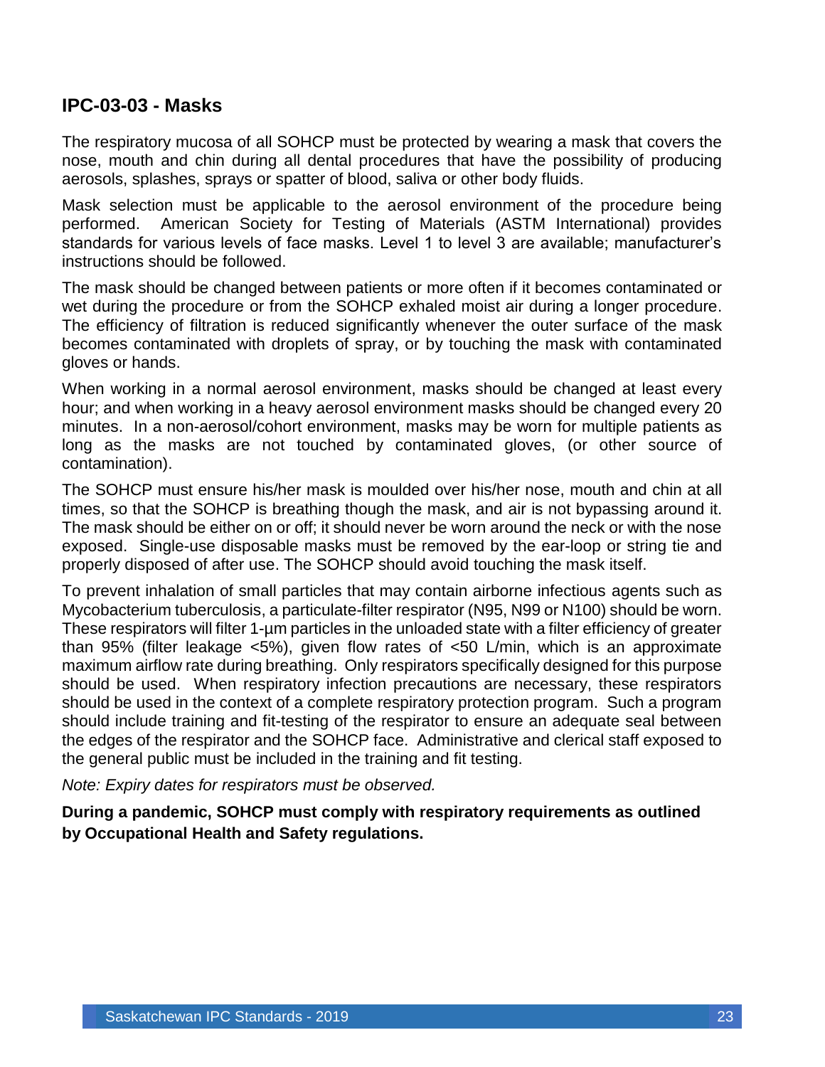## IPC-03-03 - Masks

The respiratory mucosa of all SOHCP must be protected by wearing a mask that covers the nose, mouth and chin during all dental procedures that have the possibility of producing aerosols, splashes, sprays or spatter of blood, saliva or other body fluids.

Mask selection must be applicable to the aerosol environment of the procedure being performed. American Society for Testing of Materials (ASTM International) provides standards for various levels of face masks. Level 1 to level 3 are available; manufacturer's instructions should be followed.

The mask should be changed between patients or more often if it becomes contaminated or wet during the procedure or from the SOHCP exhaled moist air during a longer procedure. The efficiency of filtration is reduced significantly whenever the outer surface of the mask becomes contaminated with droplets of spray, or by touching the mask with contaminated gloves or hands.

When working in a normal aerosol environment, masks should be changed at least every hour; and when working in a heavy aerosol environment masks should be changed every 20 minutes. In a non-aerosol/cohort environment, masks may be worn for multiple patients as long as the masks are not touched by contaminated gloves, (or other source of contamination).

The SOHCP must ensure his/her mask is moulded over his/her nose, mouth and chin at all times, so that the SOHCP is breathing though the mask, and air is not bypassing around it. The mask should be either on or off; it should never be worn around the neck or with the nose exposed. Single-use disposable masks must be removed by the ear-loop or string tie and properly disposed of after use. The SOHCP should avoid touching the mask itself.

To prevent inhalation of small particles that may contain airborne infectious agents such as Mycobacterium tuberculosis, a particulate-filter respirator (N95, N99 or N100) should be worn. These respirators will filter 1-µm particles in the unloaded state with a filter efficiency of greater than 95% (filter leakage <5%), given flow rates of <50 L/min, which is an approximate maximum airflow rate during breathing. Only respirators specifically designed for this purpose should be used. When respiratory infection precautions are necessary, these respirators should be used in the context of a complete respiratory protection program. Such a program should include training and fit-testing of the respirator to ensure an adequate seal between the edges of the respirator and the SOHCP face. Administrative and clerical staff exposed to the general public must be included in the training and fit testing.

*Note: Expiry dates for respirators must be observed.*

**During a pandemic, SOHCP must comply with respiratory requirements as outlined by Occupational Health and Safety regulations.**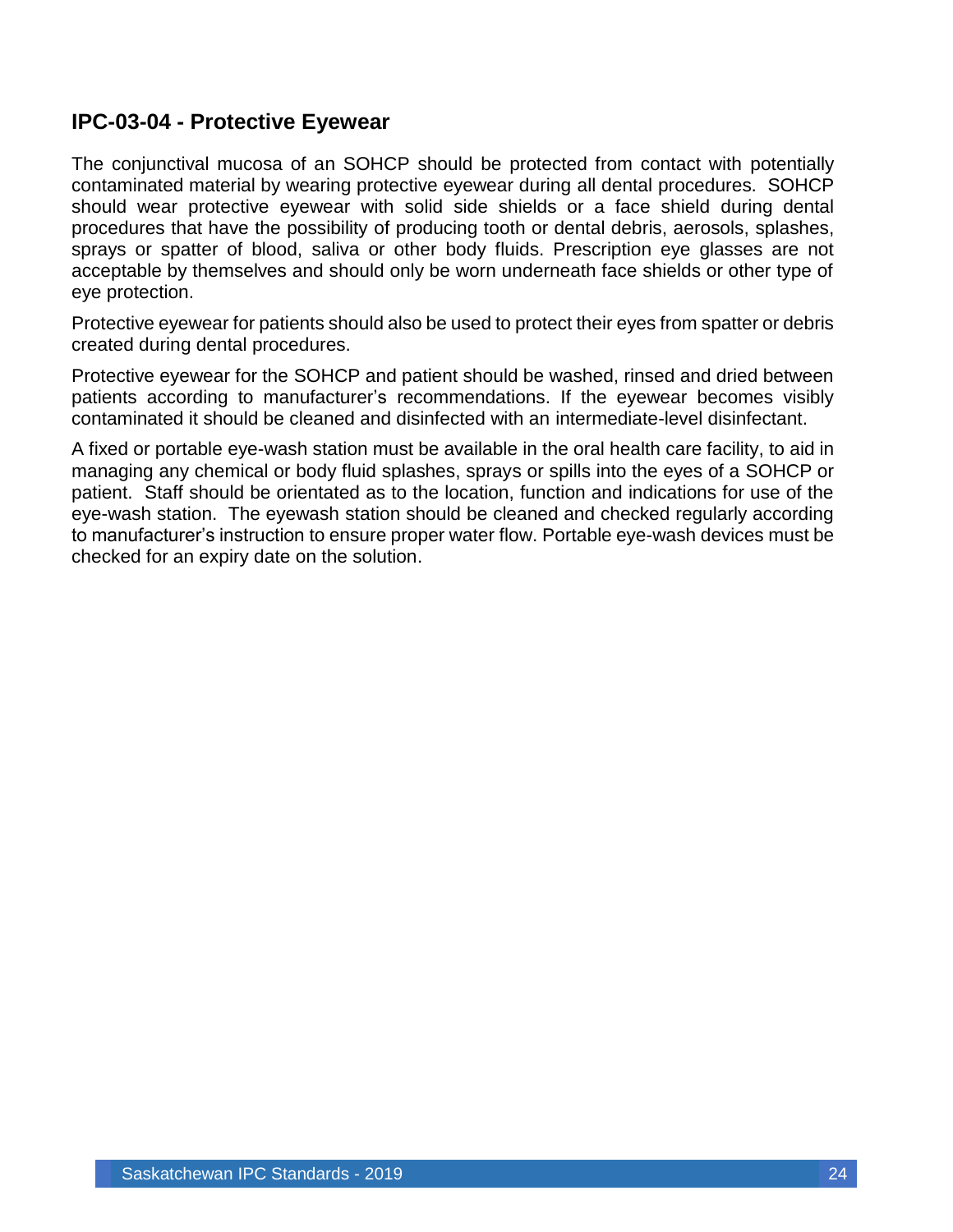## IPC-03-04 - Protective Eyewear

The conjunctival mucosa of an SOHCP should be protected from contact with potentially contaminated material by wearing protective eyewear during all dental procedures. SOHCP should wear protective eyewear with solid side shields or a face shield during dental procedures that have the possibility of producing tooth or dental debris, aerosols, splashes, sprays or spatter of blood, saliva or other body fluids. Prescription eye glasses are not acceptable by themselves and should only be worn underneath face shields or other type of eye protection.

Protective eyewear for patients should also be used to protect their eyes from spatter or debris created during dental procedures.

Protective eyewear for the SOHCP and patient should be washed, rinsed and dried between patients according to manufacturer's recommendations. If the eyewear becomes visibly contaminated it should be cleaned and disinfected with an intermediate-level disinfectant.

A fixed or portable eye-wash station must be available in the oral health care facility, to aid in managing any chemical or body fluid splashes, sprays or spills into the eyes of a SOHCP or patient. Staff should be orientated as to the location, function and indications for use of the eye-wash station. The eyewash station should be cleaned and checked regularly according to manufacturer's instruction to ensure proper water flow. Portable eye-wash devices must be checked for an expiry date on the solution.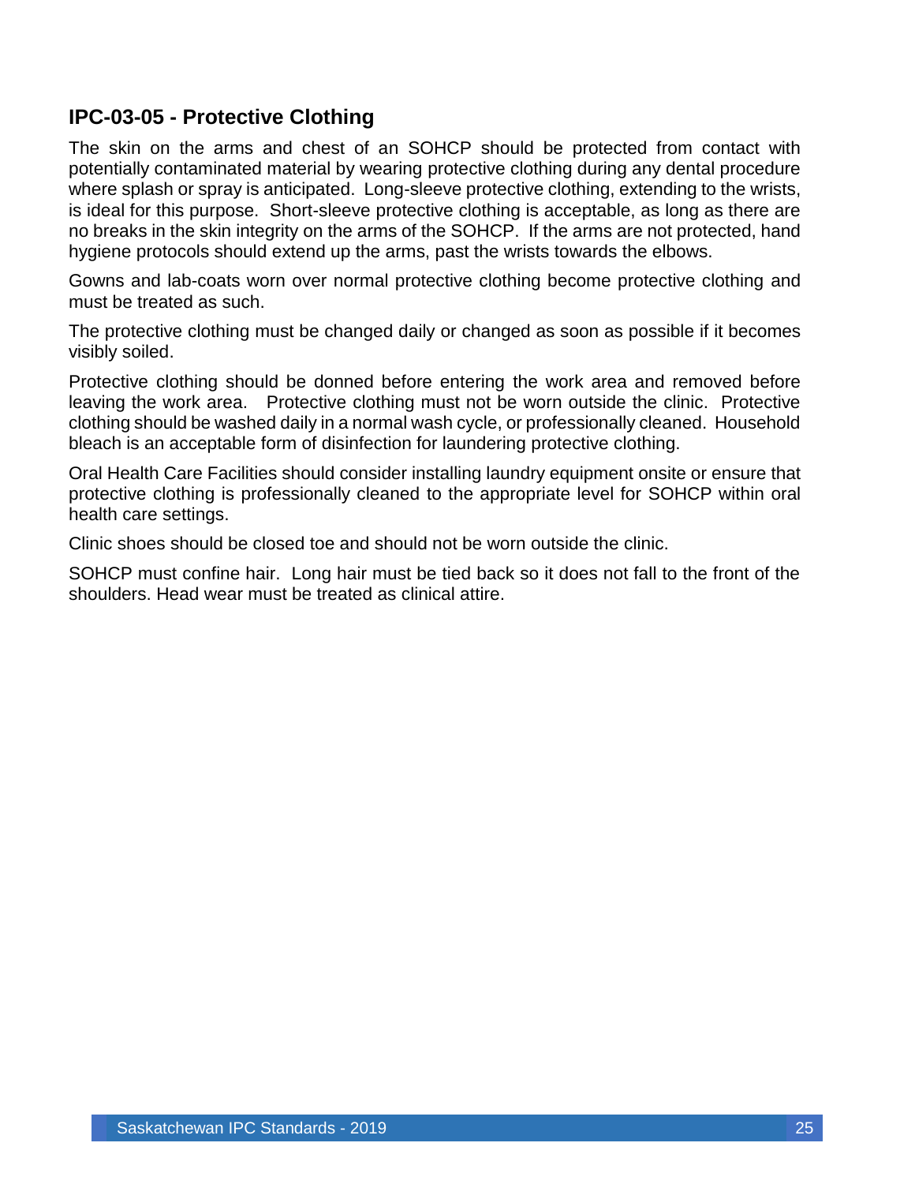## IPC-03-05 - Protective Clothing

The skin on the arms and chest of an SOHCP should be protected from contact with potentially contaminated material by wearing protective clothing during any dental procedure where splash or spray is anticipated. Long-sleeve protective clothing, extending to the wrists, is ideal for this purpose. Short-sleeve protective clothing is acceptable, as long as there are no breaks in the skin integrity on the arms of the SOHCP. If the arms are not protected, hand hygiene protocols should extend up the arms, past the wrists towards the elbows.

Gowns and lab-coats worn over normal protective clothing become protective clothing and must be treated as such.

The protective clothing must be changed daily or changed as soon as possible if it becomes visibly soiled.

Protective clothing should be donned before entering the work area and removed before leaving the work area. Protective clothing must not be worn outside the clinic. Protective clothing should be washed daily in a normal wash cycle, or professionally cleaned. Household bleach is an acceptable form of disinfection for laundering protective clothing.

Oral Health Care Facilities should consider installing laundry equipment onsite or ensure that protective clothing is professionally cleaned to the appropriate level for SOHCP within oral health care settings.

Clinic shoes should be closed toe and should not be worn outside the clinic.

SOHCP must confine hair. Long hair must be tied back so it does not fall to the front of the shoulders. Head wear must be treated as clinical attire.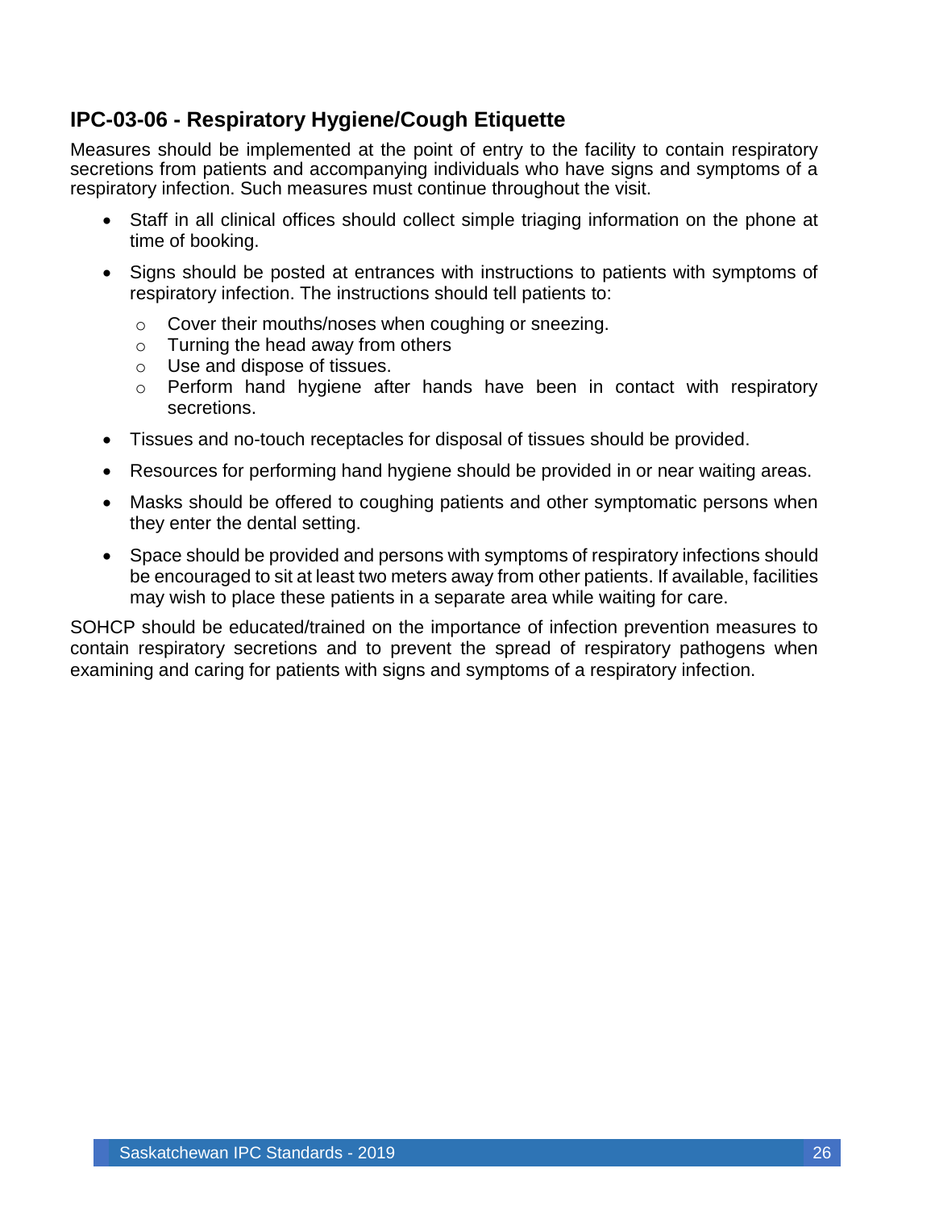## IPC-03-06 - Respiratory Hygiene/Cough Etiquette

Measures should be implemented at the point of entry to the facility to contain respiratory secretions from patients and accompanying individuals who have signs and symptoms of a respiratory infection. Such measures must continue throughout the visit.

- Staff in all clinical offices should collect simple triaging information on the phone at time of booking.
- Signs should be posted at entrances with instructions to patients with symptoms of respiratory infection. The instructions should tell patients to:
  - Cover their mouths/noses when coughing or sneezing.
  - Turning the head away from others
  - Use and dispose of tissues.
  - Perform hand hygiene after hands have been in contact with respiratory secretions.
- Tissues and no-touch receptacles for disposal of tissues should be provided.
- Resources for performing hand hygiene should be provided in or near waiting areas.
- Masks should be offered to coughing patients and other symptomatic persons when they enter the dental setting.
- Space should be provided and persons with symptoms of respiratory infections should be encouraged to sit at least two meters away from other patients. If available, facilities may wish to place these patients in a separate area while waiting for care.

SOHCP should be educated/trained on the importance of infection prevention measures to contain respiratory secretions and to prevent the spread of respiratory pathogens when examining and caring for patients with signs and symptoms of a respiratory infection.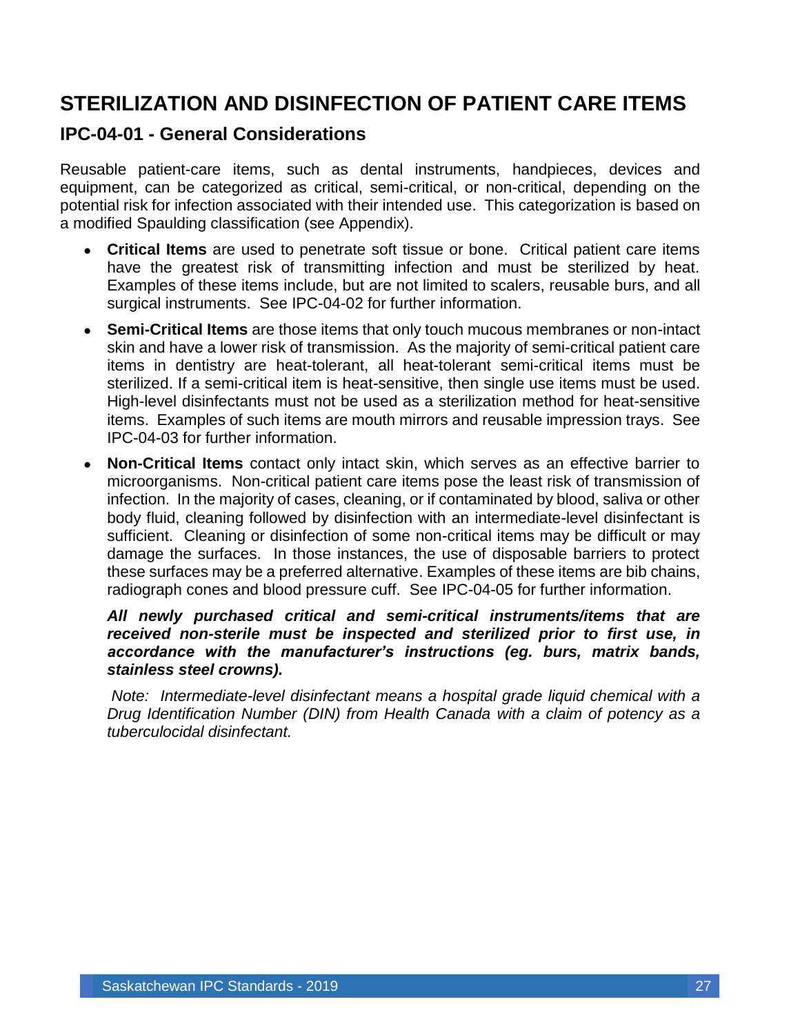# STERILIZATION AND DISINFECTION OF PATIENT CARE ITEMS

## IPC-04-01 - General Considerations

Reusable patient-care items, such as dental instruments, handpieces, devices and equipment, can be categorized as critical, semi-critical, or non-critical, depending on the potential risk for infection associated with their intended use. This categorization is based on a modified Spaulding classification (see Appendix).

- **Critical Items** are used to penetrate soft tissue or bone. Critical patient care items have the greatest risk of transmitting infection and must be sterilized by heat. Examples of these items include, but are not limited to scalers, reusable burs, and all surgical instruments. See IPC-04-02 for further information.
- **Semi-Critical Items** are those items that only touch mucous membranes or non-intact skin and have a lower risk of transmission. As the majority of semi-critical patient care items in dentistry are heat-tolerant, all heat-tolerant semi-critical items must be sterilized. If a semi-critical item is heat-sensitive, then single use items must be used. High-level disinfectants must not be used as a sterilization method for heat-sensitive items. Examples of such items are mouth mirrors and reusable impression trays. See IPC-04-03 for further information.
- **Non-Critical Items** contact only intact skin, which serves as an effective barrier to microorganisms. Non-critical patient care items pose the least risk of transmission of infection. In the majority of cases, cleaning, or if contaminated by blood, saliva or other body fluid, cleaning followed by disinfection with an intermediate-level disinfectant is sufficient. Cleaning or disinfection of some non-critical items may be difficult or may damage the surfaces. In those instances, the use of disposable barriers to protect these surfaces may be a preferred alternative. Examples of these items are bib chains, radiograph cones and blood pressure cuff. See IPC-04-05 for further information.

***All newly purchased critical and semi-critical instruments/items that are received non-sterile must be inspected and sterilized prior to first use, in accordance with the manufacturer's instructions (eg. burs, matrix bands, stainless steel crowns).***

*Note: Intermediate-level disinfectant means a hospital grade liquid chemical with a Drug Identification Number (DIN) from Health Canada with a claim of potency as a tuberculocidal disinfectant.*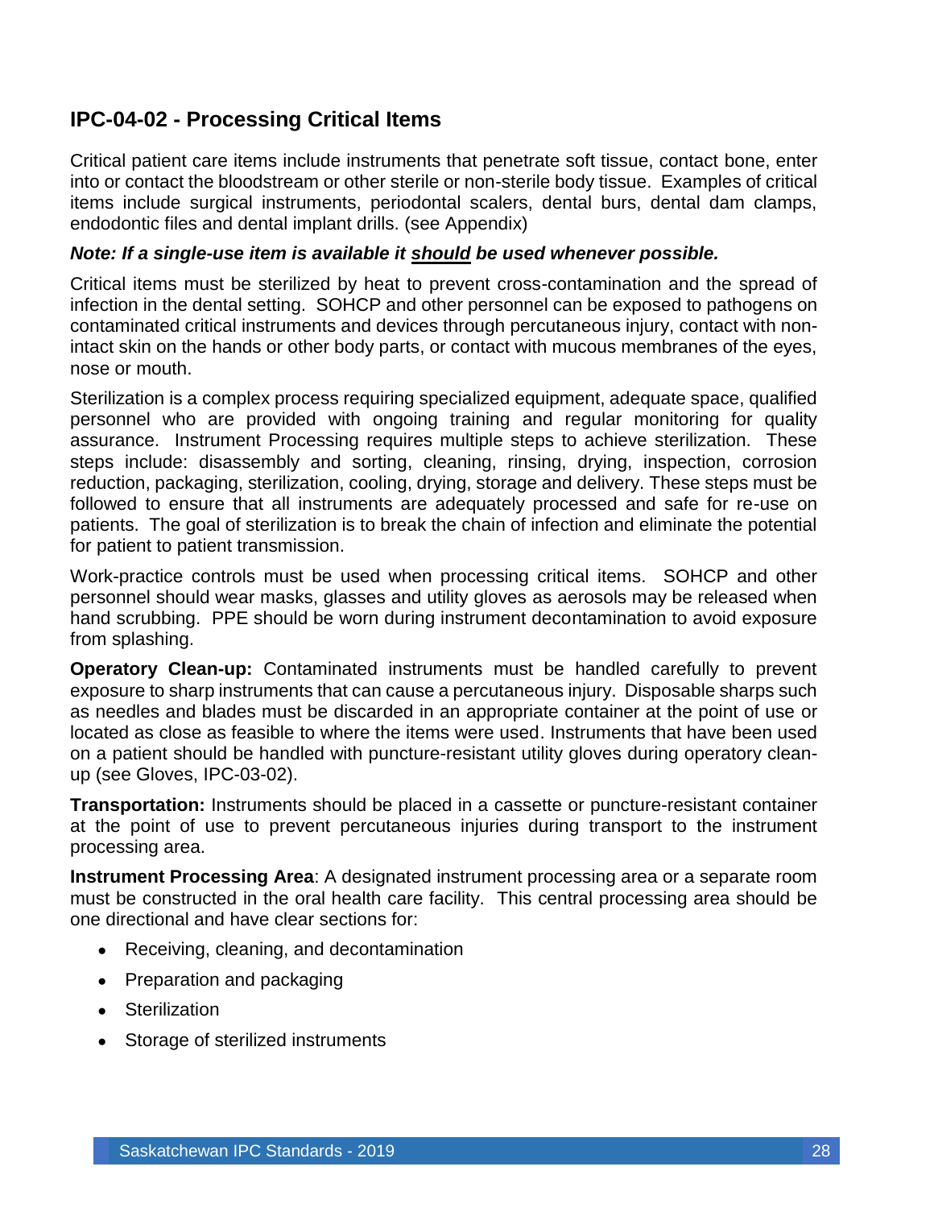## IPC-04-02 - Processing Critical Items

Critical patient care items include instruments that penetrate soft tissue, contact bone, enter into or contact the bloodstream or other sterile or non-sterile body tissue. Examples of critical items include surgical instruments, periodontal scalers, dental burs, dental dam clamps, endodontic files and dental implant drills. (see Appendix)

***Note: If a single-use item is available it should be used whenever possible.***

Critical items must be sterilized by heat to prevent cross-contamination and the spread of infection in the dental setting. SOHCP and other personnel can be exposed to pathogens on contaminated critical instruments and devices through percutaneous injury, contact with non-intact skin on the hands or other body parts, or contact with mucous membranes of the eyes, nose or mouth.

Sterilization is a complex process requiring specialized equipment, adequate space, qualified personnel who are provided with ongoing training and regular monitoring for quality assurance. Instrument Processing requires multiple steps to achieve sterilization. These steps include: disassembly and sorting, cleaning, rinsing, drying, inspection, corrosion reduction, packaging, sterilization, cooling, drying, storage and delivery. These steps must be followed to ensure that all instruments are adequately processed and safe for re-use on patients. The goal of sterilization is to break the chain of infection and eliminate the potential for patient to patient transmission.

Work-practice controls must be used when processing critical items. SOHCP and other personnel should wear masks, glasses and utility gloves as aerosols may be released when hand scrubbing. PPE should be worn during instrument decontamination to avoid exposure from splashing.

**Operatory Clean-up:** Contaminated instruments must be handled carefully to prevent exposure to sharp instruments that can cause a percutaneous injury. Disposable sharps such as needles and blades must be discarded in an appropriate container at the point of use or located as close as feasible to where the items were used. Instruments that have been used on a patient should be handled with puncture-resistant utility gloves during operatory clean-up (see Gloves, IPC-03-02).

**Transportation:** Instruments should be placed in a cassette or puncture-resistant container at the point of use to prevent percutaneous injuries during transport to the instrument processing area.

**Instrument Processing Area**: A designated instrument processing area or a separate room must be constructed in the oral health care facility. This central processing area should be one directional and have clear sections for:

- Receiving, cleaning, and decontamination
- Preparation and packaging
- Sterilization
- Storage of sterilized instruments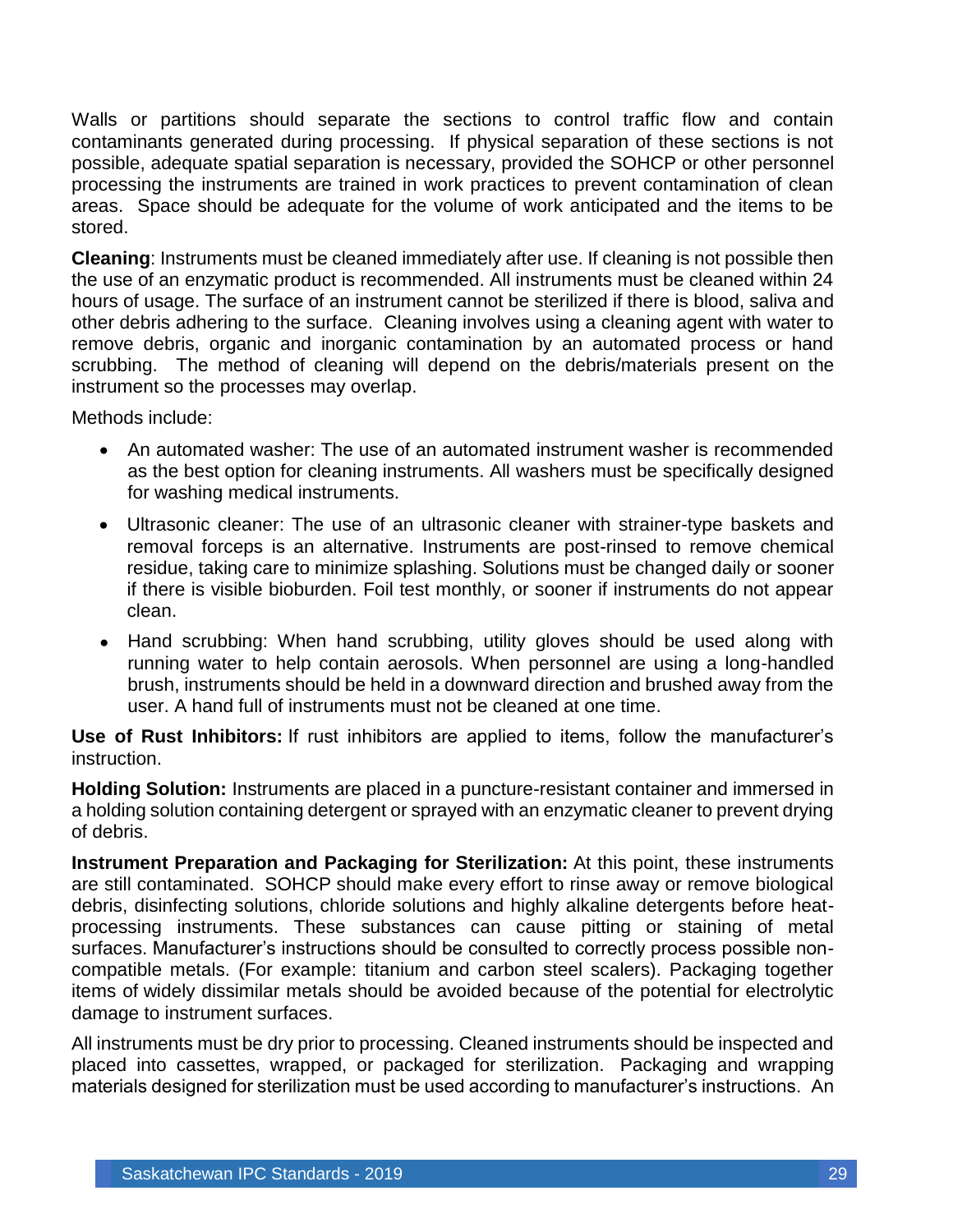Walls or partitions should separate the sections to control traffic flow and contain contaminants generated during processing. If physical separation of these sections is not possible, adequate spatial separation is necessary, provided the SOHCP or other personnel processing the instruments are trained in work practices to prevent contamination of clean areas. Space should be adequate for the volume of work anticipated and the items to be stored.

**Cleaning**: Instruments must be cleaned immediately after use. If cleaning is not possible then the use of an enzymatic product is recommended. All instruments must be cleaned within 24 hours of usage. The surface of an instrument cannot be sterilized if there is blood, saliva and other debris adhering to the surface. Cleaning involves using a cleaning agent with water to remove debris, organic and inorganic contamination by an automated process or hand scrubbing. The method of cleaning will depend on the debris/materials present on the instrument so the processes may overlap.

Methods include:

- An automated washer: The use of an automated instrument washer is recommended as the best option for cleaning instruments. All washers must be specifically designed for washing medical instruments.
- Ultrasonic cleaner: The use of an ultrasonic cleaner with strainer-type baskets and removal forceps is an alternative. Instruments are post-rinsed to remove chemical residue, taking care to minimize splashing. Solutions must be changed daily or sooner if there is visible bioburden. Foil test monthly, or sooner if instruments do not appear clean.
- Hand scrubbing: When hand scrubbing, utility gloves should be used along with running water to help contain aerosols. When personnel are using a long-handled brush, instruments should be held in a downward direction and brushed away from the user. A hand full of instruments must not be cleaned at one time.

**Use of Rust Inhibitors:** If rust inhibitors are applied to items, follow the manufacturer's instruction.

**Holding Solution:** Instruments are placed in a puncture-resistant container and immersed in a holding solution containing detergent or sprayed with an enzymatic cleaner to prevent drying of debris.

**Instrument Preparation and Packaging for Sterilization:** At this point, these instruments are still contaminated. SOHCP should make every effort to rinse away or remove biological debris, disinfecting solutions, chloride solutions and highly alkaline detergents before heat-processing instruments. These substances can cause pitting or staining of metal surfaces. Manufacturer's instructions should be consulted to correctly process possible non-compatible metals. (For example: titanium and carbon steel scalers). Packaging together items of widely dissimilar metals should be avoided because of the potential for electrolytic damage to instrument surfaces.

All instruments must be dry prior to processing. Cleaned instruments should be inspected and placed into cassettes, wrapped, or packaged for sterilization. Packaging and wrapping materials designed for sterilization must be used according to manufacturer's instructions. An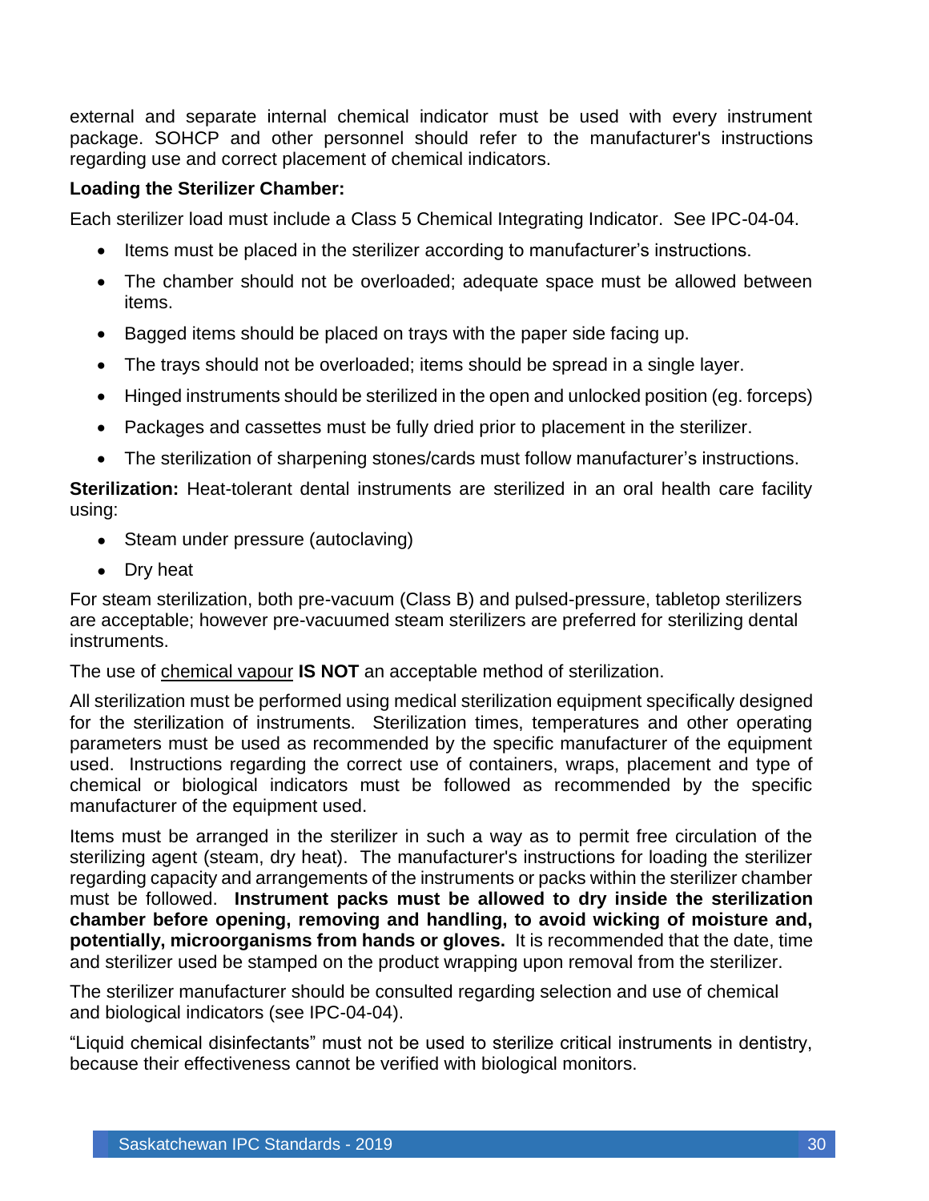external and separate internal chemical indicator must be used with every instrument package. SOHCP and other personnel should refer to the manufacturer's instructions regarding use and correct placement of chemical indicators.

**Loading the Sterilizer Chamber:**

Each sterilizer load must include a Class 5 Chemical Integrating Indicator. See IPC-04-04.

- Items must be placed in the sterilizer according to manufacturer's instructions.
- The chamber should not be overloaded; adequate space must be allowed between items.
- Bagged items should be placed on trays with the paper side facing up.
- The trays should not be overloaded; items should be spread in a single layer.
- Hinged instruments should be sterilized in the open and unlocked position (eg. forceps)
- Packages and cassettes must be fully dried prior to placement in the sterilizer.
- The sterilization of sharpening stones/cards must follow manufacturer's instructions.

**Sterilization:** Heat-tolerant dental instruments are sterilized in an oral health care facility using:

- Steam under pressure (autoclaving)
- Dry heat

For steam sterilization, both pre-vacuum (Class B) and pulsed-pressure, tabletop sterilizers are acceptable; however pre-vacuumed steam sterilizers are preferred for sterilizing dental instruments.

The use of <u>chemical vapour</u> **IS NOT** an acceptable method of sterilization.

All sterilization must be performed using medical sterilization equipment specifically designed for the sterilization of instruments. Sterilization times, temperatures and other operating parameters must be used as recommended by the specific manufacturer of the equipment used. Instructions regarding the correct use of containers, wraps, placement and type of chemical or biological indicators must be followed as recommended by the specific manufacturer of the equipment used.

Items must be arranged in the sterilizer in such a way as to permit free circulation of the sterilizing agent (steam, dry heat). The manufacturer's instructions for loading the sterilizer regarding capacity and arrangements of the instruments or packs within the sterilizer chamber must be followed. **Instrument packs must be allowed to dry inside the sterilization chamber before opening, removing and handling, to avoid wicking of moisture and, potentially, microorganisms from hands or gloves.** It is recommended that the date, time and sterilizer used be stamped on the product wrapping upon removal from the sterilizer.

The sterilizer manufacturer should be consulted regarding selection and use of chemical and biological indicators (see IPC-04-04).

"Liquid chemical disinfectants" must not be used to sterilize critical instruments in dentistry, because their effectiveness cannot be verified with biological monitors.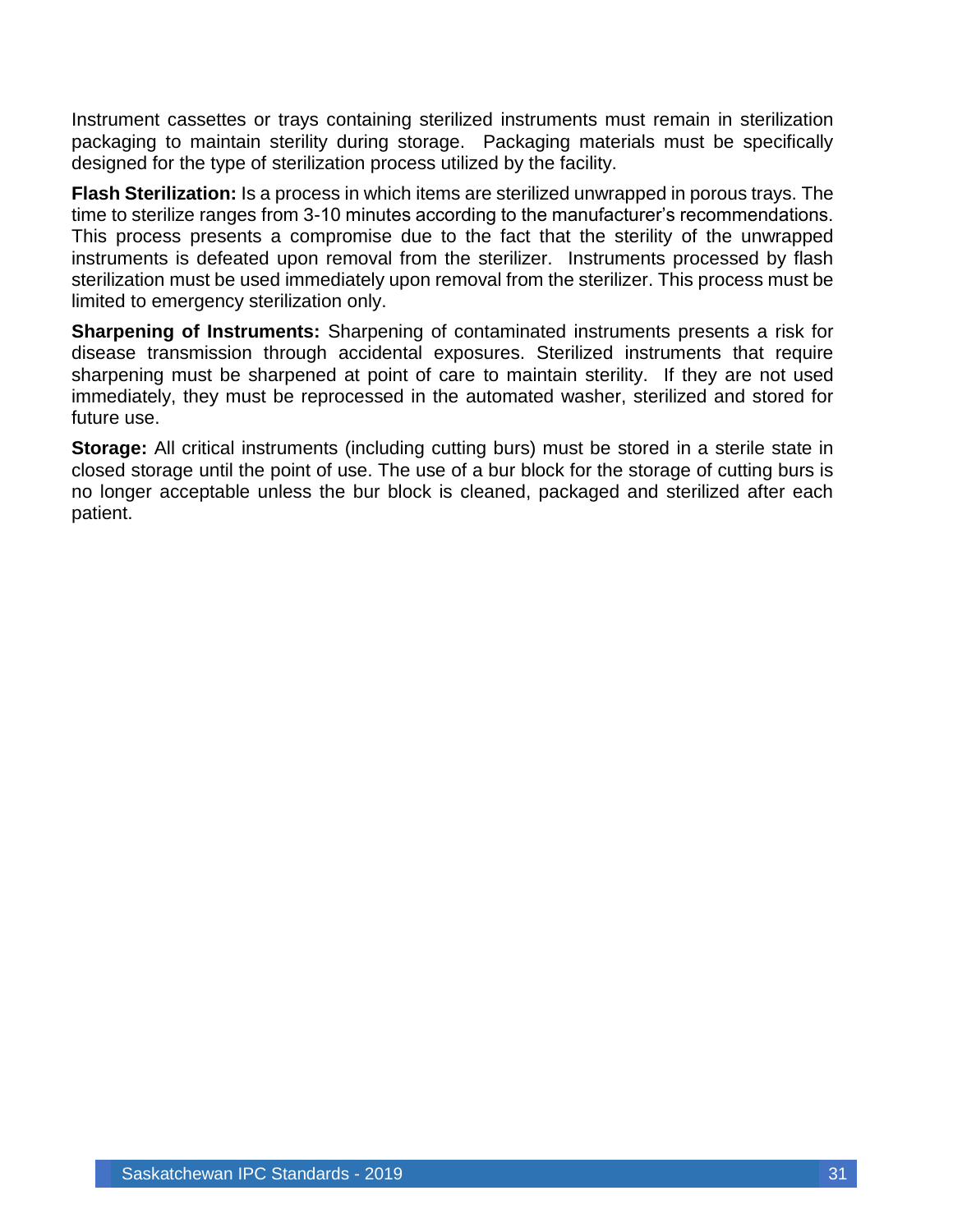Instrument cassettes or trays containing sterilized instruments must remain in sterilization packaging to maintain sterility during storage. Packaging materials must be specifically designed for the type of sterilization process utilized by the facility.

**Flash Sterilization:** Is a process in which items are sterilized unwrapped in porous trays. The time to sterilize ranges from 3-10 minutes according to the manufacturer's recommendations. This process presents a compromise due to the fact that the sterility of the unwrapped instruments is defeated upon removal from the sterilizer. Instruments processed by flash sterilization must be used immediately upon removal from the sterilizer. This process must be limited to emergency sterilization only.

**Sharpening of Instruments:** Sharpening of contaminated instruments presents a risk for disease transmission through accidental exposures. Sterilized instruments that require sharpening must be sharpened at point of care to maintain sterility. If they are not used immediately, they must be reprocessed in the automated washer, sterilized and stored for future use.

**Storage:** All critical instruments (including cutting burs) must be stored in a sterile state in closed storage until the point of use. The use of a bur block for the storage of cutting burs is no longer acceptable unless the bur block is cleaned, packaged and sterilized after each patient.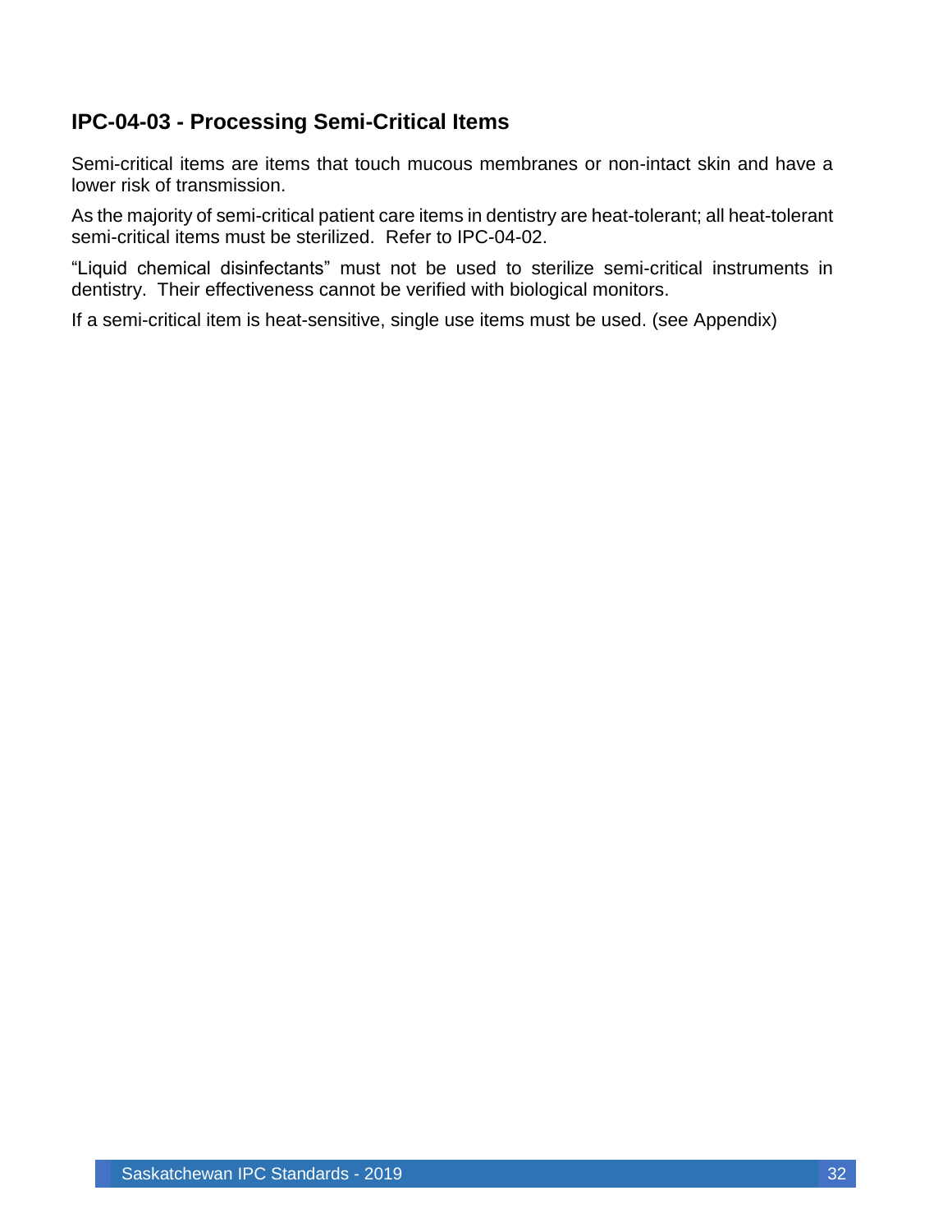## IPC-04-03 - Processing Semi-Critical Items

Semi-critical items are items that touch mucous membranes or non-intact skin and have a lower risk of transmission.

As the majority of semi-critical patient care items in dentistry are heat-tolerant; all heat-tolerant semi-critical items must be sterilized. Refer to IPC-04-02.

"Liquid chemical disinfectants" must not be used to sterilize semi-critical instruments in dentistry. Their effectiveness cannot be verified with biological monitors.

If a semi-critical item is heat-sensitive, single use items must be used. (see Appendix)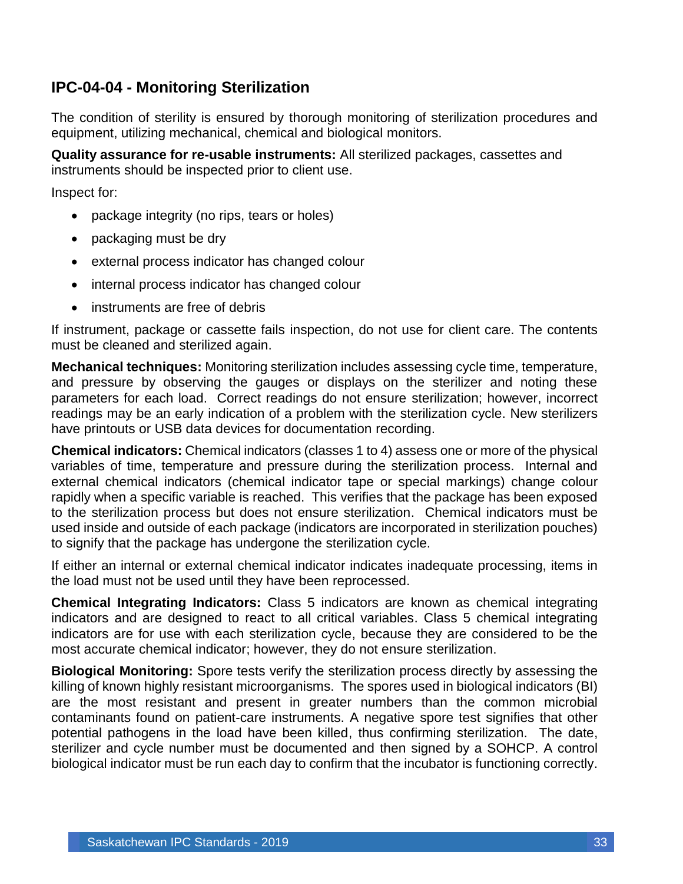## IPC-04-04 - Monitoring Sterilization

The condition of sterility is ensured by thorough monitoring of sterilization procedures and equipment, utilizing mechanical, chemical and biological monitors.

**Quality assurance for re-usable instruments:** All sterilized packages, cassettes and instruments should be inspected prior to client use.

Inspect for:

- package integrity (no rips, tears or holes)
- packaging must be dry
- external process indicator has changed colour
- internal process indicator has changed colour
- instruments are free of debris

If instrument, package or cassette fails inspection, do not use for client care. The contents must be cleaned and sterilized again.

**Mechanical techniques:** Monitoring sterilization includes assessing cycle time, temperature, and pressure by observing the gauges or displays on the sterilizer and noting these parameters for each load. Correct readings do not ensure sterilization; however, incorrect readings may be an early indication of a problem with the sterilization cycle. New sterilizers have printouts or USB data devices for documentation recording.

**Chemical indicators:** Chemical indicators (classes 1 to 4) assess one or more of the physical variables of time, temperature and pressure during the sterilization process. Internal and external chemical indicators (chemical indicator tape or special markings) change colour rapidly when a specific variable is reached. This verifies that the package has been exposed to the sterilization process but does not ensure sterilization. Chemical indicators must be used inside and outside of each package (indicators are incorporated in sterilization pouches) to signify that the package has undergone the sterilization cycle.

If either an internal or external chemical indicator indicates inadequate processing, items in the load must not be used until they have been reprocessed.

**Chemical Integrating Indicators:** Class 5 indicators are known as chemical integrating indicators and are designed to react to all critical variables. Class 5 chemical integrating indicators are for use with each sterilization cycle, because they are considered to be the most accurate chemical indicator; however, they do not ensure sterilization.

**Biological Monitoring:** Spore tests verify the sterilization process directly by assessing the killing of known highly resistant microorganisms. The spores used in biological indicators (BI) are the most resistant and present in greater numbers than the common microbial contaminants found on patient-care instruments. A negative spore test signifies that other potential pathogens in the load have been killed, thus confirming sterilization. The date, sterilizer and cycle number must be documented and then signed by a SOHCP. A control biological indicator must be run each day to confirm that the incubator is functioning correctly.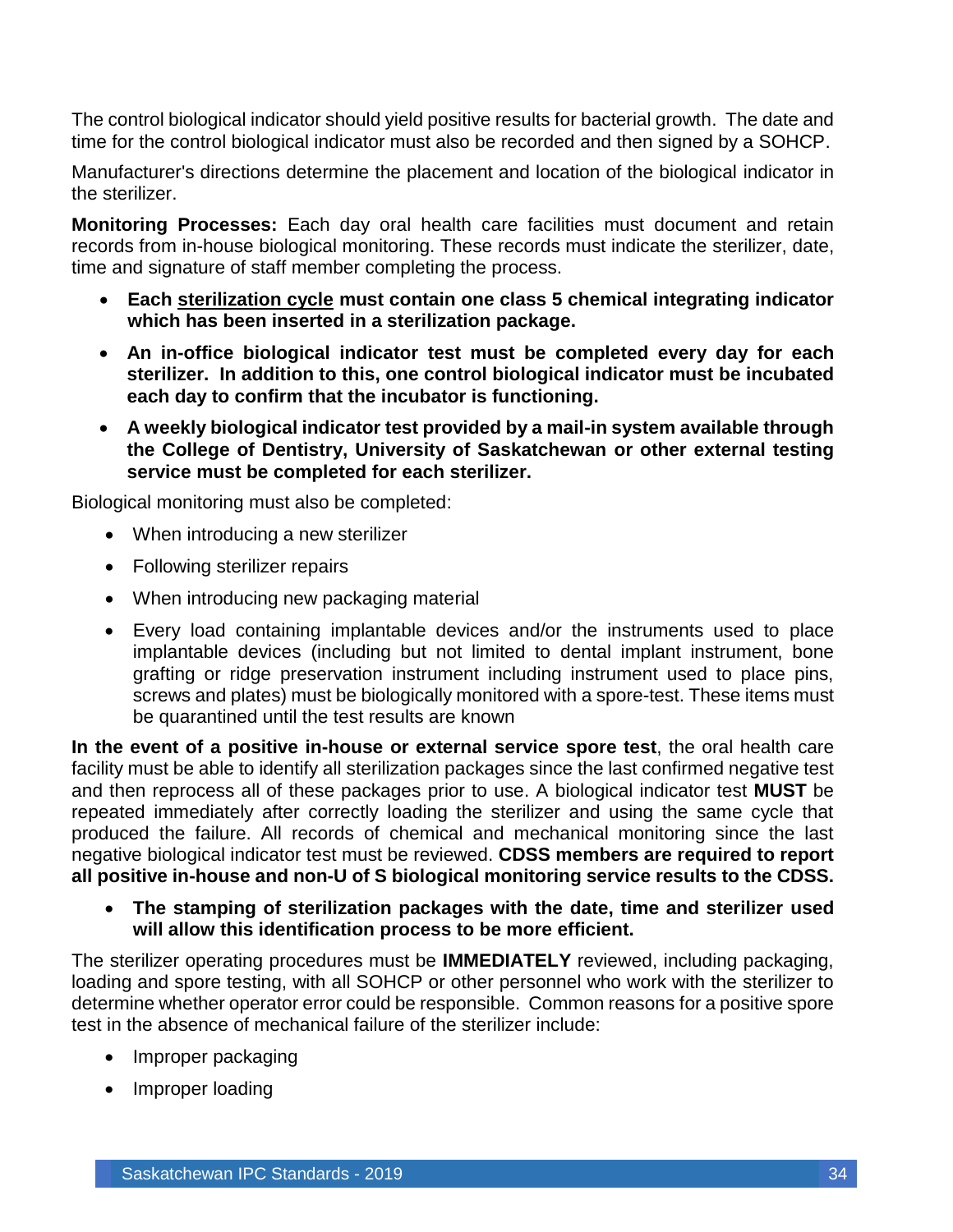The control biological indicator should yield positive results for bacterial growth. The date and time for the control biological indicator must also be recorded and then signed by a SOHCP.

Manufacturer's directions determine the placement and location of the biological indicator in the sterilizer.

**Monitoring Processes:** Each day oral health care facilities must document and retain records from in-house biological monitoring. These records must indicate the sterilizer, date, time and signature of staff member completing the process.

- **Each <u>sterilization cycle</u> must contain one class 5 chemical integrating indicator which has been inserted in a sterilization package.**
- **An in-office biological indicator test must be completed every day for each sterilizer. In addition to this, one control biological indicator must be incubated each day to confirm that the incubator is functioning.**
- **A weekly biological indicator test provided by a mail-in system available through the College of Dentistry, University of Saskatchewan or other external testing service must be completed for each sterilizer.**

Biological monitoring must also be completed:

- When introducing a new sterilizer
- Following sterilizer repairs
- When introducing new packaging material
- Every load containing implantable devices and/or the instruments used to place implantable devices (including but not limited to dental implant instrument, bone grafting or ridge preservation instrument including instrument used to place pins, screws and plates) must be biologically monitored with a spore-test. These items must be quarantined until the test results are known

**In the event of a positive in-house or external service spore test**, the oral health care facility must be able to identify all sterilization packages since the last confirmed negative test and then reprocess all of these packages prior to use. A biological indicator test **MUST** be repeated immediately after correctly loading the sterilizer and using the same cycle that produced the failure. All records of chemical and mechanical monitoring since the last negative biological indicator test must be reviewed. **CDSS members are required to report all positive in-house and non-U of S biological monitoring service results to the CDSS.**

- **The stamping of sterilization packages with the date, time and sterilizer used will allow this identification process to be more efficient.**

The sterilizer operating procedures must be **IMMEDIATELY** reviewed, including packaging, loading and spore testing, with all SOHCP or other personnel who work with the sterilizer to determine whether operator error could be responsible. Common reasons for a positive spore test in the absence of mechanical failure of the sterilizer include:

- Improper packaging
- Improper loading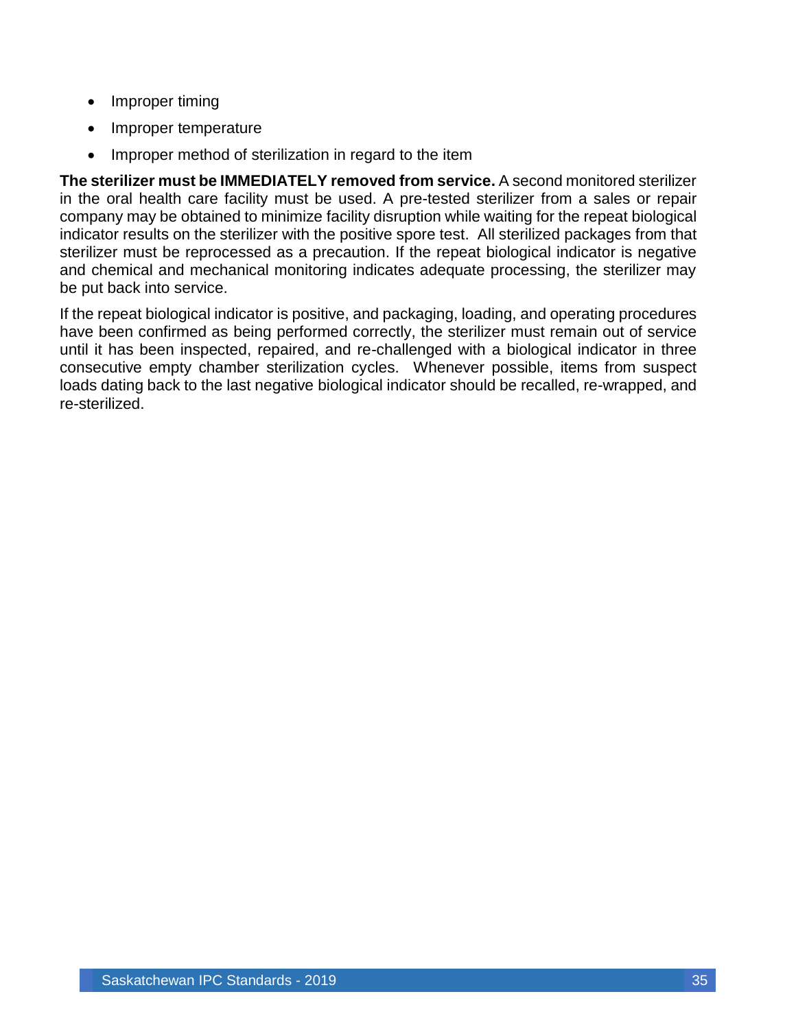- Improper timing
- Improper temperature
- Improper method of sterilization in regard to the item

**The sterilizer must be IMMEDIATELY removed from service.** A second monitored sterilizer in the oral health care facility must be used. A pre-tested sterilizer from a sales or repair company may be obtained to minimize facility disruption while waiting for the repeat biological indicator results on the sterilizer with the positive spore test. All sterilized packages from that sterilizer must be reprocessed as a precaution. If the repeat biological indicator is negative and chemical and mechanical monitoring indicates adequate processing, the sterilizer may be put back into service.

If the repeat biological indicator is positive, and packaging, loading, and operating procedures have been confirmed as being performed correctly, the sterilizer must remain out of service until it has been inspected, repaired, and re-challenged with a biological indicator in three consecutive empty chamber sterilization cycles. Whenever possible, items from suspect loads dating back to the last negative biological indicator should be recalled, re-wrapped, and re-sterilized.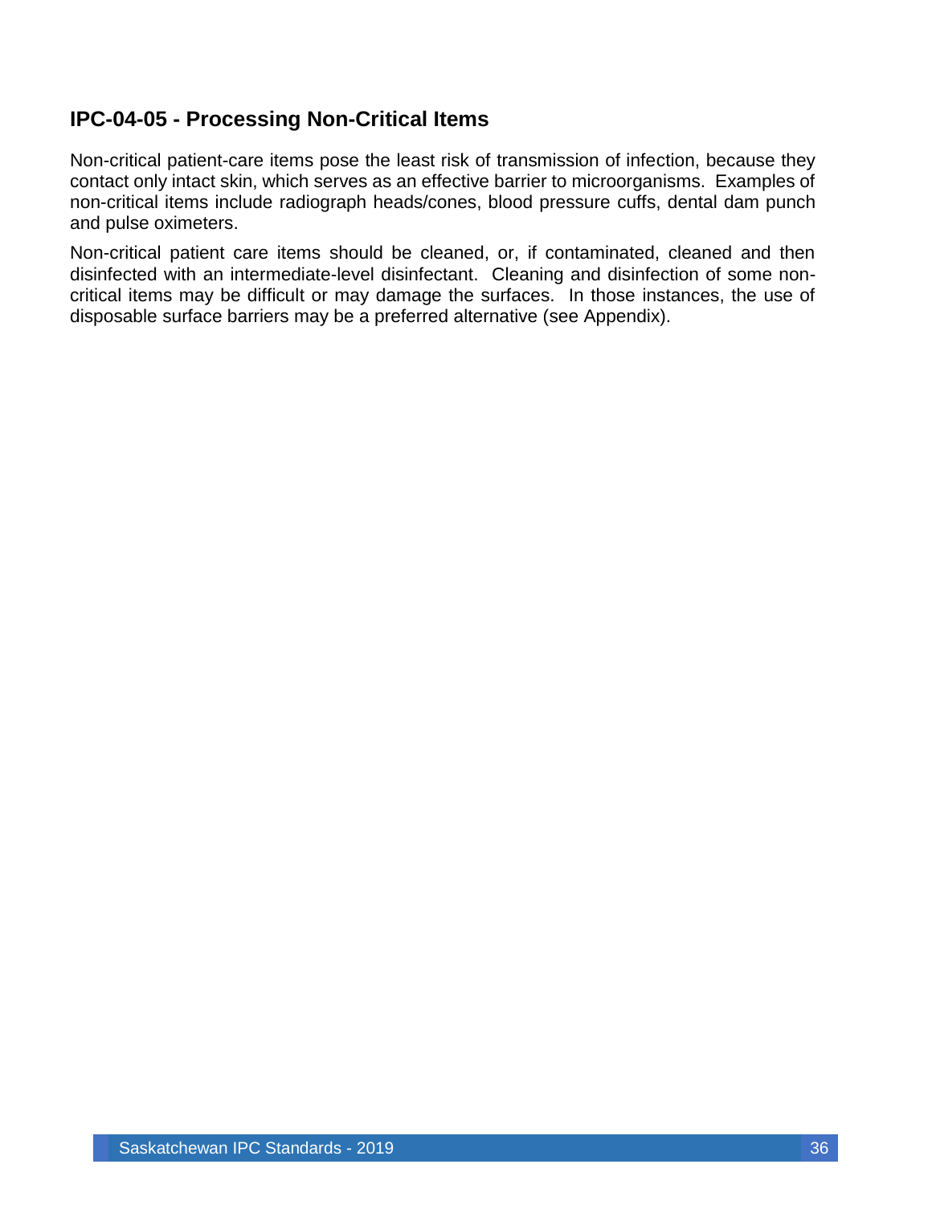## IPC-04-05 - Processing Non-Critical Items

Non-critical patient-care items pose the least risk of transmission of infection, because they contact only intact skin, which serves as an effective barrier to microorganisms. Examples of non-critical items include radiograph heads/cones, blood pressure cuffs, dental dam punch and pulse oximeters.

Non-critical patient care items should be cleaned, or, if contaminated, cleaned and then disinfected with an intermediate-level disinfectant. Cleaning and disinfection of some non-critical items may be difficult or may damage the surfaces. In those instances, the use of disposable surface barriers may be a preferred alternative (see Appendix).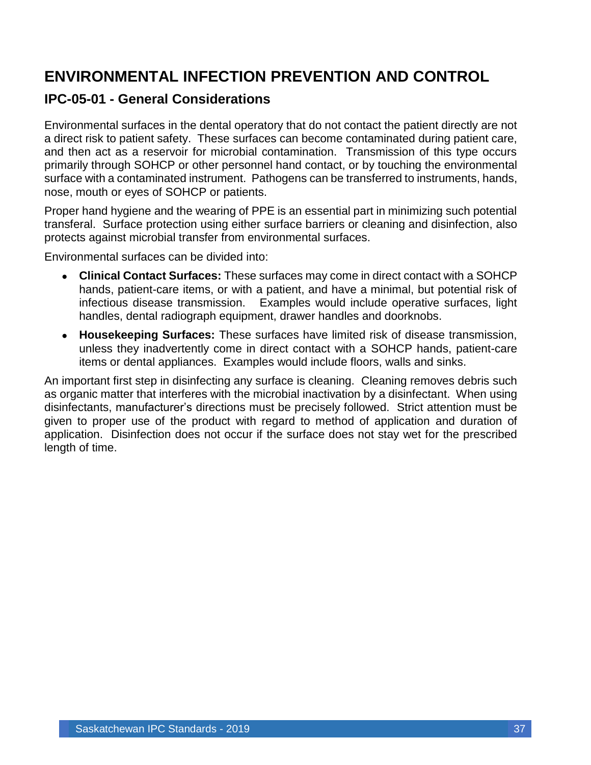# ENVIRONMENTAL INFECTION PREVENTION AND CONTROL

## IPC-05-01 - General Considerations

Environmental surfaces in the dental operatory that do not contact the patient directly are not a direct risk to patient safety. These surfaces can become contaminated during patient care, and then act as a reservoir for microbial contamination. Transmission of this type occurs primarily through SOHCP or other personnel hand contact, or by touching the environmental surface with a contaminated instrument. Pathogens can be transferred to instruments, hands, nose, mouth or eyes of SOHCP or patients.

Proper hand hygiene and the wearing of PPE is an essential part in minimizing such potential transferal. Surface protection using either surface barriers or cleaning and disinfection, also protects against microbial transfer from environmental surfaces.

Environmental surfaces can be divided into:

- **Clinical Contact Surfaces:** These surfaces may come in direct contact with a SOHCP hands, patient-care items, or with a patient, and have a minimal, but potential risk of infectious disease transmission. Examples would include operative surfaces, light handles, dental radiograph equipment, drawer handles and doorknobs.
- **Housekeeping Surfaces:** These surfaces have limited risk of disease transmission, unless they inadvertently come in direct contact with a SOHCP hands, patient-care items or dental appliances. Examples would include floors, walls and sinks.

An important first step in disinfecting any surface is cleaning. Cleaning removes debris such as organic matter that interferes with the microbial inactivation by a disinfectant. When using disinfectants, manufacturer's directions must be precisely followed. Strict attention must be given to proper use of the product with regard to method of application and duration of application. Disinfection does not occur if the surface does not stay wet for the prescribed length of time.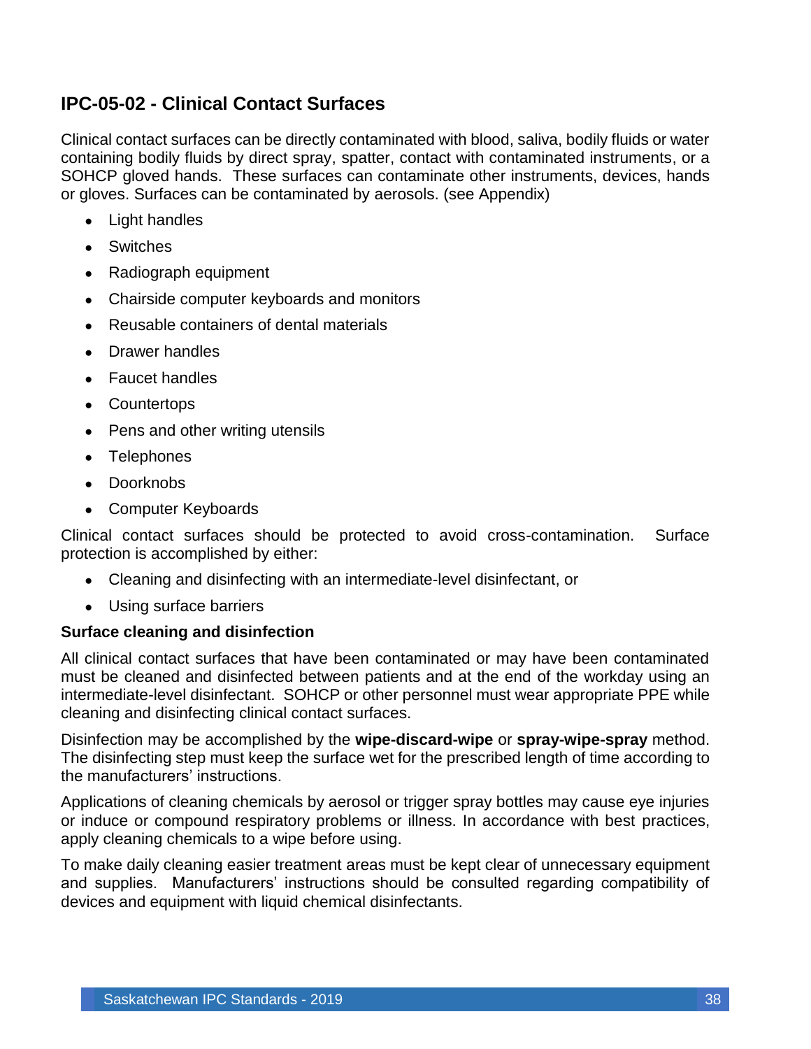## IPC-05-02 - Clinical Contact Surfaces

Clinical contact surfaces can be directly contaminated with blood, saliva, bodily fluids or water containing bodily fluids by direct spray, spatter, contact with contaminated instruments, or a SOHCP gloved hands. These surfaces can contaminate other instruments, devices, hands or gloves. Surfaces can be contaminated by aerosols. (see Appendix)

- Light handles
- Switches
- Radiograph equipment
- Chairside computer keyboards and monitors
- Reusable containers of dental materials
- Drawer handles
- Faucet handles
- Countertops
- Pens and other writing utensils
- Telephones
- Doorknobs
- Computer Keyboards

Clinical contact surfaces should be protected to avoid cross-contamination. Surface protection is accomplished by either:

- Cleaning and disinfecting with an intermediate-level disinfectant, or
- Using surface barriers

**Surface cleaning and disinfection**

All clinical contact surfaces that have been contaminated or may have been contaminated must be cleaned and disinfected between patients and at the end of the workday using an intermediate-level disinfectant. SOHCP or other personnel must wear appropriate PPE while cleaning and disinfecting clinical contact surfaces.

Disinfection may be accomplished by the **wipe-discard-wipe** or **spray-wipe-spray** method. The disinfecting step must keep the surface wet for the prescribed length of time according to the manufacturers' instructions.

Applications of cleaning chemicals by aerosol or trigger spray bottles may cause eye injuries or induce or compound respiratory problems or illness. In accordance with best practices, apply cleaning chemicals to a wipe before using.

To make daily cleaning easier treatment areas must be kept clear of unnecessary equipment and supplies. Manufacturers' instructions should be consulted regarding compatibility of devices and equipment with liquid chemical disinfectants.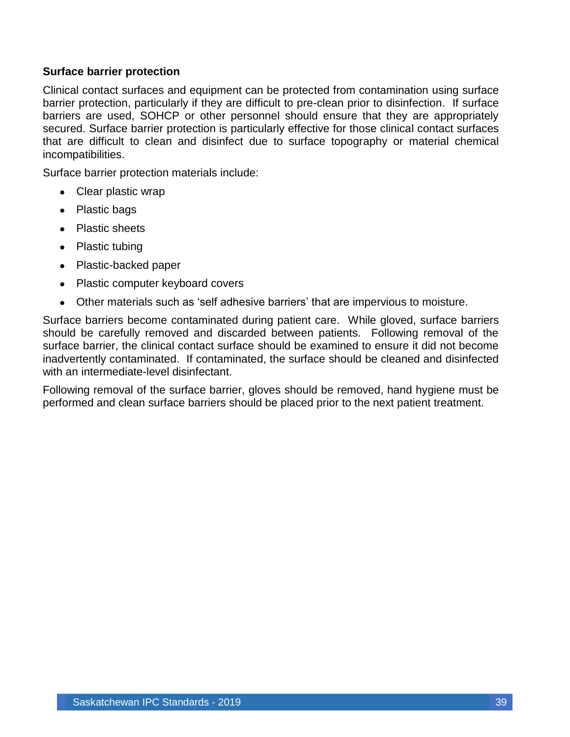### Surface barrier protection

Clinical contact surfaces and equipment can be protected from contamination using surface barrier protection, particularly if they are difficult to pre-clean prior to disinfection. If surface barriers are used, SOHCP or other personnel should ensure that they are appropriately secured. Surface barrier protection is particularly effective for those clinical contact surfaces that are difficult to clean and disinfect due to surface topography or material chemical incompatibilities.

Surface barrier protection materials include:

- Clear plastic wrap
- Plastic bags
- Plastic sheets
- Plastic tubing
- Plastic-backed paper
- Plastic computer keyboard covers
- Other materials such as 'self adhesive barriers' that are impervious to moisture.

Surface barriers become contaminated during patient care. While gloved, surface barriers should be carefully removed and discarded between patients. Following removal of the surface barrier, the clinical contact surface should be examined to ensure it did not become inadvertently contaminated. If contaminated, the surface should be cleaned and disinfected with an intermediate-level disinfectant.

Following removal of the surface barrier, gloves should be removed, hand hygiene must be performed and clean surface barriers should be placed prior to the next patient treatment.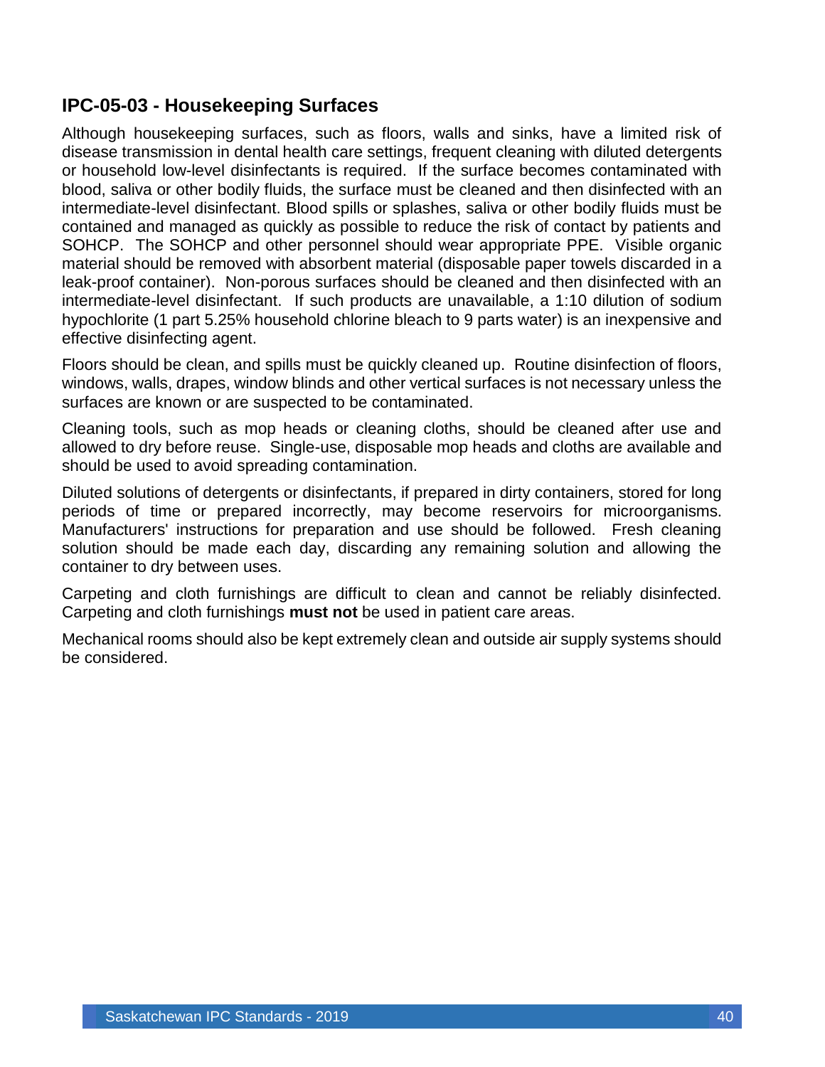## IPC-05-03 - Housekeeping Surfaces

Although housekeeping surfaces, such as floors, walls and sinks, have a limited risk of disease transmission in dental health care settings, frequent cleaning with diluted detergents or household low-level disinfectants is required. If the surface becomes contaminated with blood, saliva or other bodily fluids, the surface must be cleaned and then disinfected with an intermediate-level disinfectant. Blood spills or splashes, saliva or other bodily fluids must be contained and managed as quickly as possible to reduce the risk of contact by patients and SOHCP. The SOHCP and other personnel should wear appropriate PPE. Visible organic material should be removed with absorbent material (disposable paper towels discarded in a leak-proof container). Non-porous surfaces should be cleaned and then disinfected with an intermediate-level disinfectant. If such products are unavailable, a 1:10 dilution of sodium hypochlorite (1 part 5.25% household chlorine bleach to 9 parts water) is an inexpensive and effective disinfecting agent.

Floors should be clean, and spills must be quickly cleaned up. Routine disinfection of floors, windows, walls, drapes, window blinds and other vertical surfaces is not necessary unless the surfaces are known or are suspected to be contaminated.

Cleaning tools, such as mop heads or cleaning cloths, should be cleaned after use and allowed to dry before reuse. Single-use, disposable mop heads and cloths are available and should be used to avoid spreading contamination.

Diluted solutions of detergents or disinfectants, if prepared in dirty containers, stored for long periods of time or prepared incorrectly, may become reservoirs for microorganisms. Manufacturers' instructions for preparation and use should be followed. Fresh cleaning solution should be made each day, discarding any remaining solution and allowing the container to dry between uses.

Carpeting and cloth furnishings are difficult to clean and cannot be reliably disinfected. Carpeting and cloth furnishings **must not** be used in patient care areas.

Mechanical rooms should also be kept extremely clean and outside air supply systems should be considered.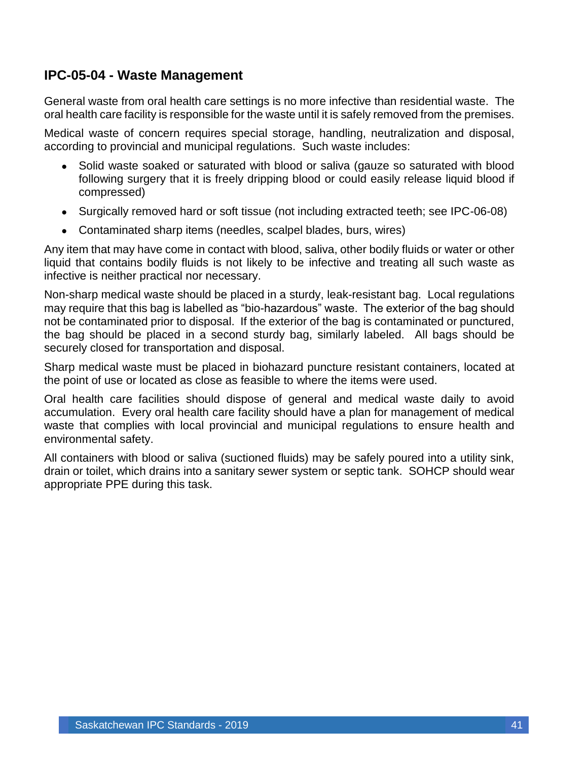## IPC-05-04 - Waste Management

General waste from oral health care settings is no more infective than residential waste. The oral health care facility is responsible for the waste until it is safely removed from the premises.

Medical waste of concern requires special storage, handling, neutralization and disposal, according to provincial and municipal regulations. Such waste includes:

- Solid waste soaked or saturated with blood or saliva (gauze so saturated with blood following surgery that it is freely dripping blood or could easily release liquid blood if compressed)
- Surgically removed hard or soft tissue (not including extracted teeth; see IPC-06-08)
- Contaminated sharp items (needles, scalpel blades, burs, wires)

Any item that may have come in contact with blood, saliva, other bodily fluids or water or other liquid that contains bodily fluids is not likely to be infective and treating all such waste as infective is neither practical nor necessary.

Non-sharp medical waste should be placed in a sturdy, leak-resistant bag. Local regulations may require that this bag is labelled as "bio-hazardous" waste. The exterior of the bag should not be contaminated prior to disposal. If the exterior of the bag is contaminated or punctured, the bag should be placed in a second sturdy bag, similarly labeled. All bags should be securely closed for transportation and disposal.

Sharp medical waste must be placed in biohazard puncture resistant containers, located at the point of use or located as close as feasible to where the items were used.

Oral health care facilities should dispose of general and medical waste daily to avoid accumulation. Every oral health care facility should have a plan for management of medical waste that complies with local provincial and municipal regulations to ensure health and environmental safety.

All containers with blood or saliva (suctioned fluids) may be safely poured into a utility sink, drain or toilet, which drains into a sanitary sewer system or septic tank. SOHCP should wear appropriate PPE during this task.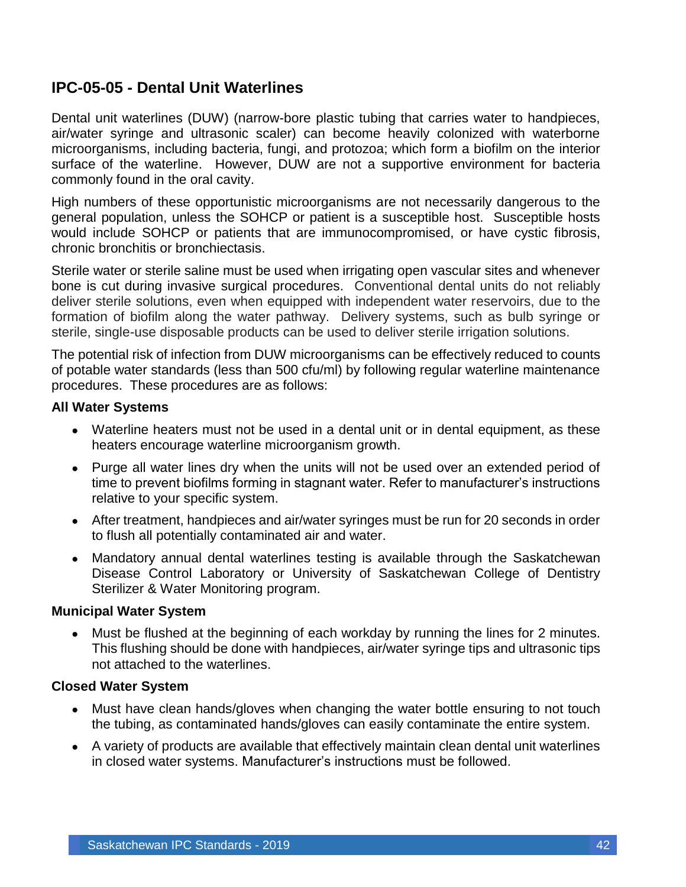## IPC-05-05 - Dental Unit Waterlines

Dental unit waterlines (DUW) (narrow-bore plastic tubing that carries water to handpieces, air/water syringe and ultrasonic scaler) can become heavily colonized with waterborne microorganisms, including bacteria, fungi, and protozoa; which form a biofilm on the interior surface of the waterline. However, DUW are not a supportive environment for bacteria commonly found in the oral cavity.

High numbers of these opportunistic microorganisms are not necessarily dangerous to the general population, unless the SOHCP or patient is a susceptible host. Susceptible hosts would include SOHCP or patients that are immunocompromised, or have cystic fibrosis, chronic bronchitis or bronchiectasis.

Sterile water or sterile saline must be used when irrigating open vascular sites and whenever bone is cut during invasive surgical procedures. Conventional dental units do not reliably deliver sterile solutions, even when equipped with independent water reservoirs, due to the formation of biofilm along the water pathway. Delivery systems, such as bulb syringe or sterile, single-use disposable products can be used to deliver sterile irrigation solutions.

The potential risk of infection from DUW microorganisms can be effectively reduced to counts of potable water standards (less than 500 cfu/ml) by following regular waterline maintenance procedures. These procedures are as follows:

**All Water Systems**

- Waterline heaters must not be used in a dental unit or in dental equipment, as these heaters encourage waterline microorganism growth.
- Purge all water lines dry when the units will not be used over an extended period of time to prevent biofilms forming in stagnant water. Refer to manufacturer's instructions relative to your specific system.
- After treatment, handpieces and air/water syringes must be run for 20 seconds in order to flush all potentially contaminated air and water.
- Mandatory annual dental waterlines testing is available through the Saskatchewan Disease Control Laboratory or University of Saskatchewan College of Dentistry Sterilizer & Water Monitoring program.

**Municipal Water System**

- Must be flushed at the beginning of each workday by running the lines for 2 minutes. This flushing should be done with handpieces, air/water syringe tips and ultrasonic tips not attached to the waterlines.

**Closed Water System**

- Must have clean hands/gloves when changing the water bottle ensuring to not touch the tubing, as contaminated hands/gloves can easily contaminate the entire system.
- A variety of products are available that effectively maintain clean dental unit waterlines in closed water systems. Manufacturer's instructions must be followed.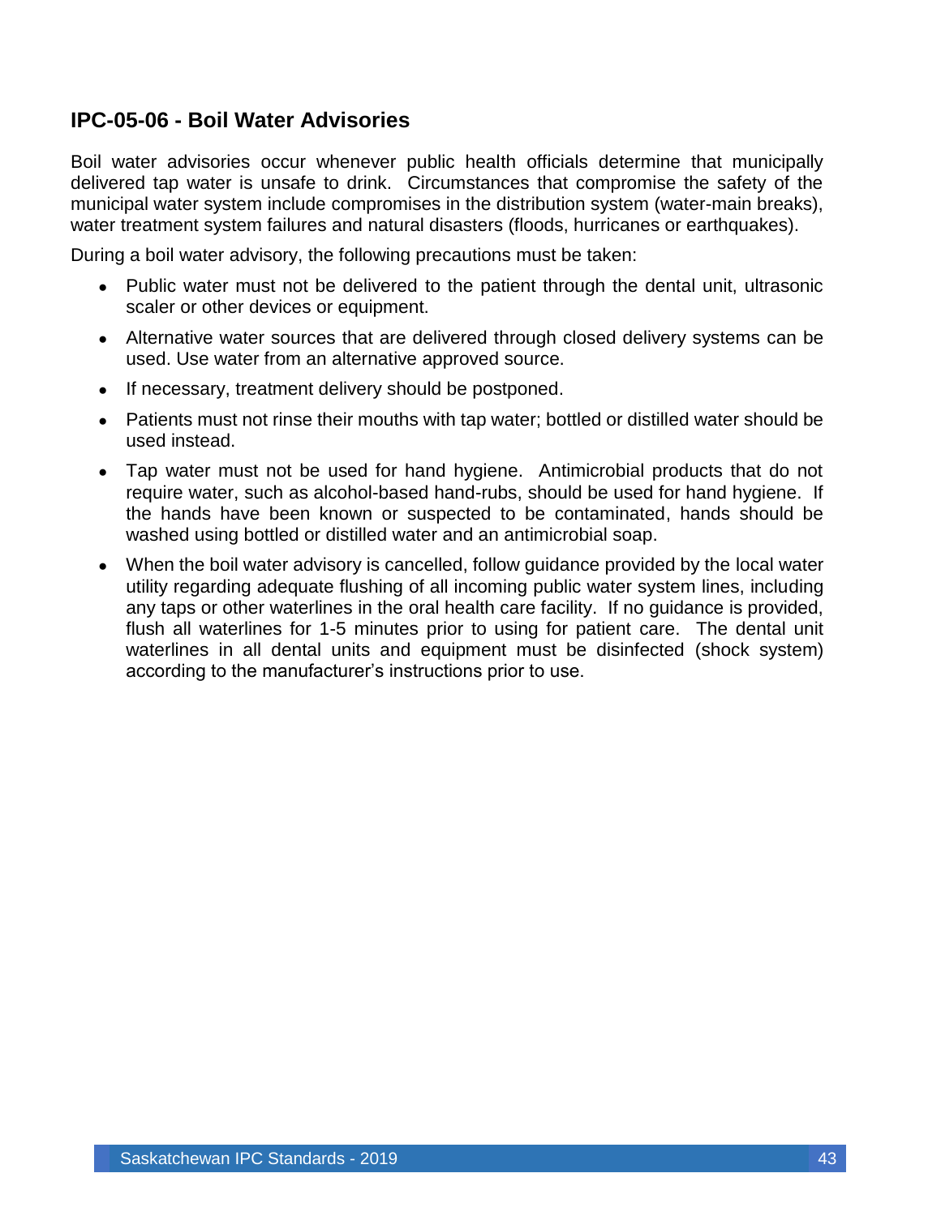## IPC-05-06 - Boil Water Advisories

Boil water advisories occur whenever public health officials determine that municipally delivered tap water is unsafe to drink. Circumstances that compromise the safety of the municipal water system include compromises in the distribution system (water-main breaks), water treatment system failures and natural disasters (floods, hurricanes or earthquakes).

During a boil water advisory, the following precautions must be taken:

- Public water must not be delivered to the patient through the dental unit, ultrasonic scaler or other devices or equipment.
- Alternative water sources that are delivered through closed delivery systems can be used. Use water from an alternative approved source.
- If necessary, treatment delivery should be postponed.
- Patients must not rinse their mouths with tap water; bottled or distilled water should be used instead.
- Tap water must not be used for hand hygiene. Antimicrobial products that do not require water, such as alcohol-based hand-rubs, should be used for hand hygiene. If the hands have been known or suspected to be contaminated, hands should be washed using bottled or distilled water and an antimicrobial soap.
- When the boil water advisory is cancelled, follow guidance provided by the local water utility regarding adequate flushing of all incoming public water system lines, including any taps or other waterlines in the oral health care facility. If no guidance is provided, flush all waterlines for 1-5 minutes prior to using for patient care. The dental unit waterlines in all dental units and equipment must be disinfected (shock system) according to the manufacturer's instructions prior to use.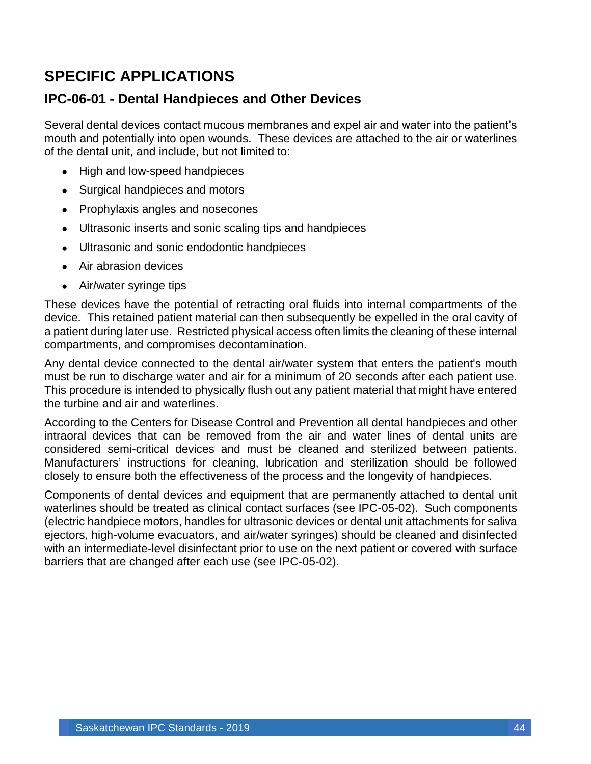# SPECIFIC APPLICATIONS

## IPC-06-01 - Dental Handpieces and Other Devices

Several dental devices contact mucous membranes and expel air and water into the patient's mouth and potentially into open wounds. These devices are attached to the air or waterlines of the dental unit, and include, but not limited to:

- High and low-speed handpieces
- Surgical handpieces and motors
- Prophylaxis angles and nosecones
- Ultrasonic inserts and sonic scaling tips and handpieces
- Ultrasonic and sonic endodontic handpieces
- Air abrasion devices
- Air/water syringe tips

These devices have the potential of retracting oral fluids into internal compartments of the device. This retained patient material can then subsequently be expelled in the oral cavity of a patient during later use. Restricted physical access often limits the cleaning of these internal compartments, and compromises decontamination.

Any dental device connected to the dental air/water system that enters the patient's mouth must be run to discharge water and air for a minimum of 20 seconds after each patient use. This procedure is intended to physically flush out any patient material that might have entered the turbine and air and waterlines.

According to the Centers for Disease Control and Prevention all dental handpieces and other intraoral devices that can be removed from the air and water lines of dental units are considered semi-critical devices and must be cleaned and sterilized between patients. Manufacturers' instructions for cleaning, lubrication and sterilization should be followed closely to ensure both the effectiveness of the process and the longevity of handpieces.

Components of dental devices and equipment that are permanently attached to dental unit waterlines should be treated as clinical contact surfaces (see IPC-05-02). Such components (electric handpiece motors, handles for ultrasonic devices or dental unit attachments for saliva ejectors, high-volume evacuators, and air/water syringes) should be cleaned and disinfected with an intermediate-level disinfectant prior to use on the next patient or covered with surface barriers that are changed after each use (see IPC-05-02).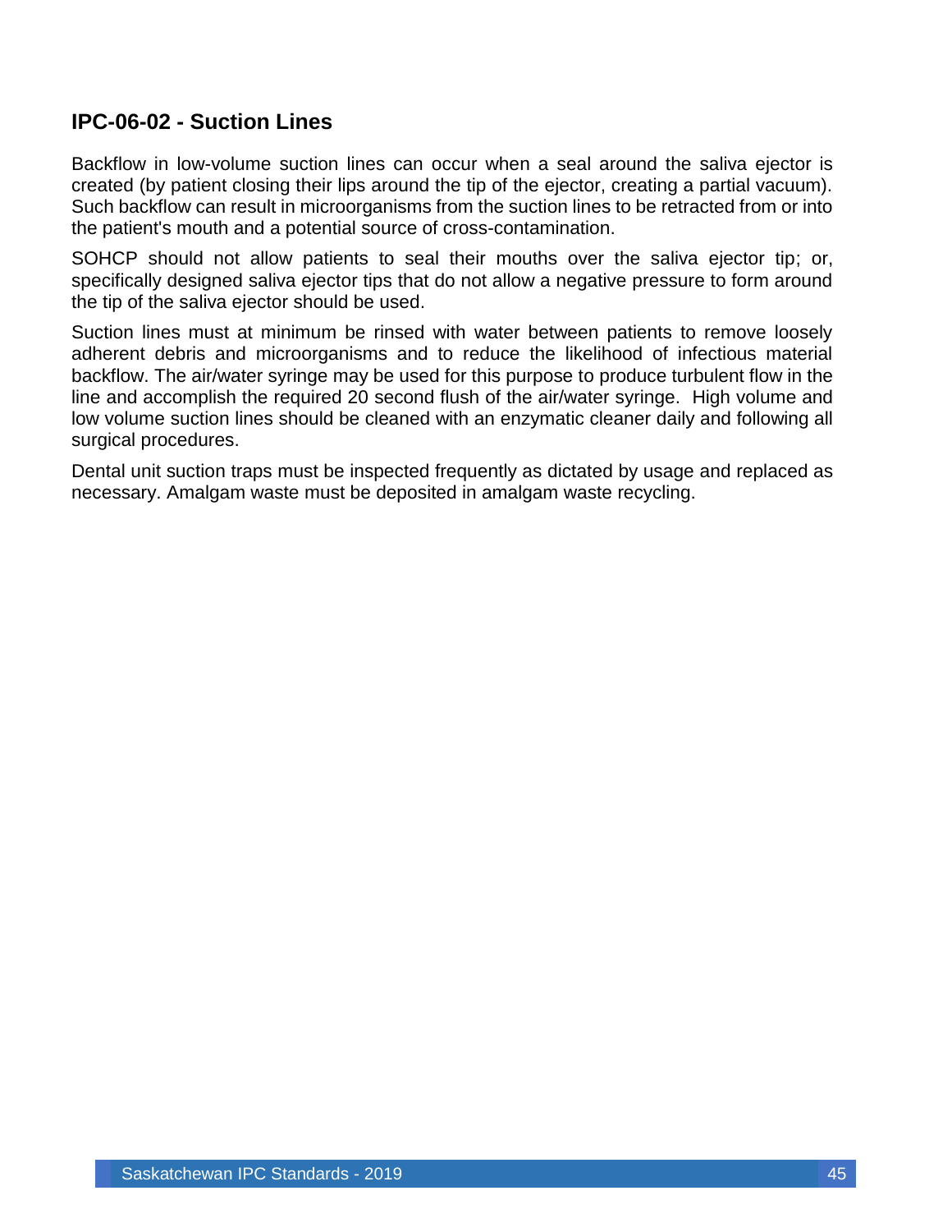## IPC-06-02 - Suction Lines

Backflow in low-volume suction lines can occur when a seal around the saliva ejector is created (by patient closing their lips around the tip of the ejector, creating a partial vacuum). Such backflow can result in microorganisms from the suction lines to be retracted from or into the patient's mouth and a potential source of cross-contamination.

SOHCP should not allow patients to seal their mouths over the saliva ejector tip; or, specifically designed saliva ejector tips that do not allow a negative pressure to form around the tip of the saliva ejector should be used.

Suction lines must at minimum be rinsed with water between patients to remove loosely adherent debris and microorganisms and to reduce the likelihood of infectious material backflow. The air/water syringe may be used for this purpose to produce turbulent flow in the line and accomplish the required 20 second flush of the air/water syringe. High volume and low volume suction lines should be cleaned with an enzymatic cleaner daily and following all surgical procedures.

Dental unit suction traps must be inspected frequently as dictated by usage and replaced as necessary. Amalgam waste must be deposited in amalgam waste recycling.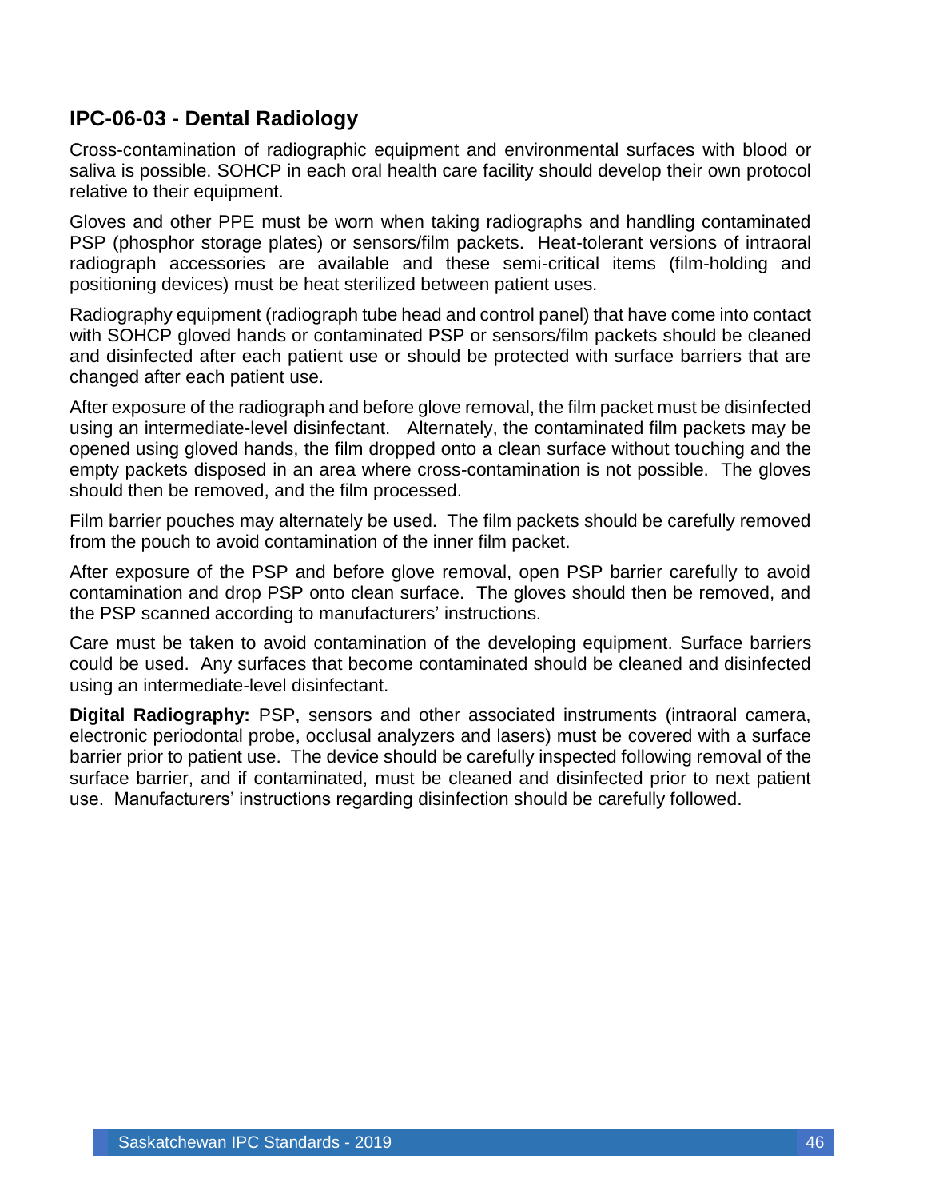## IPC-06-03 - Dental Radiology

Cross-contamination of radiographic equipment and environmental surfaces with blood or saliva is possible. SOHCP in each oral health care facility should develop their own protocol relative to their equipment.

Gloves and other PPE must be worn when taking radiographs and handling contaminated PSP (phosphor storage plates) or sensors/film packets. Heat-tolerant versions of intraoral radiograph accessories are available and these semi-critical items (film-holding and positioning devices) must be heat sterilized between patient uses.

Radiography equipment (radiograph tube head and control panel) that have come into contact with SOHCP gloved hands or contaminated PSP or sensors/film packets should be cleaned and disinfected after each patient use or should be protected with surface barriers that are changed after each patient use.

After exposure of the radiograph and before glove removal, the film packet must be disinfected using an intermediate-level disinfectant. Alternately, the contaminated film packets may be opened using gloved hands, the film dropped onto a clean surface without touching and the empty packets disposed in an area where cross-contamination is not possible. The gloves should then be removed, and the film processed.

Film barrier pouches may alternately be used. The film packets should be carefully removed from the pouch to avoid contamination of the inner film packet.

After exposure of the PSP and before glove removal, open PSP barrier carefully to avoid contamination and drop PSP onto clean surface. The gloves should then be removed, and the PSP scanned according to manufacturers' instructions.

Care must be taken to avoid contamination of the developing equipment. Surface barriers could be used. Any surfaces that become contaminated should be cleaned and disinfected using an intermediate-level disinfectant.

**Digital Radiography:** PSP, sensors and other associated instruments (intraoral camera, electronic periodontal probe, occlusal analyzers and lasers) must be covered with a surface barrier prior to patient use. The device should be carefully inspected following removal of the surface barrier, and if contaminated, must be cleaned and disinfected prior to next patient use. Manufacturers' instructions regarding disinfection should be carefully followed.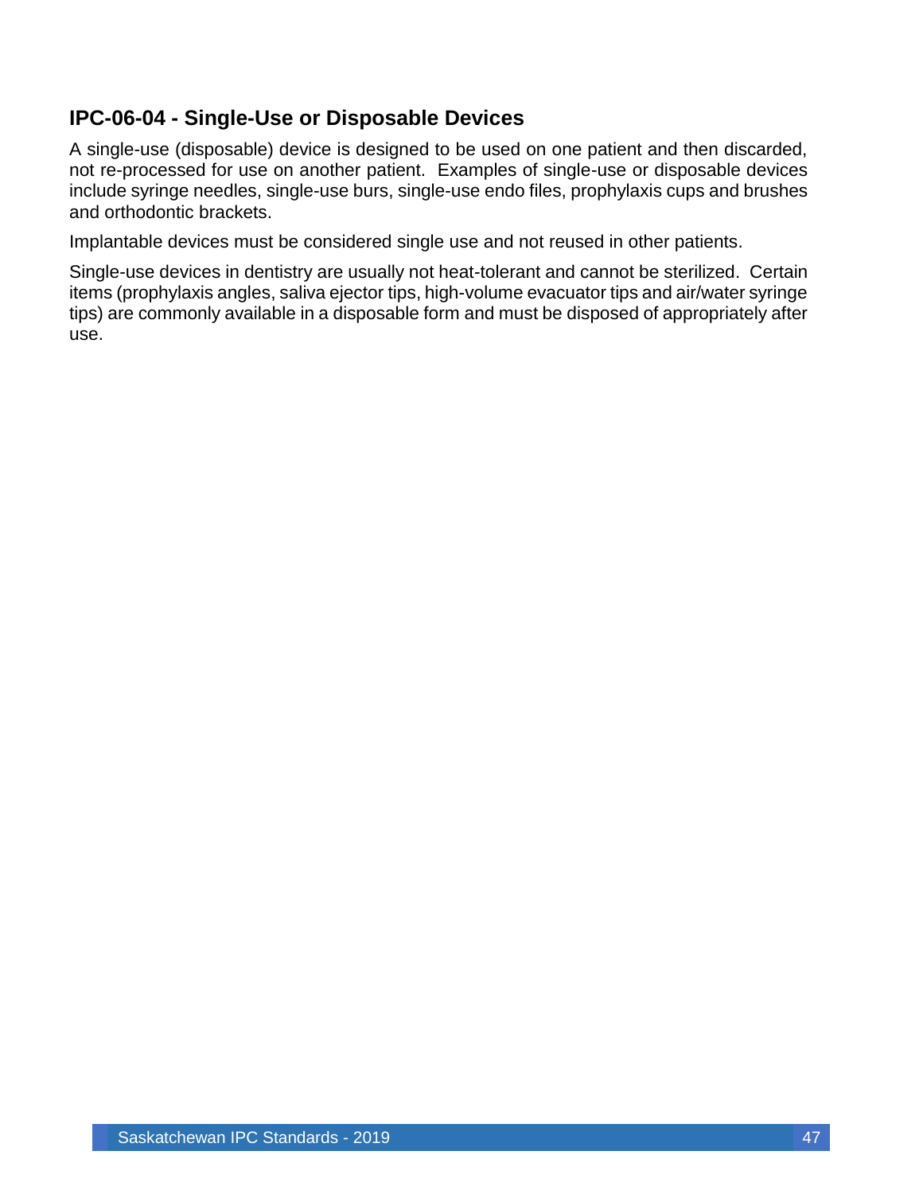### IPC-06-04 - Single-Use or Disposable Devices

A single-use (disposable) device is designed to be used on one patient and then discarded, not re-processed for use on another patient. Examples of single-use or disposable devices include syringe needles, single-use burs, single-use endo files, prophylaxis cups and brushes and orthodontic brackets.

Implantable devices must be considered single use and not reused in other patients.

Single-use devices in dentistry are usually not heat-tolerant and cannot be sterilized. Certain items (prophylaxis angles, saliva ejector tips, high-volume evacuator tips and air/water syringe tips) are commonly available in a disposable form and must be disposed of appropriately after use.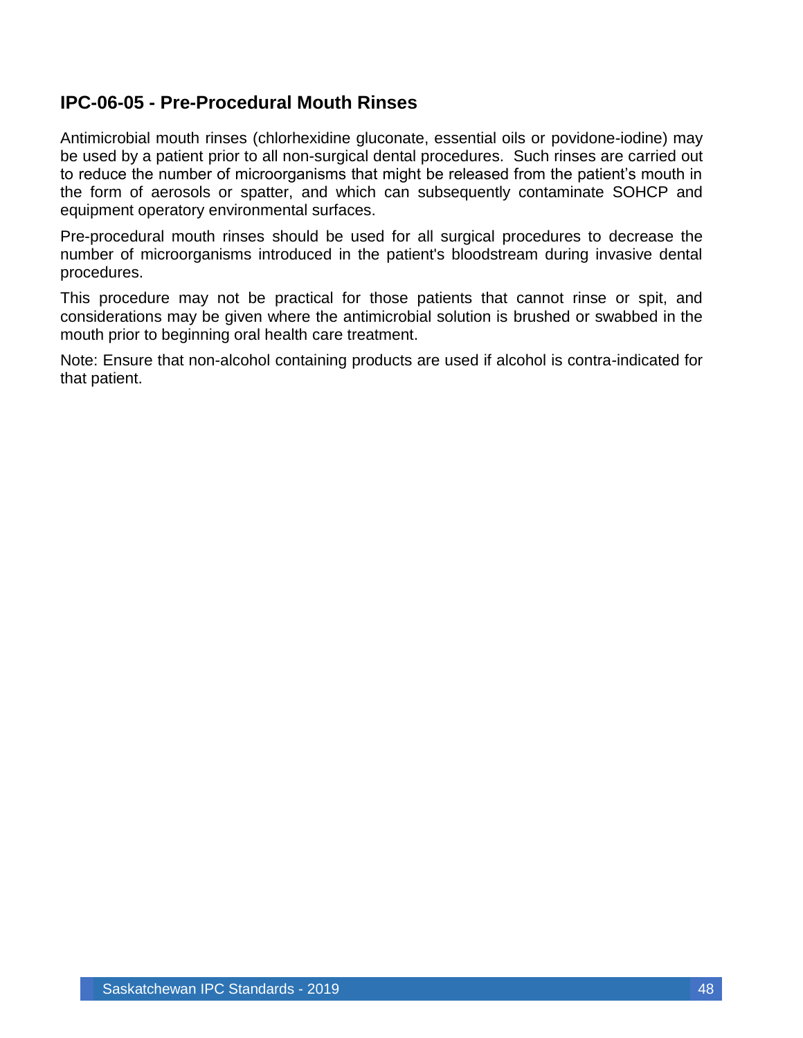## IPC-06-05 - Pre-Procedural Mouth Rinses

Antimicrobial mouth rinses (chlorhexidine gluconate, essential oils or povidone-iodine) may be used by a patient prior to all non-surgical dental procedures. Such rinses are carried out to reduce the number of microorganisms that might be released from the patient's mouth in the form of aerosols or spatter, and which can subsequently contaminate SOHCP and equipment operatory environmental surfaces.

Pre-procedural mouth rinses should be used for all surgical procedures to decrease the number of microorganisms introduced in the patient's bloodstream during invasive dental procedures.

This procedure may not be practical for those patients that cannot rinse or spit, and considerations may be given where the antimicrobial solution is brushed or swabbed in the mouth prior to beginning oral health care treatment.

Note: Ensure that non-alcohol containing products are used if alcohol is contra-indicated for that patient.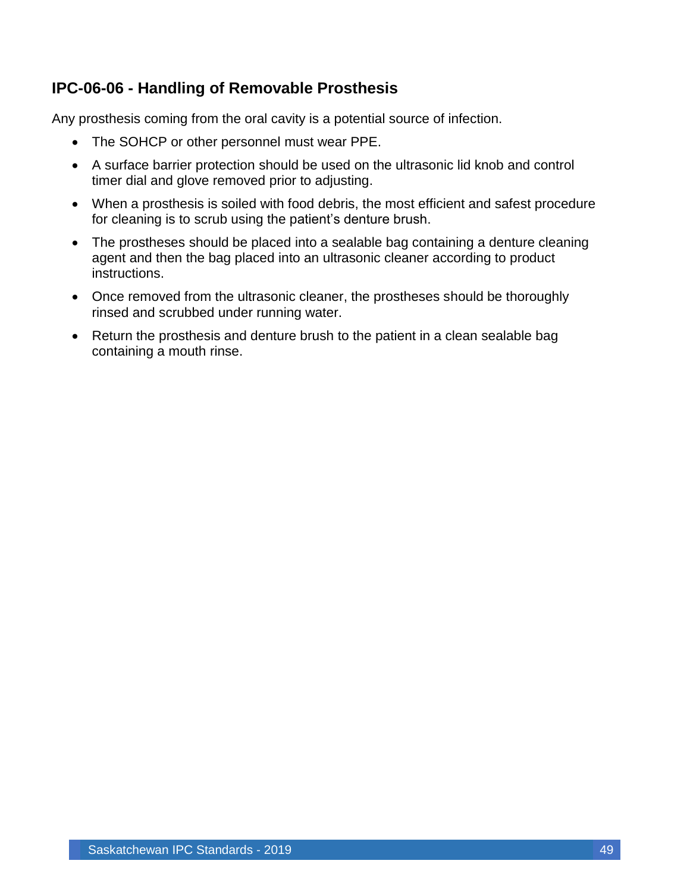## IPC-06-06 - Handling of Removable Prosthesis

Any prosthesis coming from the oral cavity is a potential source of infection.

- The SOHCP or other personnel must wear PPE.
- A surface barrier protection should be used on the ultrasonic lid knob and control timer dial and glove removed prior to adjusting.
- When a prosthesis is soiled with food debris, the most efficient and safest procedure for cleaning is to scrub using the patient's denture brush.
- The prostheses should be placed into a sealable bag containing a denture cleaning agent and then the bag placed into an ultrasonic cleaner according to product instructions.
- Once removed from the ultrasonic cleaner, the prostheses should be thoroughly rinsed and scrubbed under running water.
- Return the prosthesis and denture brush to the patient in a clean sealable bag containing a mouth rinse.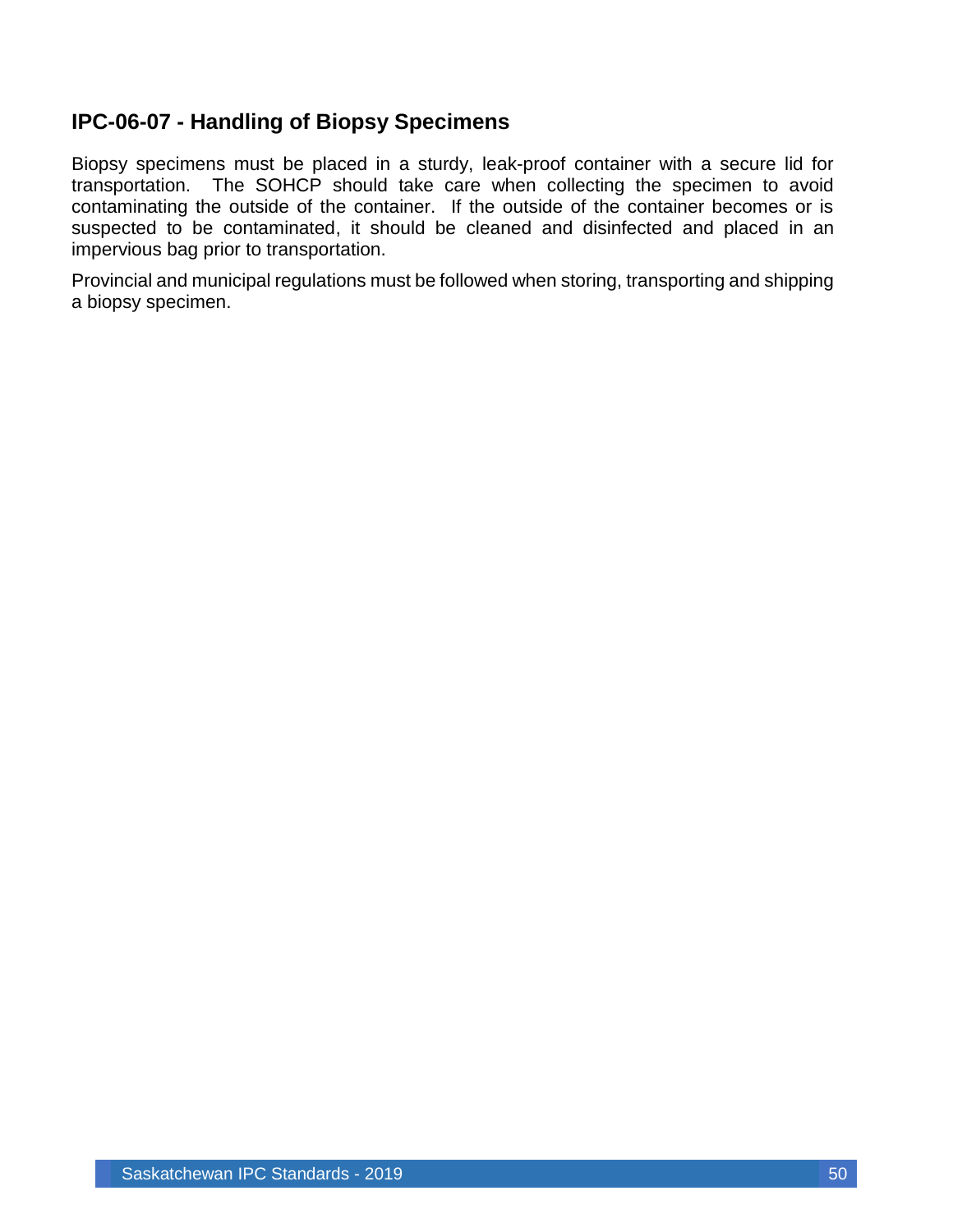## IPC-06-07 - Handling of Biopsy Specimens

Biopsy specimens must be placed in a sturdy, leak-proof container with a secure lid for transportation. The SOHCP should take care when collecting the specimen to avoid contaminating the outside of the container. If the outside of the container becomes or is suspected to be contaminated, it should be cleaned and disinfected and placed in an impervious bag prior to transportation.

Provincial and municipal regulations must be followed when storing, transporting and shipping a biopsy specimen.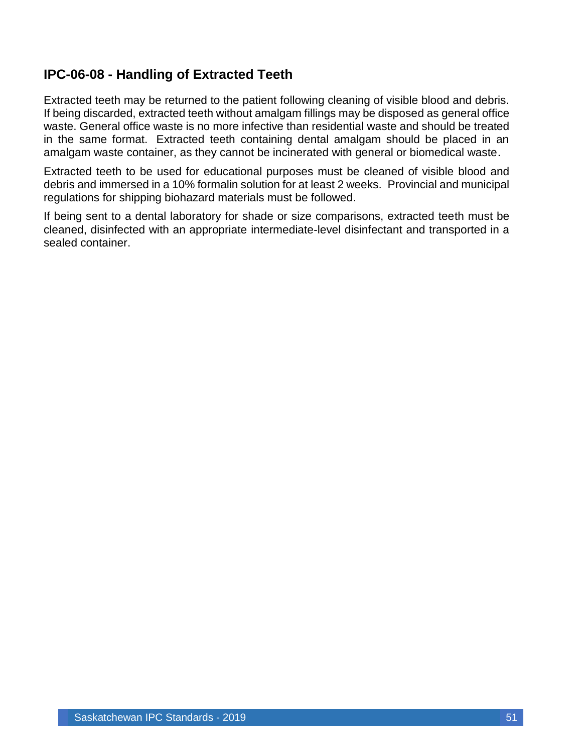## IPC-06-08 - Handling of Extracted Teeth

Extracted teeth may be returned to the patient following cleaning of visible blood and debris. If being discarded, extracted teeth without amalgam fillings may be disposed as general office waste. General office waste is no more infective than residential waste and should be treated in the same format. Extracted teeth containing dental amalgam should be placed in an amalgam waste container, as they cannot be incinerated with general or biomedical waste.

Extracted teeth to be used for educational purposes must be cleaned of visible blood and debris and immersed in a 10% formalin solution for at least 2 weeks. Provincial and municipal regulations for shipping biohazard materials must be followed.

If being sent to a dental laboratory for shade or size comparisons, extracted teeth must be cleaned, disinfected with an appropriate intermediate-level disinfectant and transported in a sealed container.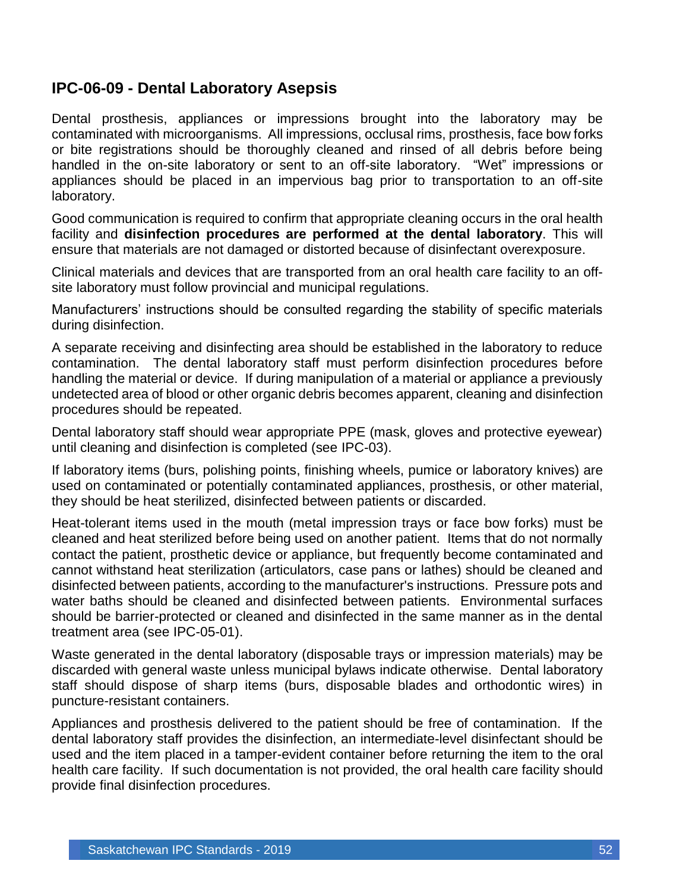## IPC-06-09 - Dental Laboratory Asepsis

Dental prosthesis, appliances or impressions brought into the laboratory may be contaminated with microorganisms. All impressions, occlusal rims, prosthesis, face bow forks or bite registrations should be thoroughly cleaned and rinsed of all debris before being handled in the on-site laboratory or sent to an off-site laboratory. "Wet" impressions or appliances should be placed in an impervious bag prior to transportation to an off-site laboratory.

Good communication is required to confirm that appropriate cleaning occurs in the oral health facility and **disinfection procedures are performed at the dental laboratory**. This will ensure that materials are not damaged or distorted because of disinfectant overexposure.

Clinical materials and devices that are transported from an oral health care facility to an off-site laboratory must follow provincial and municipal regulations.

Manufacturers' instructions should be consulted regarding the stability of specific materials during disinfection.

A separate receiving and disinfecting area should be established in the laboratory to reduce contamination. The dental laboratory staff must perform disinfection procedures before handling the material or device. If during manipulation of a material or appliance a previously undetected area of blood or other organic debris becomes apparent, cleaning and disinfection procedures should be repeated.

Dental laboratory staff should wear appropriate PPE (mask, gloves and protective eyewear) until cleaning and disinfection is completed (see IPC-03).

If laboratory items (burs, polishing points, finishing wheels, pumice or laboratory knives) are used on contaminated or potentially contaminated appliances, prosthesis, or other material, they should be heat sterilized, disinfected between patients or discarded.

Heat-tolerant items used in the mouth (metal impression trays or face bow forks) must be cleaned and heat sterilized before being used on another patient. Items that do not normally contact the patient, prosthetic device or appliance, but frequently become contaminated and cannot withstand heat sterilization (articulators, case pans or lathes) should be cleaned and disinfected between patients, according to the manufacturer's instructions. Pressure pots and water baths should be cleaned and disinfected between patients. Environmental surfaces should be barrier-protected or cleaned and disinfected in the same manner as in the dental treatment area (see IPC-05-01).

Waste generated in the dental laboratory (disposable trays or impression materials) may be discarded with general waste unless municipal bylaws indicate otherwise. Dental laboratory staff should dispose of sharp items (burs, disposable blades and orthodontic wires) in puncture-resistant containers.

Appliances and prosthesis delivered to the patient should be free of contamination. If the dental laboratory staff provides the disinfection, an intermediate-level disinfectant should be used and the item placed in a tamper-evident container before returning the item to the oral health care facility. If such documentation is not provided, the oral health care facility should provide final disinfection procedures.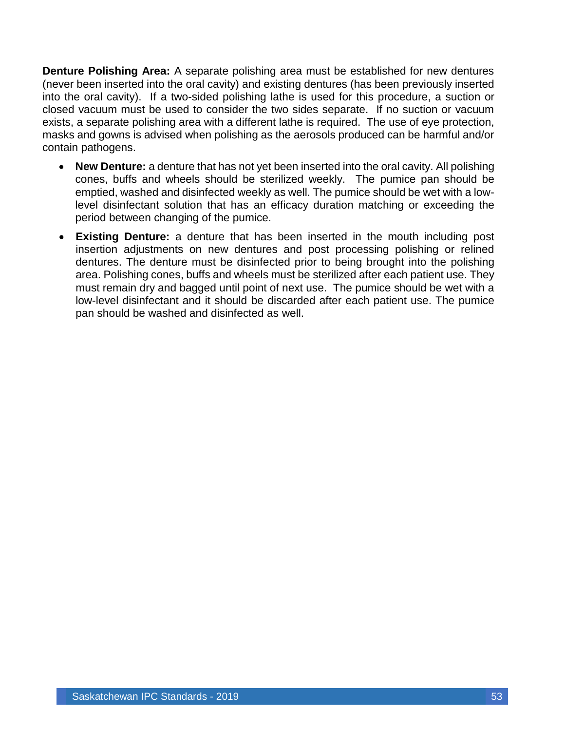**Denture Polishing Area:** A separate polishing area must be established for new dentures (never been inserted into the oral cavity) and existing dentures (has been previously inserted into the oral cavity). If a two-sided polishing lathe is used for this procedure, a suction or closed vacuum must be used to consider the two sides separate. If no suction or vacuum exists, a separate polishing area with a different lathe is required. The use of eye protection, masks and gowns is advised when polishing as the aerosols produced can be harmful and/or contain pathogens.

- **New Denture:** a denture that has not yet been inserted into the oral cavity. All polishing cones, buffs and wheels should be sterilized weekly. The pumice pan should be emptied, washed and disinfected weekly as well. The pumice should be wet with a low-level disinfectant solution that has an efficacy duration matching or exceeding the period between changing of the pumice.
- **Existing Denture:** a denture that has been inserted in the mouth including post insertion adjustments on new dentures and post processing polishing or relined dentures. The denture must be disinfected prior to being brought into the polishing area. Polishing cones, buffs and wheels must be sterilized after each patient use. They must remain dry and bagged until point of next use. The pumice should be wet with a low-level disinfectant and it should be discarded after each patient use. The pumice pan should be washed and disinfected as well.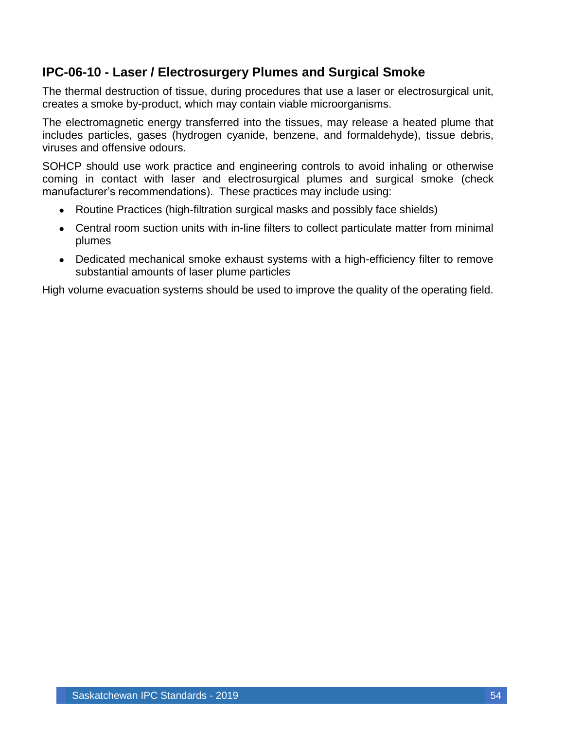## IPC-06-10 - Laser / Electrosurgery Plumes and Surgical Smoke

The thermal destruction of tissue, during procedures that use a laser or electrosurgical unit, creates a smoke by-product, which may contain viable microorganisms.

The electromagnetic energy transferred into the tissues, may release a heated plume that includes particles, gases (hydrogen cyanide, benzene, and formaldehyde), tissue debris, viruses and offensive odours.

SOHCP should use work practice and engineering controls to avoid inhaling or otherwise coming in contact with laser and electrosurgical plumes and surgical smoke (check manufacturer's recommendations). These practices may include using:

- Routine Practices (high-filtration surgical masks and possibly face shields)
- Central room suction units with in-line filters to collect particulate matter from minimal plumes
- Dedicated mechanical smoke exhaust systems with a high-efficiency filter to remove substantial amounts of laser plume particles

High volume evacuation systems should be used to improve the quality of the operating field.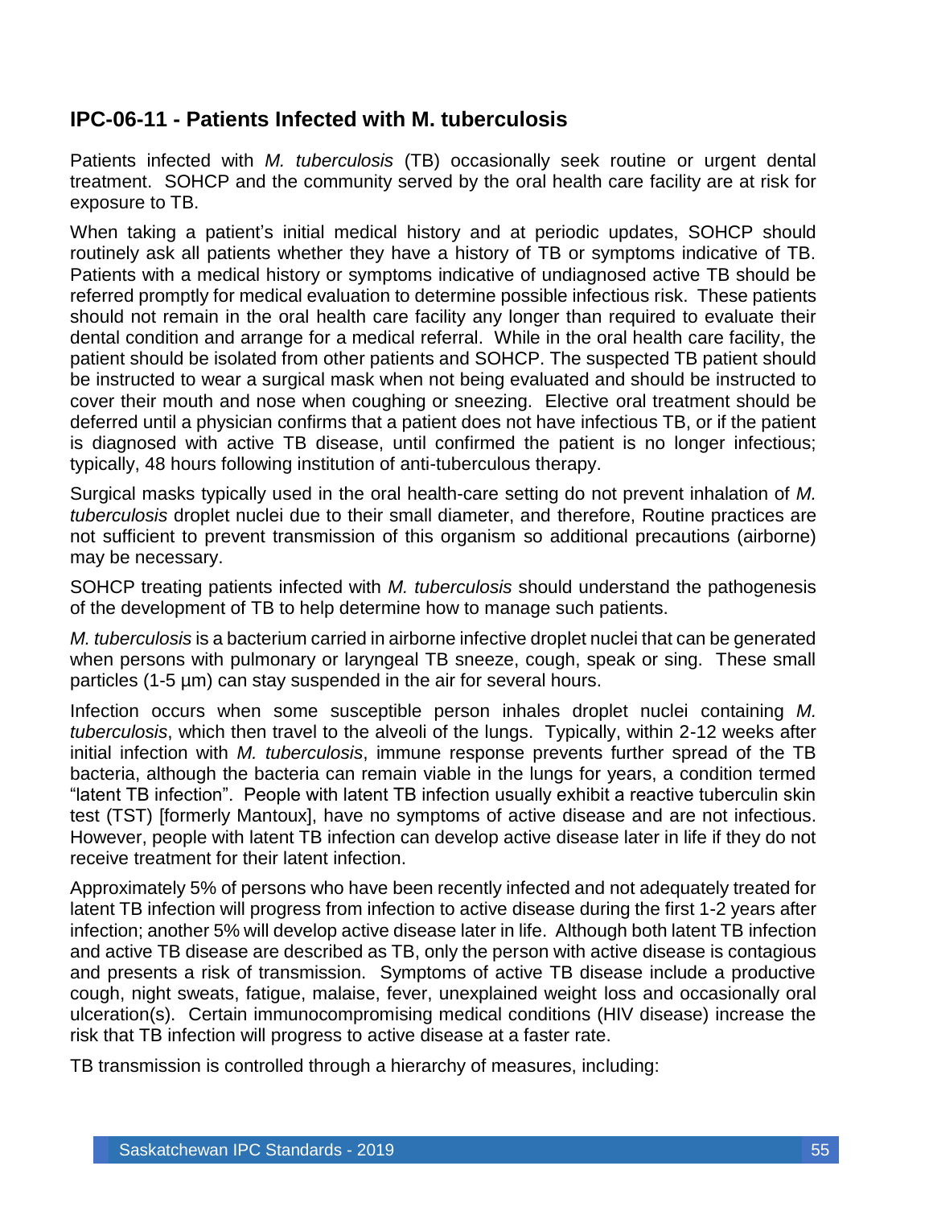## IPC-06-11 - Patients Infected with M. tuberculosis

Patients infected with *M. tuberculosis* (TB) occasionally seek routine or urgent dental treatment. SOHCP and the community served by the oral health care facility are at risk for exposure to TB.

When taking a patient's initial medical history and at periodic updates, SOHCP should routinely ask all patients whether they have a history of TB or symptoms indicative of TB. Patients with a medical history or symptoms indicative of undiagnosed active TB should be referred promptly for medical evaluation to determine possible infectious risk. These patients should not remain in the oral health care facility any longer than required to evaluate their dental condition and arrange for a medical referral. While in the oral health care facility, the patient should be isolated from other patients and SOHCP. The suspected TB patient should be instructed to wear a surgical mask when not being evaluated and should be instructed to cover their mouth and nose when coughing or sneezing. Elective oral treatment should be deferred until a physician confirms that a patient does not have infectious TB, or if the patient is diagnosed with active TB disease, until confirmed the patient is no longer infectious; typically, 48 hours following institution of anti-tuberculous therapy.

Surgical masks typically used in the oral health-care setting do not prevent inhalation of *M. tuberculosis* droplet nuclei due to their small diameter, and therefore, Routine practices are not sufficient to prevent transmission of this organism so additional precautions (airborne) may be necessary.

SOHCP treating patients infected with *M. tuberculosis* should understand the pathogenesis of the development of TB to help determine how to manage such patients.

*M. tuberculosis* is a bacterium carried in airborne infective droplet nuclei that can be generated when persons with pulmonary or laryngeal TB sneeze, cough, speak or sing. These small particles (1-5 µm) can stay suspended in the air for several hours.

Infection occurs when some susceptible person inhales droplet nuclei containing *M. tuberculosis*, which then travel to the alveoli of the lungs. Typically, within 2-12 weeks after initial infection with *M. tuberculosis*, immune response prevents further spread of the TB bacteria, although the bacteria can remain viable in the lungs for years, a condition termed "latent TB infection". People with latent TB infection usually exhibit a reactive tuberculin skin test (TST) [formerly Mantoux], have no symptoms of active disease and are not infectious. However, people with latent TB infection can develop active disease later in life if they do not receive treatment for their latent infection.

Approximately 5% of persons who have been recently infected and not adequately treated for latent TB infection will progress from infection to active disease during the first 1-2 years after infection; another 5% will develop active disease later in life. Although both latent TB infection and active TB disease are described as TB, only the person with active disease is contagious and presents a risk of transmission. Symptoms of active TB disease include a productive cough, night sweats, fatigue, malaise, fever, unexplained weight loss and occasionally oral ulceration(s). Certain immunocompromising medical conditions (HIV disease) increase the risk that TB infection will progress to active disease at a faster rate.

TB transmission is controlled through a hierarchy of measures, including: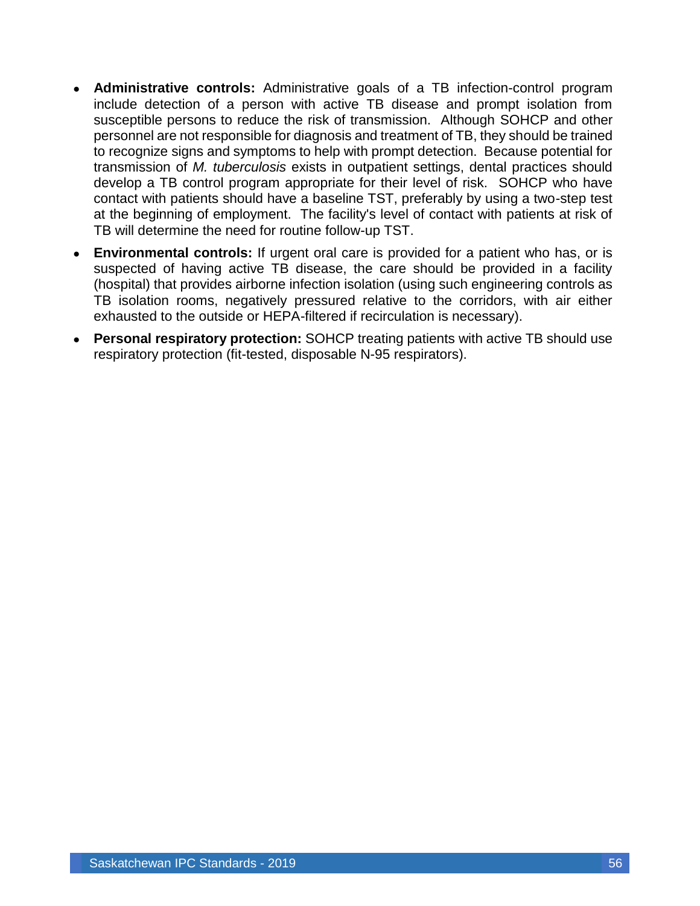- **Administrative controls:** Administrative goals of a TB infection-control program include detection of a person with active TB disease and prompt isolation from susceptible persons to reduce the risk of transmission. Although SOHCP and other personnel are not responsible for diagnosis and treatment of TB, they should be trained to recognize signs and symptoms to help with prompt detection. Because potential for transmission of *M. tuberculosis* exists in outpatient settings, dental practices should develop a TB control program appropriate for their level of risk. SOHCP who have contact with patients should have a baseline TST, preferably by using a two-step test at the beginning of employment. The facility's level of contact with patients at risk of TB will determine the need for routine follow-up TST.
- **Environmental controls:** If urgent oral care is provided for a patient who has, or is suspected of having active TB disease, the care should be provided in a facility (hospital) that provides airborne infection isolation (using such engineering controls as TB isolation rooms, negatively pressured relative to the corridors, with air either exhausted to the outside or HEPA-filtered if recirculation is necessary).
- **Personal respiratory protection:** SOHCP treating patients with active TB should use respiratory protection (fit-tested, disposable N-95 respirators).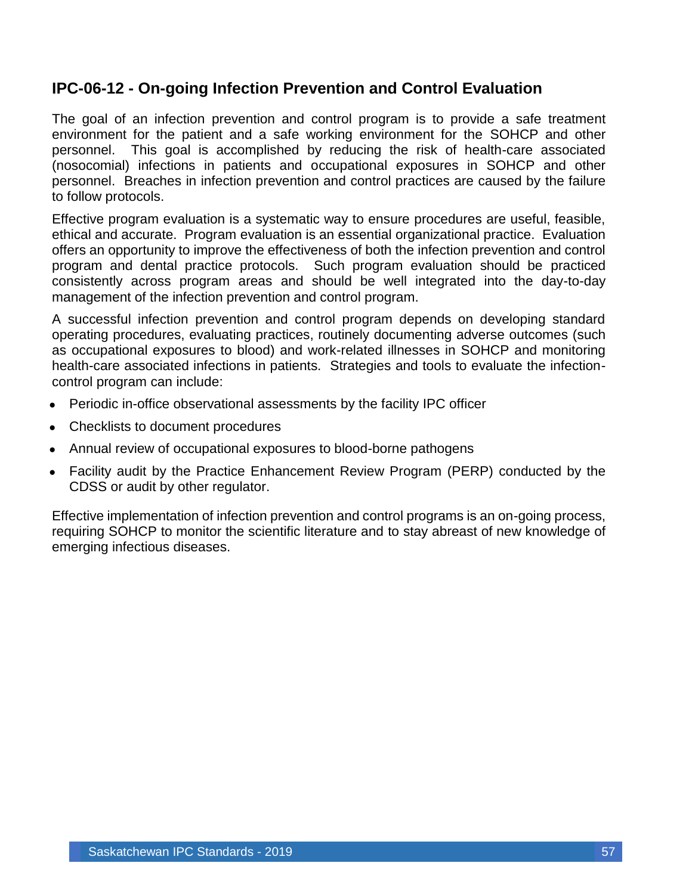## IPC-06-12 - On-going Infection Prevention and Control Evaluation

The goal of an infection prevention and control program is to provide a safe treatment environment for the patient and a safe working environment for the SOHCP and other personnel. This goal is accomplished by reducing the risk of health-care associated (nosocomial) infections in patients and occupational exposures in SOHCP and other personnel. Breaches in infection prevention and control practices are caused by the failure to follow protocols.

Effective program evaluation is a systematic way to ensure procedures are useful, feasible, ethical and accurate. Program evaluation is an essential organizational practice. Evaluation offers an opportunity to improve the effectiveness of both the infection prevention and control program and dental practice protocols. Such program evaluation should be practiced consistently across program areas and should be well integrated into the day-to-day management of the infection prevention and control program.

A successful infection prevention and control program depends on developing standard operating procedures, evaluating practices, routinely documenting adverse outcomes (such as occupational exposures to blood) and work-related illnesses in SOHCP and monitoring health-care associated infections in patients. Strategies and tools to evaluate the infection-control program can include:

- Periodic in-office observational assessments by the facility IPC officer
- Checklists to document procedures
- Annual review of occupational exposures to blood-borne pathogens
- Facility audit by the Practice Enhancement Review Program (PERP) conducted by the CDSS or audit by other regulator.

Effective implementation of infection prevention and control programs is an on-going process, requiring SOHCP to monitor the scientific literature and to stay abreast of new knowledge of emerging infectious diseases.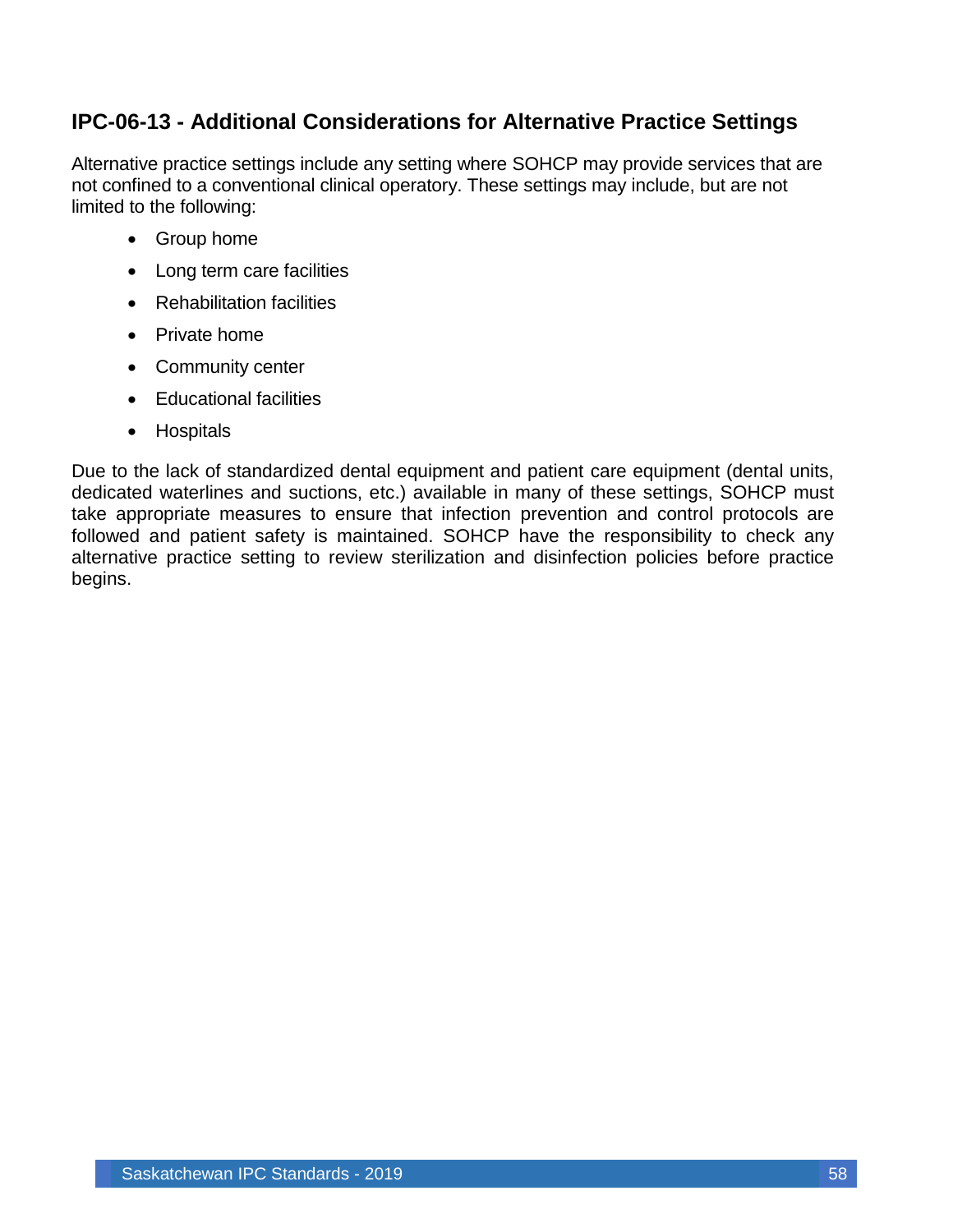## IPC-06-13 - Additional Considerations for Alternative Practice Settings

Alternative practice settings include any setting where SOHCP may provide services that are not confined to a conventional clinical operatory. These settings may include, but are not limited to the following:

- Group home
- Long term care facilities
- Rehabilitation facilities
- Private home
- Community center
- Educational facilities
- Hospitals

Due to the lack of standardized dental equipment and patient care equipment (dental units, dedicated waterlines and suctions, etc.) available in many of these settings, SOHCP must take appropriate measures to ensure that infection prevention and control protocols are followed and patient safety is maintained. SOHCP have the responsibility to check any alternative practice setting to review sterilization and disinfection policies before practice begins.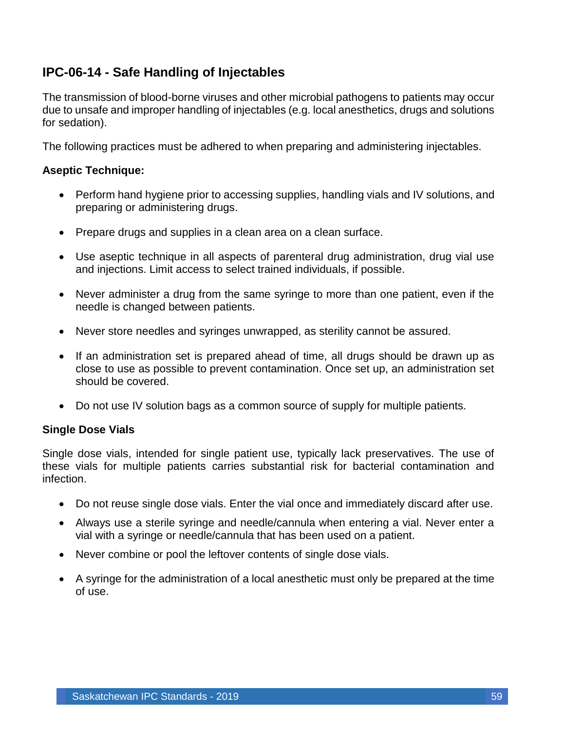## IPC-06-14 - Safe Handling of Injectables

The transmission of blood-borne viruses and other microbial pathogens to patients may occur due to unsafe and improper handling of injectables (e.g. local anesthetics, drugs and solutions for sedation).

The following practices must be adhered to when preparing and administering injectables.

### Aseptic Technique:

- Perform hand hygiene prior to accessing supplies, handling vials and IV solutions, and preparing or administering drugs.
- Prepare drugs and supplies in a clean area on a clean surface.
- Use aseptic technique in all aspects of parenteral drug administration, drug vial use and injections. Limit access to select trained individuals, if possible.
- Never administer a drug from the same syringe to more than one patient, even if the needle is changed between patients.
- Never store needles and syringes unwrapped, as sterility cannot be assured.
- If an administration set is prepared ahead of time, all drugs should be drawn up as close to use as possible to prevent contamination. Once set up, an administration set should be covered.
- Do not use IV solution bags as a common source of supply for multiple patients.

### Single Dose Vials

Single dose vials, intended for single patient use, typically lack preservatives. The use of these vials for multiple patients carries substantial risk for bacterial contamination and infection.

- Do not reuse single dose vials. Enter the vial once and immediately discard after use.
- Always use a sterile syringe and needle/cannula when entering a vial. Never enter a vial with a syringe or needle/cannula that has been used on a patient.
- Never combine or pool the leftover contents of single dose vials.
- A syringe for the administration of a local anesthetic must only be prepared at the time of use.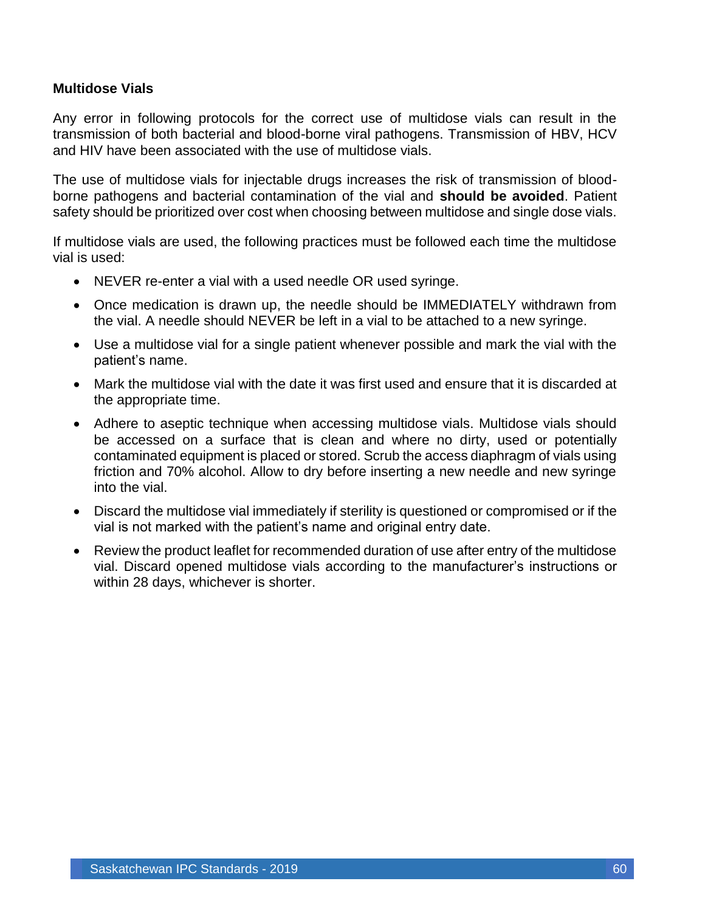### Multidose Vials

Any error in following protocols for the correct use of multidose vials can result in the transmission of both bacterial and blood-borne viral pathogens. Transmission of HBV, HCV and HIV have been associated with the use of multidose vials.

The use of multidose vials for injectable drugs increases the risk of transmission of blood-borne pathogens and bacterial contamination of the vial and **should be avoided**. Patient safety should be prioritized over cost when choosing between multidose and single dose vials.

If multidose vials are used, the following practices must be followed each time the multidose vial is used:

- NEVER re-enter a vial with a used needle OR used syringe.
- Once medication is drawn up, the needle should be IMMEDIATELY withdrawn from the vial. A needle should NEVER be left in a vial to be attached to a new syringe.
- Use a multidose vial for a single patient whenever possible and mark the vial with the patient's name.
- Mark the multidose vial with the date it was first used and ensure that it is discarded at the appropriate time.
- Adhere to aseptic technique when accessing multidose vials. Multidose vials should be accessed on a surface that is clean and where no dirty, used or potentially contaminated equipment is placed or stored. Scrub the access diaphragm of vials using friction and 70% alcohol. Allow to dry before inserting a new needle and new syringe into the vial.
- Discard the multidose vial immediately if sterility is questioned or compromised or if the vial is not marked with the patient's name and original entry date.
- Review the product leaflet for recommended duration of use after entry of the multidose vial. Discard opened multidose vials according to the manufacturer's instructions or within 28 days, whichever is shorter.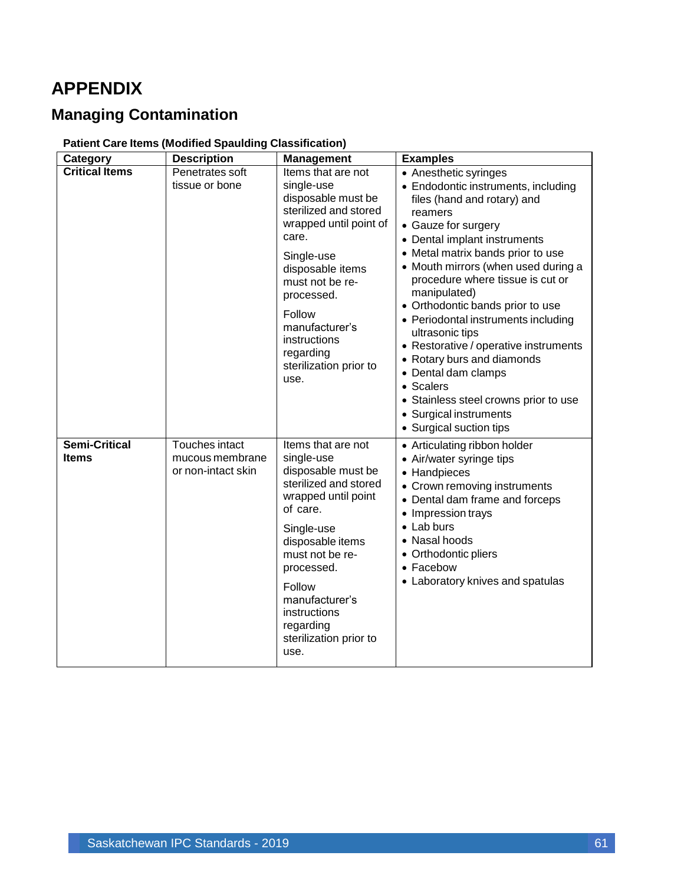# APPENDIX

## Managing Contamination

**Patient Care Items (Modified Spaulding Classification)**

| Category | Description | Management | Examples |
|---|---|---|---|
| **Critical Items** | Penetrates soft tissue or bone | Items that are not single-use disposable must be sterilized and stored wrapped until point of care.<br><br>Single-use disposable items must not be re-processed.<br><br>Follow manufacturer's instructions regarding sterilization prior to use. | • Anesthetic syringes<br>• Endodontic instruments, including files (hand and rotary) and reamers<br>• Gauze for surgery<br>• Dental implant instruments<br>• Metal matrix bands prior to use<br>• Mouth mirrors (when used during a procedure where tissue is cut or manipulated)<br>• Orthodontic bands prior to use<br>• Periodontal instruments including ultrasonic tips<br>• Restorative / operative instruments<br>• Rotary burs and diamonds<br>• Dental dam clamps<br>• Scalers<br>• Stainless steel crowns prior to use<br>• Surgical instruments<br>• Surgical suction tips |
| **Semi-Critical Items** | Touches intact mucous membrane or non-intact skin | Items that are not single-use disposable must be sterilized and stored wrapped until point of care.<br><br>Single-use disposable items must not be re-processed.<br><br>Follow manufacturer's instructions regarding sterilization prior to use. | • Articulating ribbon holder<br>• Air/water syringe tips<br>• Handpieces<br>• Crown removing instruments<br>• Dental dam frame and forceps<br>• Impression trays<br>• Lab burs<br>• Nasal hoods<br>• Orthodontic pliers<br>• Facebow<br>• Laboratory knives and spatulas |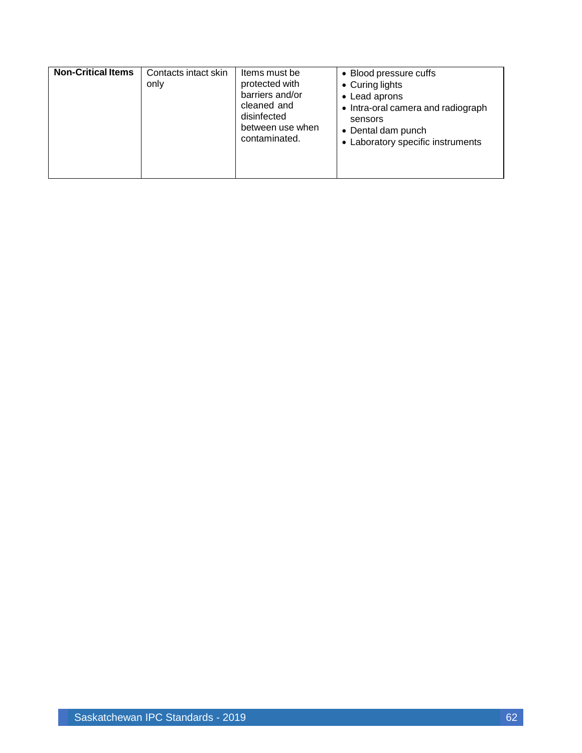| **Non-Critical Items** | Contacts intact skin only | Items must be protected with barriers and/or cleaned and disinfected between use when contaminated. | • Blood pressure cuffs<br>• Curing lights<br>• Lead aprons<br>• Intra-oral camera and radiograph sensors<br>• Dental dam punch<br>• Laboratory specific instruments |
|---|---|---|---|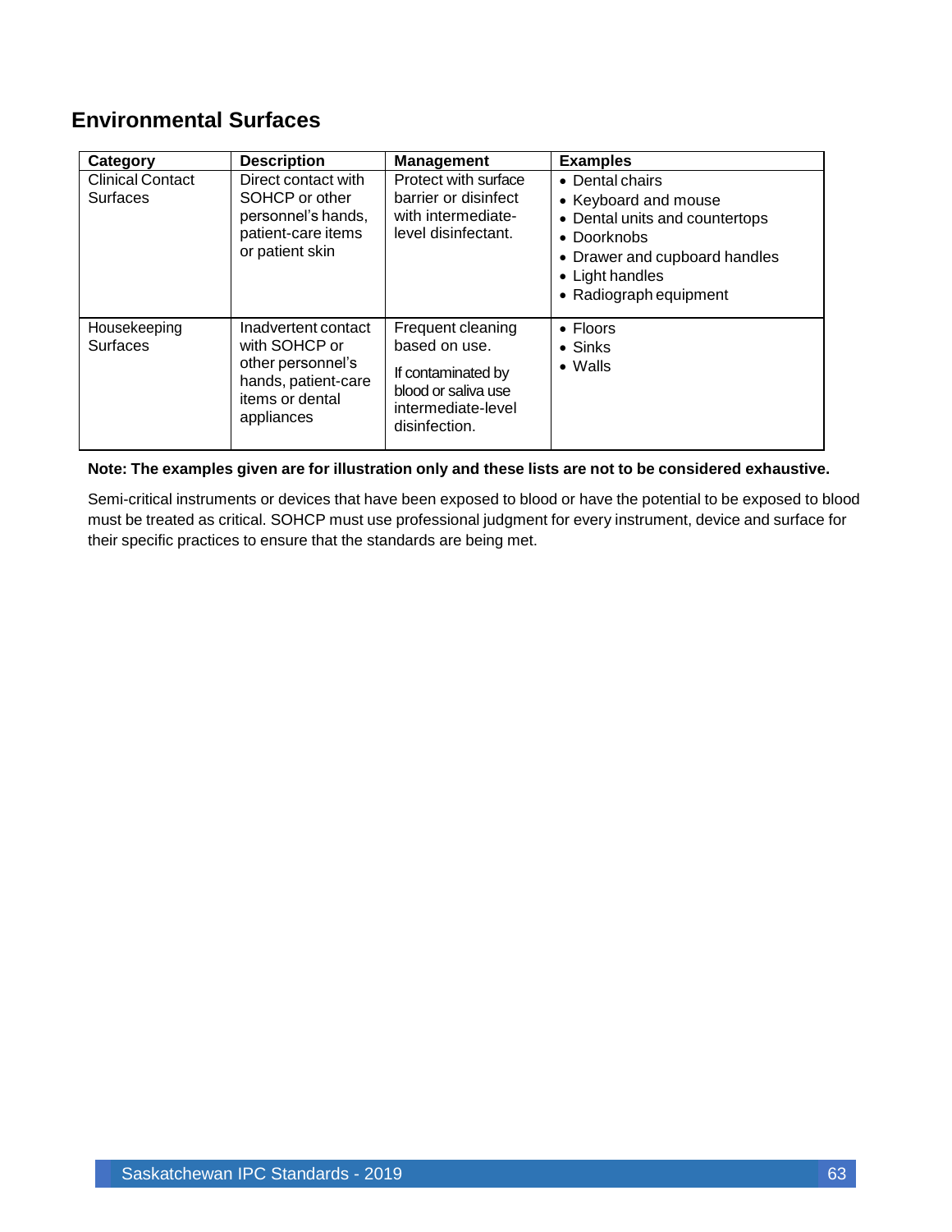## Environmental Surfaces

| Category | Description | Management | Examples |
|---|---|---|---|
| Clinical Contact Surfaces | Direct contact with SOHCP or other personnel's hands, patient-care items or patient skin | Protect with surface barrier or disinfect with intermediate-level disinfectant. | • Dental chairs<br>• Keyboard and mouse<br>• Dental units and countertops<br>• Doorknobs<br>• Drawer and cupboard handles<br>• Light handles<br>• Radiograph equipment |
| Housekeeping Surfaces | Inadvertent contact with SOHCP or other personnel's hands, patient-care items or dental appliances | Frequent cleaning based on use.<br><br>If contaminated by blood or saliva use intermediate-level disinfection. | • Floors<br>• Sinks<br>• Walls |

**Note: The examples given are for illustration only and these lists are not to be considered exhaustive.**

Semi-critical instruments or devices that have been exposed to blood or have the potential to be exposed to blood must be treated as critical. SOHCP must use professional judgment for every instrument, device and surface for their specific practices to ensure that the standards are being met.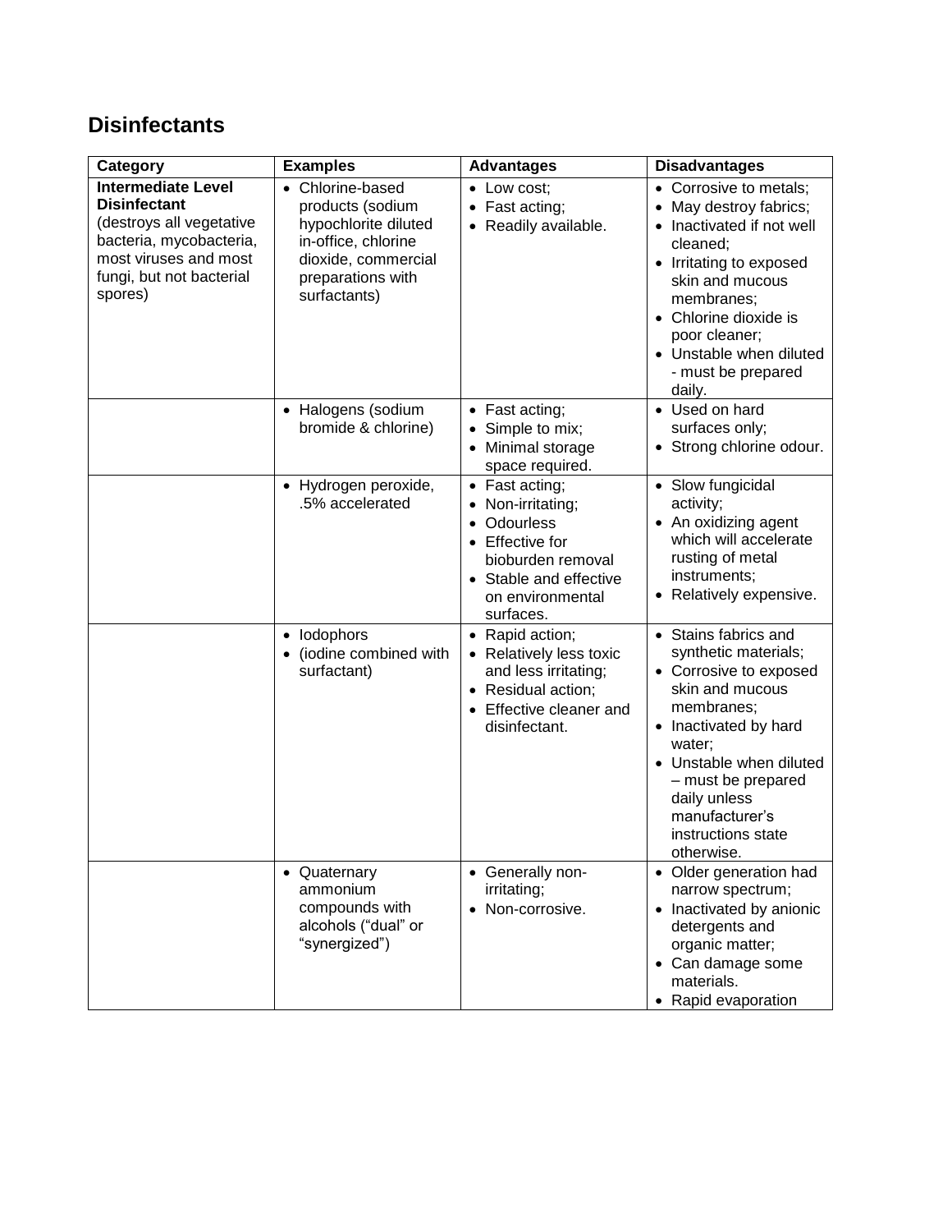## Disinfectants

| Category | Examples | Advantages | Disadvantages |
| --- | --- | --- | --- |
| **Intermediate Level Disinfectant** (destroys all vegetative bacteria, mycobacteria, most viruses and most fungi, but not bacterial spores) | • Chlorine-based products (sodium hypochlorite diluted in-office, chlorine dioxide, commercial preparations with surfactants) | • Low cost;<br>• Fast acting;<br>• Readily available. | • Corrosive to metals;<br>• May destroy fabrics;<br>• Inactivated if not well cleaned;<br>• Irritating to exposed skin and mucous membranes;<br>• Chlorine dioxide is poor cleaner;<br>• Unstable when diluted - must be prepared daily. |
| | • Halogens (sodium bromide & chlorine) | • Fast acting;<br>• Simple to mix;<br>• Minimal storage space required. | • Used on hard surfaces only;<br>• Strong chlorine odour. |
| | • Hydrogen peroxide, .5% accelerated | • Fast acting;<br>• Non-irritating;<br>• Odourless<br>• Effective for bioburden removal<br>• Stable and effective on environmental surfaces. | • Slow fungicidal activity;<br>• An oxidizing agent which will accelerate rusting of metal instruments;<br>• Relatively expensive. |
| | • Iodophors<br>• (iodine combined with surfactant) | • Rapid action;<br>• Relatively less toxic and less irritating;<br>• Residual action;<br>• Effective cleaner and disinfectant. | • Stains fabrics and synthetic materials;<br>• Corrosive to exposed skin and mucous membranes;<br>• Inactivated by hard water;<br>• Unstable when diluted – must be prepared daily unless manufacturer's instructions state otherwise. |
| | • Quaternary ammonium compounds with alcohols ("dual" or "synergized") | • Generally non-irritating;<br>• Non-corrosive. | • Older generation had narrow spectrum;<br>• Inactivated by anionic detergents and organic matter;<br>• Can damage some materials.<br>• Rapid evaporation |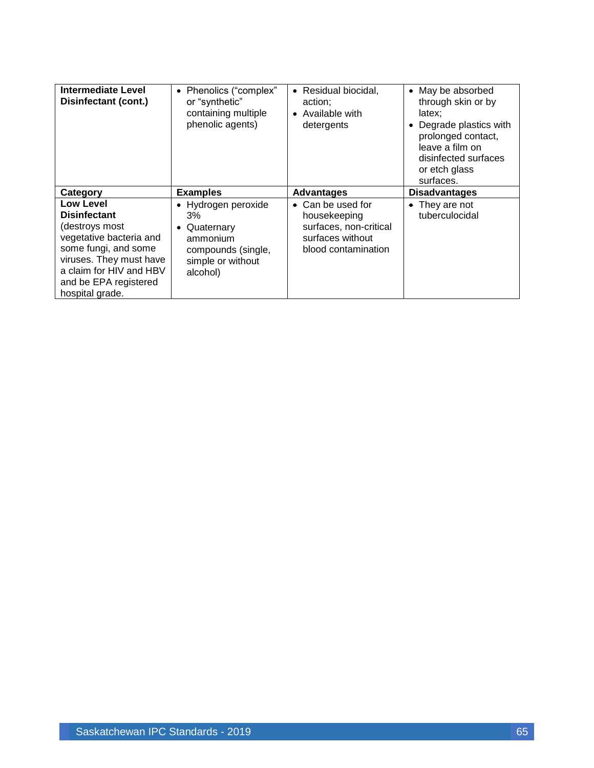| **Intermediate Level Disinfectant (cont.)** | • Phenolics (“complex” or “synthetic” containing multiple phenolic agents) | • Residual biocidal, action;<br>• Available with detergents | • May be absorbed through skin or by latex;<br>• Degrade plastics with prolonged contact, leave a film on disinfected surfaces or etch glass surfaces. |
|---|---|---|---|
| **Category** | **Examples** | **Advantages** | **Disadvantages** |
| **Low Level Disinfectant** (destroys most vegetative bacteria and some fungi, and some viruses. They must have a claim for HIV and HBV and be EPA registered hospital grade. | • Hydrogen peroxide 3%<br>• Quaternary ammonium compounds (single, simple or without alcohol) | • Can be used for housekeeping surfaces, non-critical surfaces without blood contamination | • They are not tuberculocidal |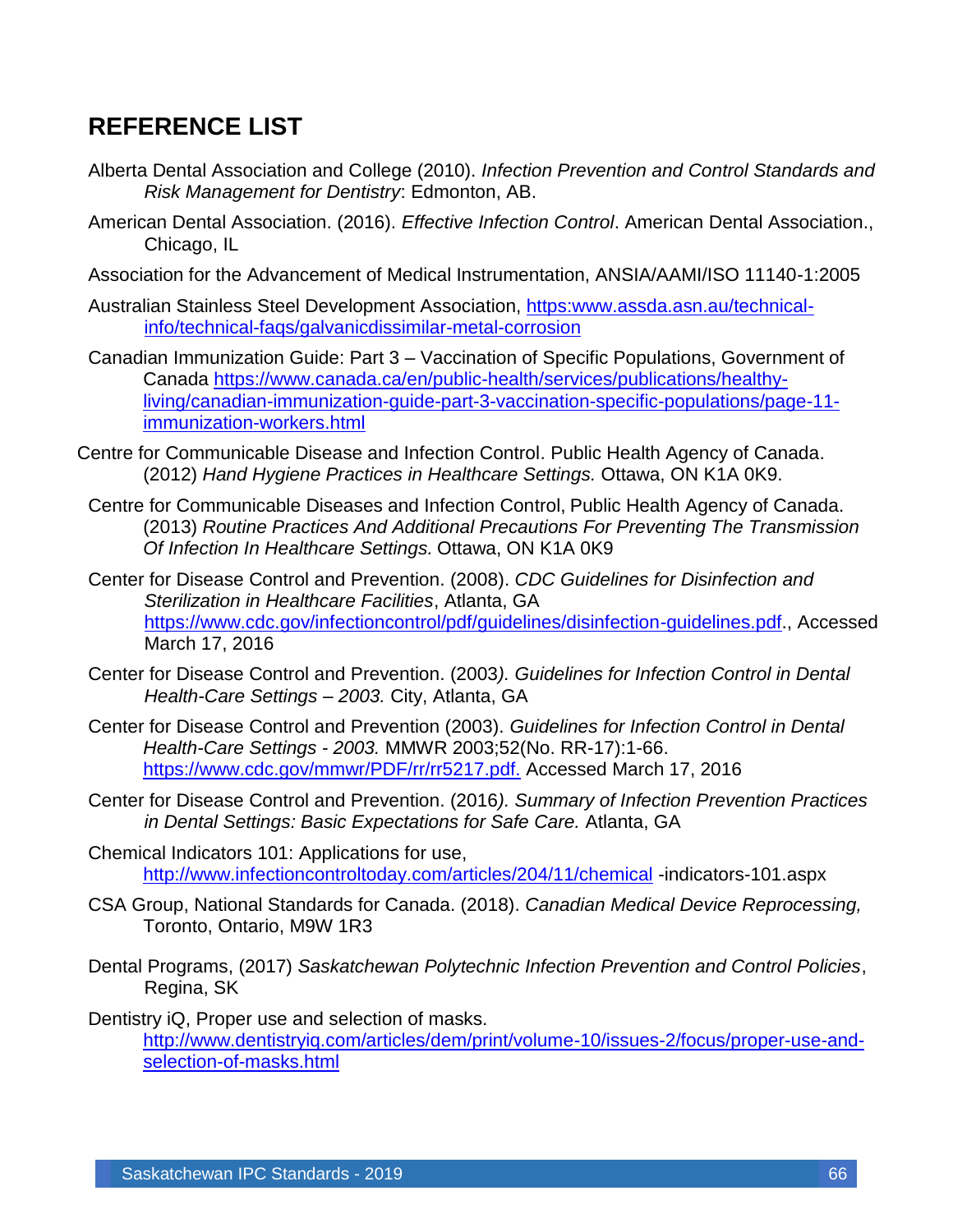# REFERENCE LIST

Alberta Dental Association and College (2010). *Infection Prevention and Control Standards and Risk Management for Dentistry*: Edmonton, AB.

American Dental Association. (2016). *Effective Infection Control*. American Dental Association., Chicago, IL

Association for the Advancement of Medical Instrumentation, ANSIA/AAMI/ISO 11140-1:2005

Australian Stainless Steel Development Association, https:www.assda.asn.au/technical-info/technical-faqs/galvanicdissimilar-metal-corrosion

Canadian Immunization Guide: Part 3 – Vaccination of Specific Populations, Government of Canada https://www.canada.ca/en/public-health/services/publications/healthy-living/canadian-immunization-guide-part-3-vaccination-specific-populations/page-11-immunization-workers.html

Centre for Communicable Disease and Infection Control. Public Health Agency of Canada. (2012) *Hand Hygiene Practices in Healthcare Settings.* Ottawa, ON K1A 0K9.

Centre for Communicable Diseases and Infection Control, Public Health Agency of Canada. (2013) *Routine Practices And Additional Precautions For Preventing The Transmission Of Infection In Healthcare Settings.* Ottawa, ON K1A 0K9

Center for Disease Control and Prevention. (2008). *CDC Guidelines for Disinfection and Sterilization in Healthcare Facilities*, Atlanta, GA https://www.cdc.gov/infectioncontrol/pdf/guidelines/disinfection-guidelines.pdf., Accessed March 17, 2016

Center for Disease Control and Prevention. (2003*). Guidelines for Infection Control in Dental Health-Care Settings – 2003.* City, Atlanta, GA

Center for Disease Control and Prevention (2003). *Guidelines for Infection Control in Dental Health-Care Settings - 2003.* MMWR 2003;52(No. RR-17):1-66. https://www.cdc.gov/mmwr/PDF/rr/rr5217.pdf. Accessed March 17, 2016

Center for Disease Control and Prevention. (2016*). Summary of Infection Prevention Practices in Dental Settings: Basic Expectations for Safe Care.* Atlanta, GA

Chemical Indicators 101: Applications for use, http://www.infectioncontroltoday.com/articles/204/11/chemical -indicators-101.aspx

CSA Group, National Standards for Canada. (2018). *Canadian Medical Device Reprocessing,* Toronto, Ontario, M9W 1R3

Dental Programs, (2017) *Saskatchewan Polytechnic Infection Prevention and Control Policies*, Regina, SK

Dentistry iQ, Proper use and selection of masks. http://www.dentistryiq.com/articles/dem/print/volume-10/issues-2/focus/proper-use-and-selection-of-masks.html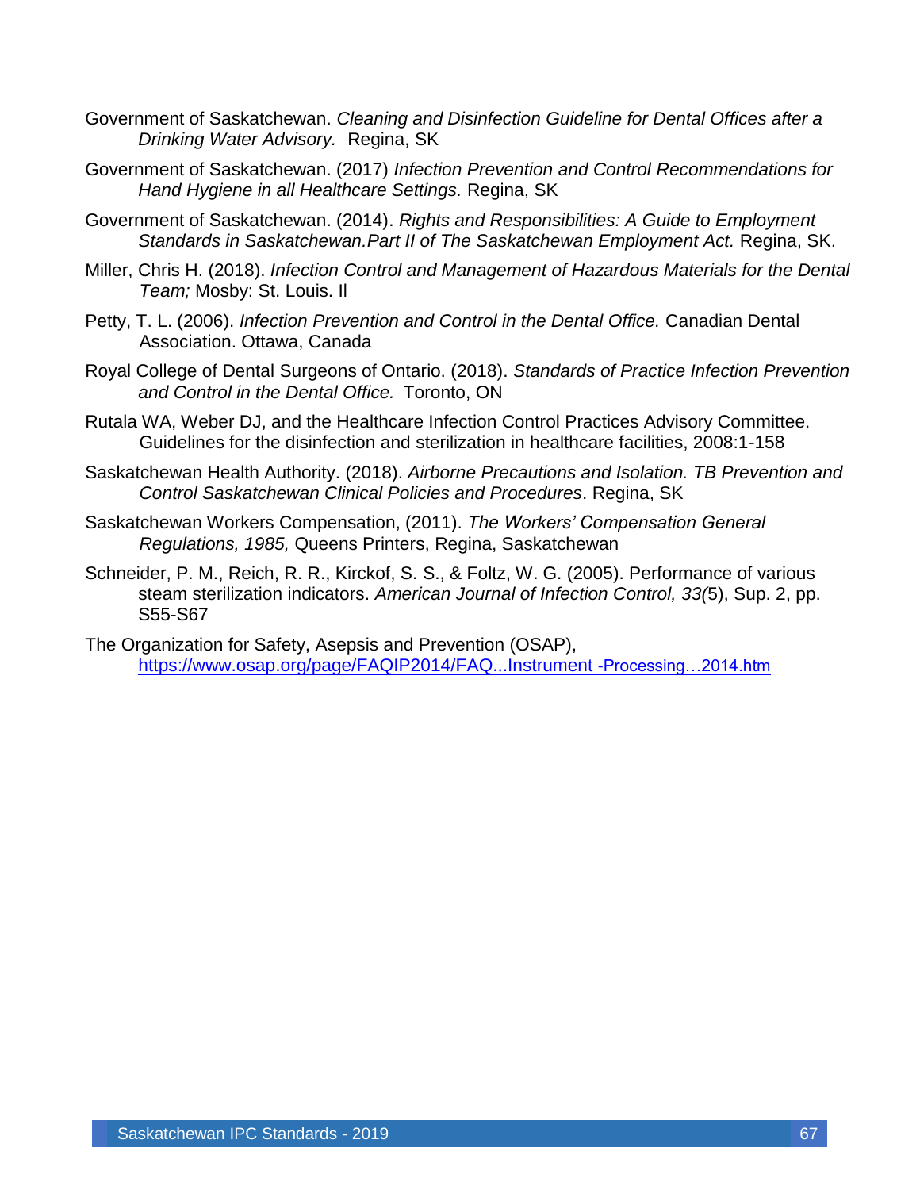Government of Saskatchewan. *Cleaning and Disinfection Guideline for Dental Offices after a Drinking Water Advisory.* Regina, SK

Government of Saskatchewan. (2017) *Infection Prevention and Control Recommendations for Hand Hygiene in all Healthcare Settings.* Regina, SK

Government of Saskatchewan. (2014). *Rights and Responsibilities: A Guide to Employment Standards in Saskatchewan.Part II of The Saskatchewan Employment Act.* Regina, SK.

Miller, Chris H. (2018). *Infection Control and Management of Hazardous Materials for the Dental Team;* Mosby: St. Louis. Il

Petty, T. L. (2006). *Infection Prevention and Control in the Dental Office.* Canadian Dental Association. Ottawa, Canada

Royal College of Dental Surgeons of Ontario. (2018). *Standards of Practice Infection Prevention and Control in the Dental Office.* Toronto, ON

Rutala WA, Weber DJ, and the Healthcare Infection Control Practices Advisory Committee. Guidelines for the disinfection and sterilization in healthcare facilities, 2008:1-158

Saskatchewan Health Authority. (2018). *Airborne Precautions and Isolation. TB Prevention and Control Saskatchewan Clinical Policies and Procedures*. Regina, SK

Saskatchewan Workers Compensation, (2011). *The Workers' Compensation General Regulations, 1985,* Queens Printers, Regina, Saskatchewan

Schneider, P. M., Reich, R. R., Kirckof, S. S., & Foltz, W. G. (2005). Performance of various steam sterilization indicators. *American Journal of Infection Control, 33(*5), Sup. 2, pp. S55-S67

The Organization for Safety, Asepsis and Prevention (OSAP), https://www.osap.org/page/FAQIP2014/FAQ...Instrument -Processing…2014.htm